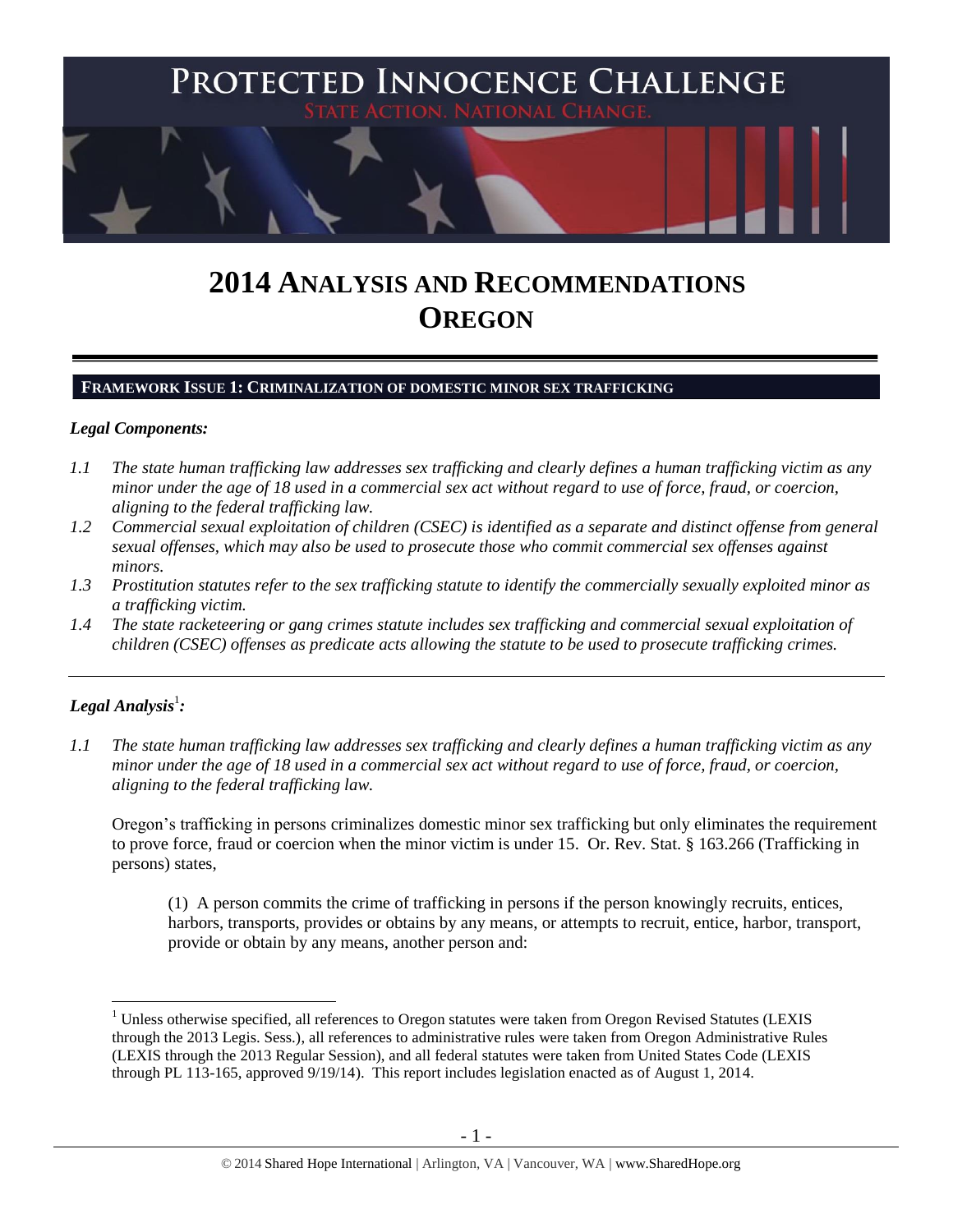# PROTECTED INNOCENCE CHALLENGE

STATE ACTION. NATIONAL CHANGE.

# 2014 ANALYSIS AND RECOMMENDATIONS OREGON

## FRAMEWORK ISSUE 1: CRIMINALIZATION OF DOMESTIC MINOR SEX TRAFFICKING

### *Legal Components:*

*1.1 The state human trafficking law addresses sex trafficking and clearly defines a human trafficking victim as any minor under the age of 18 used in a commercial sex act without regard to use of force, fraud, or coercion, aligning to the federal trafficking law.*

*1.2 Commercial sexual exploitation of children (CSEC) is identified as a separate and distinct offense from general sexual offenses, which may also be used to prosecute those who commit commercial sex offenses against minors.*

*1.3 Prostitution statutes refer to the sex trafficking statute to identify the commercially sexually exploited minor as a trafficking victim.*

*1.4 The state racketeering or gang crimes statute includes sex trafficking and commercial sexual exploitation of children (CSEC) offenses as predicate acts allowing the statute to be used to prosecute trafficking crimes.*

---

### *Legal Analysis*[1]*:*

*1.1 The state human trafficking law addresses sex trafficking and clearly defines a human trafficking victim as any minor under the age of 18 used in a commercial sex act without regard to use of force, fraud, or coercion, aligning to the federal trafficking law.*

Oregon's trafficking in persons criminalizes domestic minor sex trafficking but only eliminates the requirement to prove force, fraud or coercion when the minor victim is under 15. Or. Rev. Stat. § 163.266 (Trafficking in persons) states,

> (1) A person commits the crime of trafficking in persons if the person knowingly recruits, entices, harbors, transports, provides or obtains by any means, or attempts to recruit, entice, harbor, transport, provide or obtain by any means, another person and:

---

[1] Unless otherwise specified, all references to Oregon statutes were taken from Oregon Revised Statutes (LEXIS through the 2013 Legis. Sess.), all references to administrative rules were taken from Oregon Administrative Rules (LEXIS through the 2013 Regular Session), and all federal statutes were taken from United States Code (LEXIS through PL 113-165, approved 9/19/14). This report includes legislation enacted as of August 1, 2014.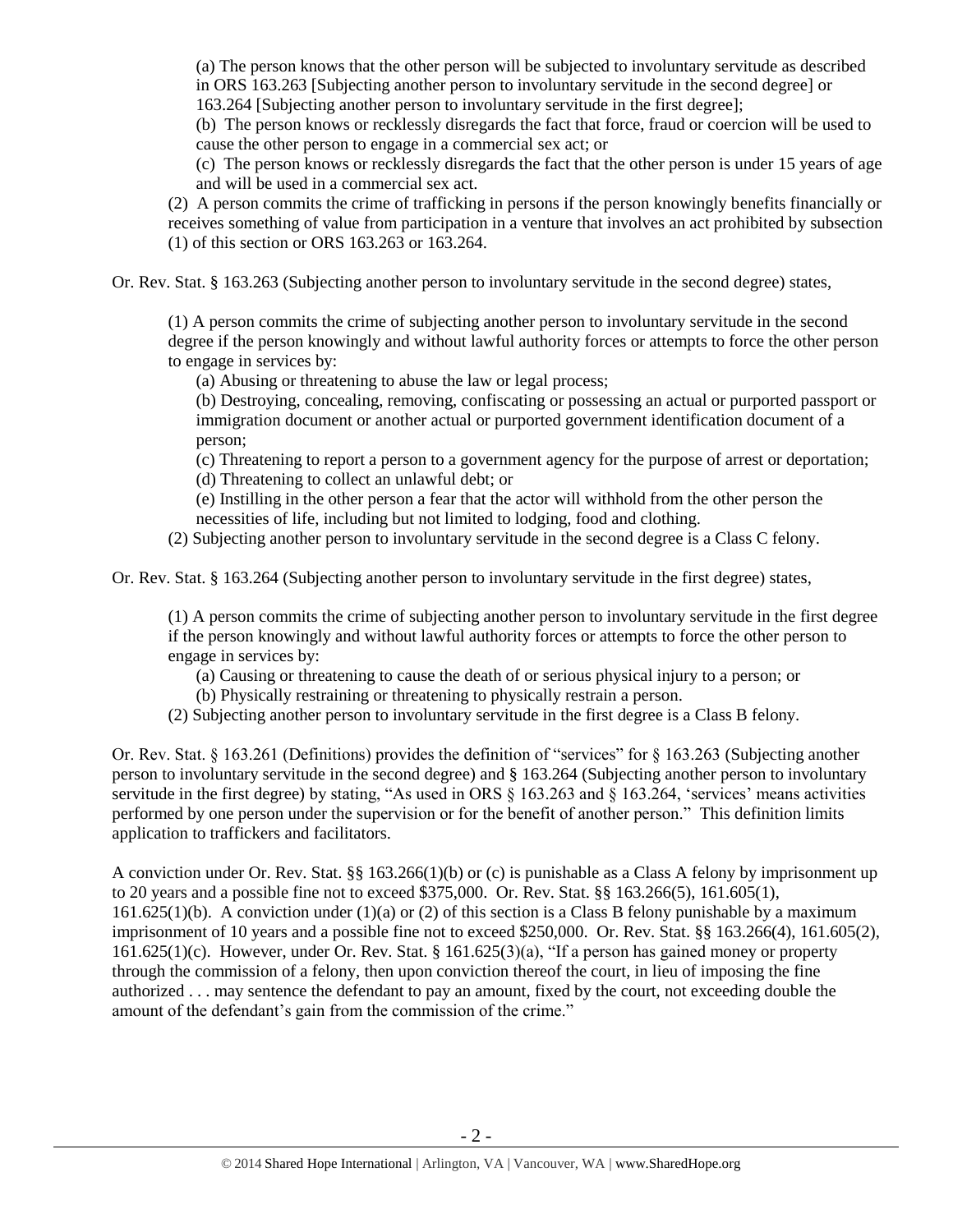(a) The person knows that the other person will be subjected to involuntary servitude as described in ORS 163.263 [Subjecting another person to involuntary servitude in the second degree] or 163.264 [Subjecting another person to involuntary servitude in the first degree];

(b) The person knows or recklessly disregards the fact that force, fraud or coercion will be used to cause the other person to engage in a commercial sex act; or

(c) The person knows or recklessly disregards the fact that the other person is under 15 years of age and will be used in a commercial sex act.

(2) A person commits the crime of trafficking in persons if the person knowingly benefits financially or receives something of value from participation in a venture that involves an act prohibited by subsection (1) of this section or ORS 163.263 or 163.264.

Or. Rev. Stat. § 163.263 (Subjecting another person to involuntary servitude in the second degree) states,

> (1) A person commits the crime of subjecting another person to involuntary servitude in the second degree if the person knowingly and without lawful authority forces or attempts to force the other person to engage in services by:
>
> (a) Abusing or threatening to abuse the law or legal process;
>
> (b) Destroying, concealing, removing, confiscating or possessing an actual or purported passport or immigration document or another actual or purported government identification document of a person;
>
> (c) Threatening to report a person to a government agency for the purpose of arrest or deportation;
>
> (d) Threatening to collect an unlawful debt; or
>
> (e) Instilling in the other person a fear that the actor will withhold from the other person the necessities of life, including but not limited to lodging, food and clothing.
>
> (2) Subjecting another person to involuntary servitude in the second degree is a Class C felony.

Or. Rev. Stat. § 163.264 (Subjecting another person to involuntary servitude in the first degree) states,

> (1) A person commits the crime of subjecting another person to involuntary servitude in the first degree if the person knowingly and without lawful authority forces or attempts to force the other person to engage in services by:
>
> (a) Causing or threatening to cause the death of or serious physical injury to a person; or
>
> (b) Physically restraining or threatening to physically restrain a person.
>
> (2) Subjecting another person to involuntary servitude in the first degree is a Class B felony.

Or. Rev. Stat. § 163.261 (Definitions) provides the definition of "services" for § 163.263 (Subjecting another person to involuntary servitude in the second degree) and § 163.264 (Subjecting another person to involuntary servitude in the first degree) by stating, "As used in ORS § 163.263 and § 163.264, 'services' means activities performed by one person under the supervision or for the benefit of another person." This definition limits application to traffickers and facilitators.

A conviction under Or. Rev. Stat. §§ 163.266(1)(b) or (c) is punishable as a Class A felony by imprisonment up to 20 years and a possible fine not to exceed $375,000. Or. Rev. Stat. §§ 163.266(5), 161.605(1), 161.625(1)(b). A conviction under (1)(a) or (2) of this section is a Class B felony punishable by a maximum imprisonment of 10 years and a possible fine not to exceed $250,000. Or. Rev. Stat. §§ 163.266(4), 161.605(2), 161.625(1)(c). However, under Or. Rev. Stat. § 161.625(3)(a), "If a person has gained money or property through the commission of a felony, then upon conviction thereof the court, in lieu of imposing the fine authorized . . . may sentence the defendant to pay an amount, fixed by the court, not exceeding double the amount of the defendant's gain from the commission of the crime."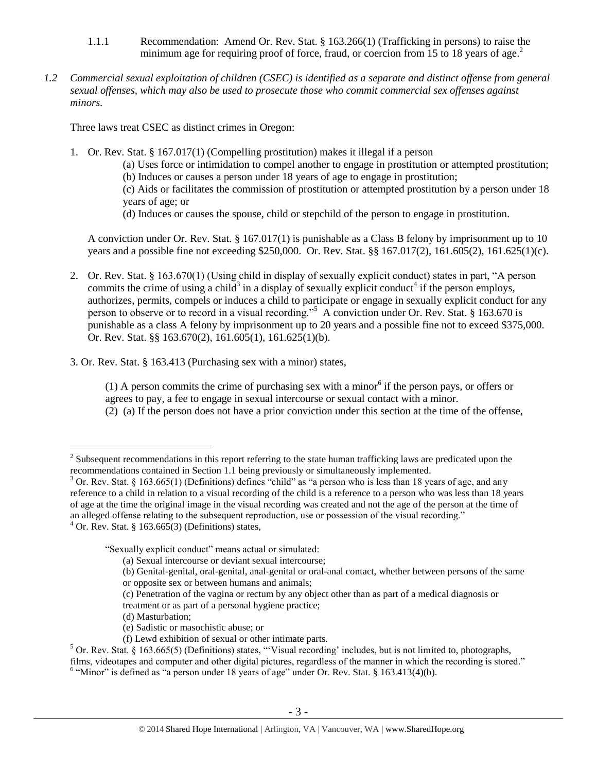1.1.1 Recommendation: Amend Or. Rev. Stat. § 163.266(1) (Trafficking in persons) to raise the minimum age for requiring proof of force, fraud, or coercion from 15 to 18 years of age.[2]

*1.2 Commercial sexual exploitation of children (CSEC) is identified as a separate and distinct offense from general sexual offenses, which may also be used to prosecute those who commit commercial sex offenses against minors.*

Three laws treat CSEC as distinct crimes in Oregon:

1. Or. Rev. Stat. § 167.017(1) (Compelling prostitution) makes it illegal if a person

   (a) Uses force or intimidation to compel another to engage in prostitution or attempted prostitution;
   (b) Induces or causes a person under 18 years of age to engage in prostitution;
   (c) Aids or facilitates the commission of prostitution or attempted prostitution by a person under 18 years of age; or
   (d) Induces or causes the spouse, child or stepchild of the person to engage in prostitution.

   A conviction under Or. Rev. Stat. § 167.017(1) is punishable as a Class B felony by imprisonment up to 10 years and a possible fine not exceeding $250,000. Or. Rev. Stat. §§ 167.017(2), 161.605(2), 161.625(1)(c).

2. Or. Rev. Stat. § 163.670(1) (Using child in display of sexually explicit conduct) states in part, "A person commits the crime of using a child[3] in a display of sexually explicit conduct[4] if the person employs, authorizes, permits, compels or induces a child to participate or engage in sexually explicit conduct for any person to observe or to record in a visual recording."[5] A conviction under Or. Rev. Stat. § 163.670 is punishable as a class A felony by imprisonment up to 20 years and a possible fine not to exceed $375,000. Or. Rev. Stat. §§ 163.670(2), 161.605(1), 161.625(1)(b).

3. Or. Rev. Stat. § 163.413 (Purchasing sex with a minor) states,

   (1) A person commits the crime of purchasing sex with a minor[6] if the person pays, or offers or agrees to pay, a fee to engage in sexual intercourse or sexual contact with a minor.
   (2) (a) If the person does not have a prior conviction under this section at the time of the offense,

---

[2] Subsequent recommendations in this report referring to the state human trafficking laws are predicated upon the recommendations contained in Section 1.1 being previously or simultaneously implemented.

[3] Or. Rev. Stat. § 163.665(1) (Definitions) defines "child" as "a person who is less than 18 years of age, and any reference to a child in relation to a visual recording of the child is a reference to a person who was less than 18 years of age at the time the original image in the visual recording was created and not the age of the person at the time of an alleged offense relating to the subsequent reproduction, use or possession of the visual recording."

[4] Or. Rev. Stat. § 163.665(3) (Definitions) states,

> "Sexually explicit conduct" means actual or simulated:
> (a) Sexual intercourse or deviant sexual intercourse;
> (b) Genital-genital, oral-genital, anal-genital or oral-anal contact, whether between persons of the same or opposite sex or between humans and animals;
> (c) Penetration of the vagina or rectum by any object other than as part of a medical diagnosis or treatment or as part of a personal hygiene practice;
> (d) Masturbation;
> (e) Sadistic or masochistic abuse; or
> (f) Lewd exhibition of sexual or other intimate parts.

[5] Or. Rev. Stat. § 163.665(5) (Definitions) states, "'Visual recording' includes, but is not limited to, photographs, films, videotapes and computer and other digital pictures, regardless of the manner in which the recording is stored."

[6] "Minor" is defined as "a person under 18 years of age" under Or. Rev. Stat. § 163.413(4)(b).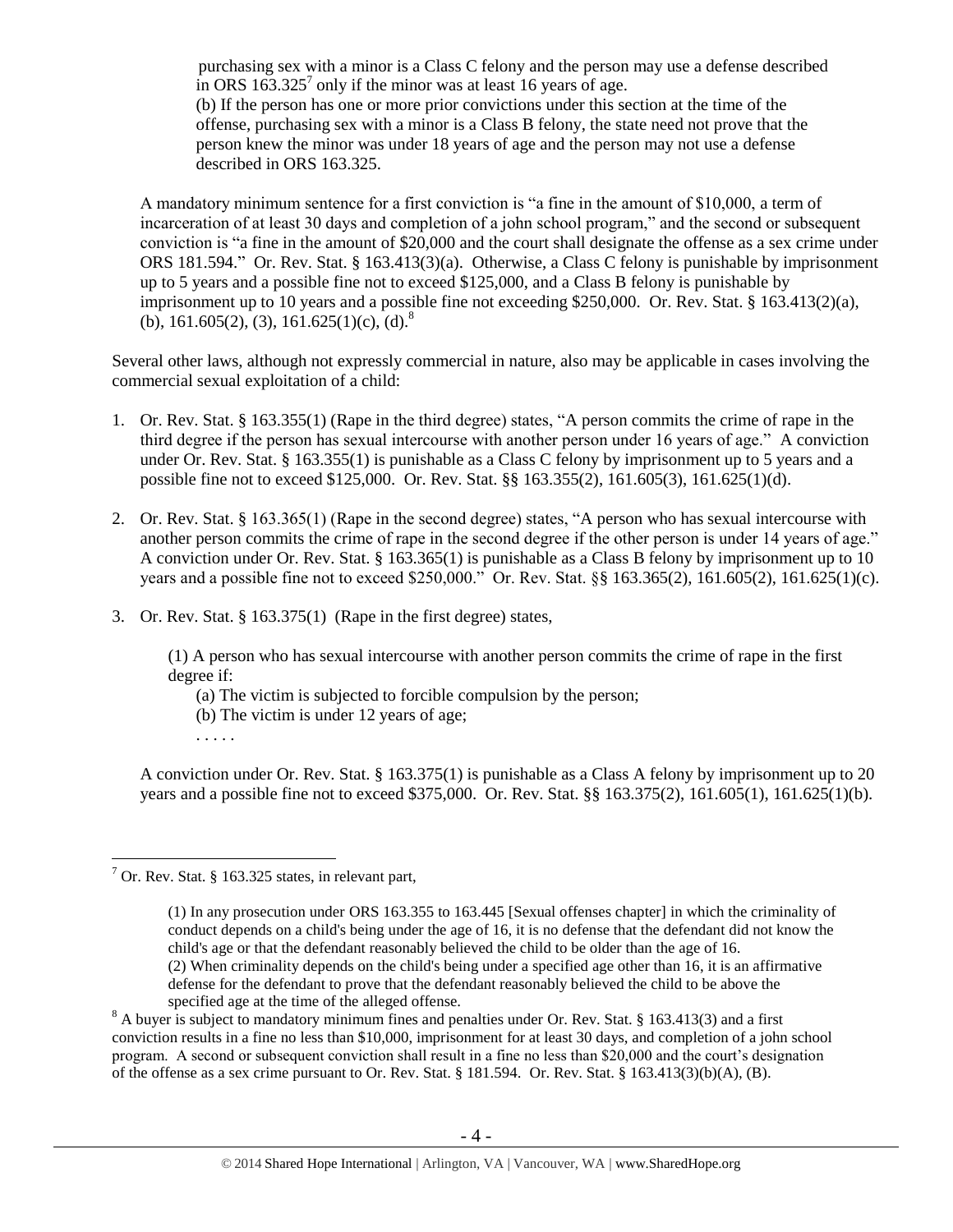purchasing sex with a minor is a Class C felony and the person may use a defense described in ORS 163.325[7] only if the minor was at least 16 years of age.
> (b) If the person has one or more prior convictions under this section at the time of the offense, purchasing sex with a minor is a Class B felony, the state need not prove that the person knew the minor was under 18 years of age and the person may not use a defense described in ORS 163.325.

A mandatory minimum sentence for a first conviction is "a fine in the amount of $10,000, a term of incarceration of at least 30 days and completion of a john school program," and the second or subsequent conviction is "a fine in the amount of $20,000 and the court shall designate the offense as a sex crime under ORS 181.594." Or. Rev. Stat. § 163.413(3)(a). Otherwise, a Class C felony is punishable by imprisonment up to 5 years and a possible fine not to exceed $125,000, and a Class B felony is punishable by imprisonment up to 10 years and a possible fine not exceeding $250,000. Or. Rev. Stat. § 163.413(2)(a), (b), 161.605(2), (3), 161.625(1)(c), (d).[8]

Several other laws, although not expressly commercial in nature, also may be applicable in cases involving the commercial sexual exploitation of a child:

1. Or. Rev. Stat. § 163.355(1) (Rape in the third degree) states, "A person commits the crime of rape in the third degree if the person has sexual intercourse with another person under 16 years of age." A conviction under Or. Rev. Stat. § 163.355(1) is punishable as a Class C felony by imprisonment up to 5 years and a possible fine not to exceed $125,000. Or. Rev. Stat. §§ 163.355(2), 161.605(3), 161.625(1)(d).

2. Or. Rev. Stat. § 163.365(1) (Rape in the second degree) states, "A person who has sexual intercourse with another person commits the crime of rape in the second degree if the other person is under 14 years of age." A conviction under Or. Rev. Stat. § 163.365(1) is punishable as a Class B felony by imprisonment up to 10 years and a possible fine not to exceed $250,000." Or. Rev. Stat. §§ 163.365(2), 161.605(2), 161.625(1)(c).

3. Or. Rev. Stat. § 163.375(1) (Rape in the first degree) states,

   > (1) A person who has sexual intercourse with another person commits the crime of rape in the first degree if:
   > (a) The victim is subjected to forcible compulsion by the person;
   > (b) The victim is under 12 years of age;
   > . . . . .

   A conviction under Or. Rev. Stat. § 163.375(1) is punishable as a Class A felony by imprisonment up to 20 years and a possible fine not to exceed $375,000. Or. Rev. Stat. §§ 163.375(2), 161.605(1), 161.625(1)(b).

---

[7] Or. Rev. Stat. § 163.325 states, in relevant part,

> (1) In any prosecution under ORS 163.355 to 163.445 [Sexual offenses chapter] in which the criminality of conduct depends on a child's being under the age of 16, it is no defense that the defendant did not know the child's age or that the defendant reasonably believed the child to be older than the age of 16.
> (2) When criminality depends on the child's being under a specified age other than 16, it is an affirmative defense for the defendant to prove that the defendant reasonably believed the child to be above the specified age at the time of the alleged offense.

[8] A buyer is subject to mandatory minimum fines and penalties under Or. Rev. Stat. § 163.413(3) and a first conviction results in a fine no less than $10,000, imprisonment for at least 30 days, and completion of a john school program. A second or subsequent conviction shall result in a fine no less than $20,000 and the court's designation of the offense as a sex crime pursuant to Or. Rev. Stat. § 181.594. Or. Rev. Stat. § 163.413(3)(b)(A), (B).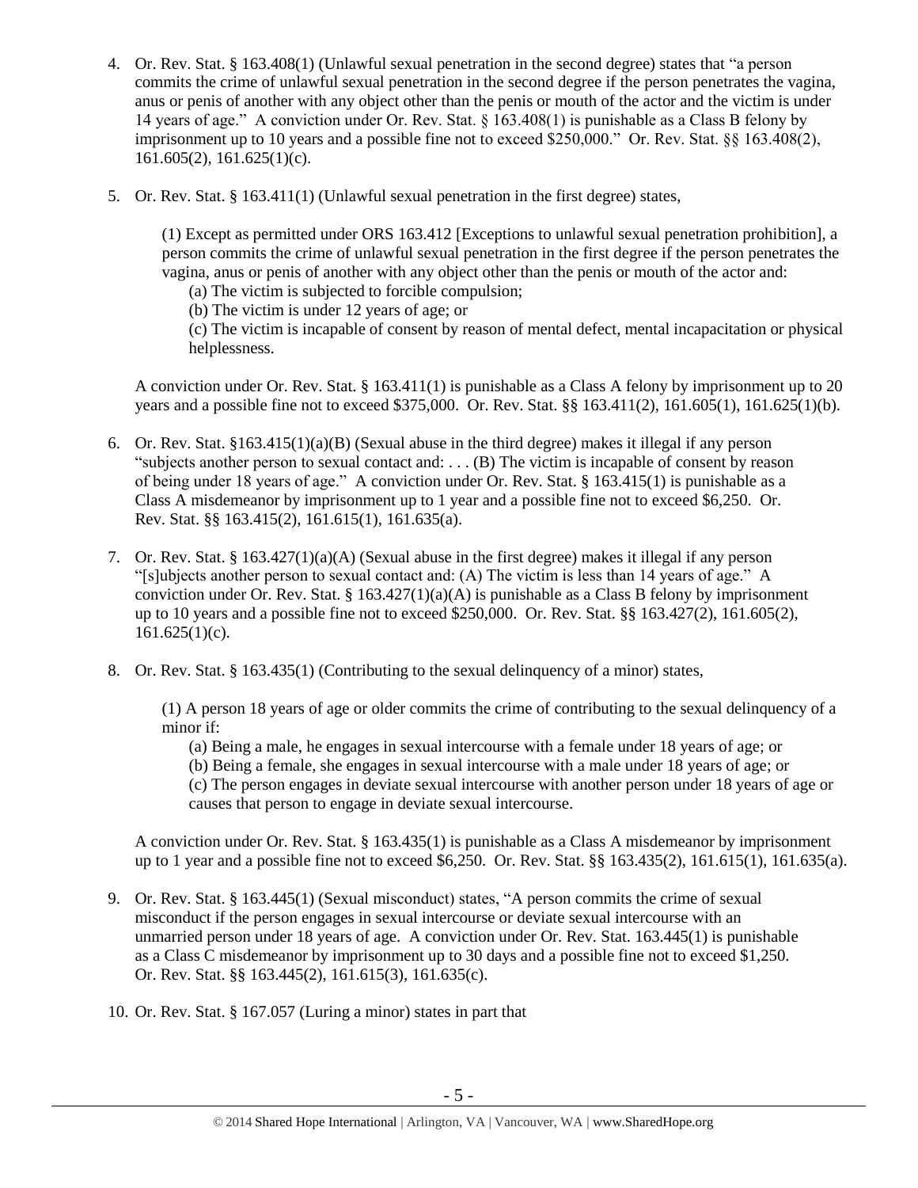4. Or. Rev. Stat. § 163.408(1) (Unlawful sexual penetration in the second degree) states that "a person commits the crime of unlawful sexual penetration in the second degree if the person penetrates the vagina, anus or penis of another with any object other than the penis or mouth of the actor and the victim is under 14 years of age." A conviction under Or. Rev. Stat. § 163.408(1) is punishable as a Class B felony by imprisonment up to 10 years and a possible fine not to exceed $250,000." Or. Rev. Stat. §§ 163.408(2), 161.605(2), 161.625(1)(c).

5. Or. Rev. Stat. § 163.411(1) (Unlawful sexual penetration in the first degree) states,

   > (1) Except as permitted under ORS 163.412 [Exceptions to unlawful sexual penetration prohibition], a person commits the crime of unlawful sexual penetration in the first degree if the person penetrates the vagina, anus or penis of another with any object other than the penis or mouth of the actor and:
   > 
   > (a) The victim is subjected to forcible compulsion;
   > 
   > (b) The victim is under 12 years of age; or
   > 
   > (c) The victim is incapable of consent by reason of mental defect, mental incapacitation or physical helplessness.

   A conviction under Or. Rev. Stat. § 163.411(1) is punishable as a Class A felony by imprisonment up to 20 years and a possible fine not to exceed $375,000. Or. Rev. Stat. §§ 163.411(2), 161.605(1), 161.625(1)(b).

6. Or. Rev. Stat. §163.415(1)(a)(B) (Sexual abuse in the third degree) makes it illegal if any person "subjects another person to sexual contact and: . . . (B) The victim is incapable of consent by reason of being under 18 years of age." A conviction under Or. Rev. Stat. § 163.415(1) is punishable as a Class A misdemeanor by imprisonment up to 1 year and a possible fine not to exceed $6,250. Or. Rev. Stat. §§ 163.415(2), 161.615(1), 161.635(a).

7. Or. Rev. Stat. § 163.427(1)(a)(A) (Sexual abuse in the first degree) makes it illegal if any person "[s]ubjects another person to sexual contact and: (A) The victim is less than 14 years of age." A conviction under Or. Rev. Stat. § 163.427(1)(a)(A) is punishable as a Class B felony by imprisonment up to 10 years and a possible fine not to exceed $250,000. Or. Rev. Stat. §§ 163.427(2), 161.605(2), 161.625(1)(c).

8. Or. Rev. Stat. § 163.435(1) (Contributing to the sexual delinquency of a minor) states,

   > (1) A person 18 years of age or older commits the crime of contributing to the sexual delinquency of a minor if:
   > 
   > (a) Being a male, he engages in sexual intercourse with a female under 18 years of age; or
   > 
   > (b) Being a female, she engages in sexual intercourse with a male under 18 years of age; or
   > 
   > (c) The person engages in deviate sexual intercourse with another person under 18 years of age or causes that person to engage in deviate sexual intercourse.

   A conviction under Or. Rev. Stat. § 163.435(1) is punishable as a Class A misdemeanor by imprisonment up to 1 year and a possible fine not to exceed $6,250. Or. Rev. Stat. §§ 163.435(2), 161.615(1), 161.635(a).

9. Or. Rev. Stat. § 163.445(1) (Sexual misconduct) states, "A person commits the crime of sexual misconduct if the person engages in sexual intercourse or deviate sexual intercourse with an unmarried person under 18 years of age. A conviction under Or. Rev. Stat. 163.445(1) is punishable as a Class C misdemeanor by imprisonment up to 30 days and a possible fine not to exceed $1,250. Or. Rev. Stat. §§ 163.445(2), 161.615(3), 161.635(c).

10. Or. Rev. Stat. § 167.057 (Luring a minor) states in part that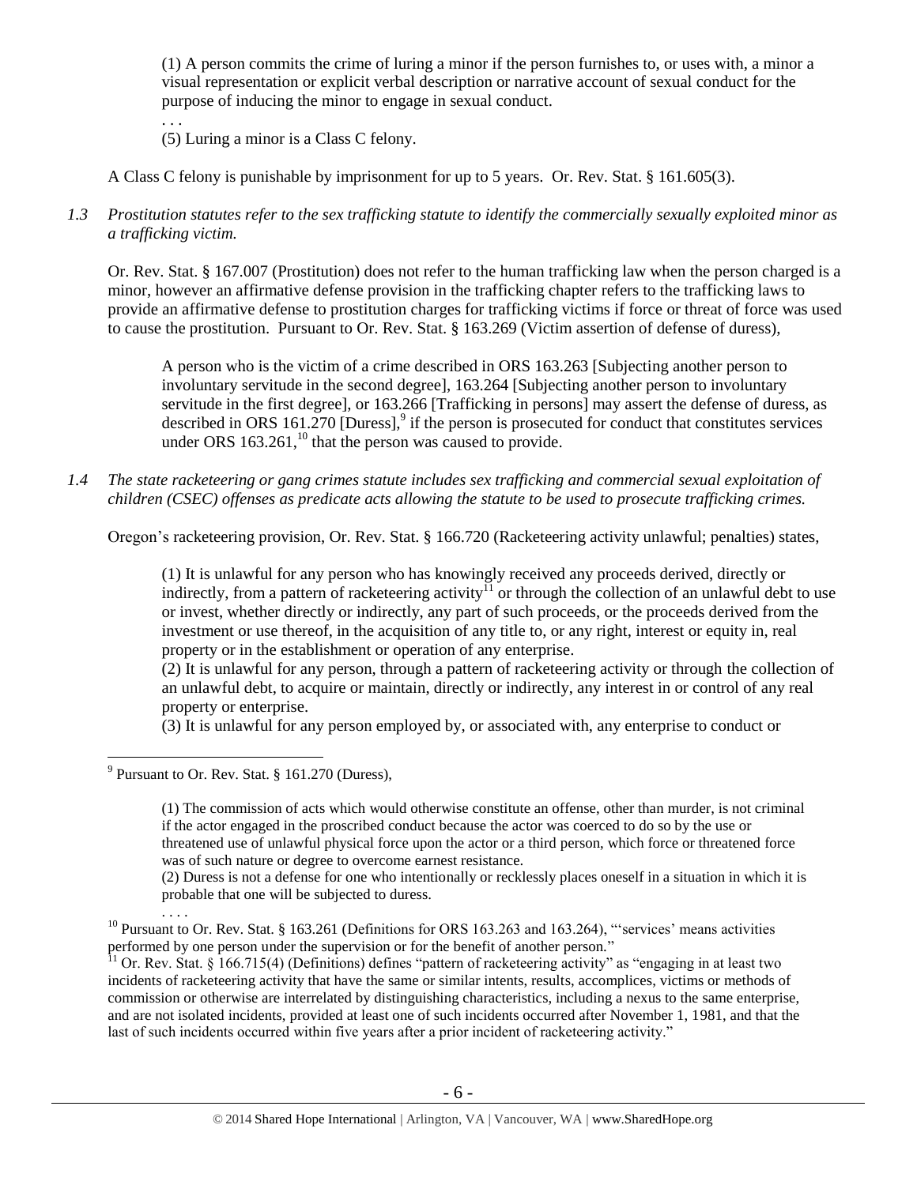> (1) A person commits the crime of luring a minor if the person furnishes to, or uses with, a minor a visual representation or explicit verbal description or narrative account of sexual conduct for the purpose of inducing the minor to engage in sexual conduct.
>
> . . .
>
> (5) Luring a minor is a Class C felony.

A Class C felony is punishable by imprisonment for up to 5 years. Or. Rev. Stat. § 161.605(3).

*1.3 Prostitution statutes refer to the sex trafficking statute to identify the commercially sexually exploited minor as a trafficking victim.*

Or. Rev. Stat. § 167.007 (Prostitution) does not refer to the human trafficking law when the person charged is a minor, however an affirmative defense provision in the trafficking chapter refers to the trafficking laws to provide an affirmative defense to prostitution charges for trafficking victims if force or threat of force was used to cause the prostitution. Pursuant to Or. Rev. Stat. § 163.269 (Victim assertion of defense of duress),

> A person who is the victim of a crime described in ORS 163.263 [Subjecting another person to involuntary servitude in the second degree], 163.264 [Subjecting another person to involuntary servitude in the first degree], or 163.266 [Trafficking in persons] may assert the defense of duress, as described in ORS 161.270 [Duress],[9] if the person is prosecuted for conduct that constitutes services under ORS 163.261,[10] that the person was caused to provide.

*1.4 The state racketeering or gang crimes statute includes sex trafficking and commercial sexual exploitation of children (CSEC) offenses as predicate acts allowing the statute to be used to prosecute trafficking crimes.*

Oregon's racketeering provision, Or. Rev. Stat. § 166.720 (Racketeering activity unlawful; penalties) states,

> (1) It is unlawful for any person who has knowingly received any proceeds derived, directly or indirectly, from a pattern of racketeering activity[11] or through the collection of an unlawful debt to use or invest, whether directly or indirectly, any part of such proceeds, or the proceeds derived from the investment or use thereof, in the acquisition of any title to, or any right, interest or equity in, real property or in the establishment or operation of any enterprise.
>
> (2) It is unlawful for any person, through a pattern of racketeering activity or through the collection of an unlawful debt, to acquire or maintain, directly or indirectly, any interest in or control of any real property or enterprise.
>
> (3) It is unlawful for any person employed by, or associated with, any enterprise to conduct or

---

[9] Pursuant to Or. Rev. Stat. § 161.270 (Duress),

> (1) The commission of acts which would otherwise constitute an offense, other than murder, is not criminal if the actor engaged in the proscribed conduct because the actor was coerced to do so by the use or threatened use of unlawful physical force upon the actor or a third person, which force or threatened force was of such nature or degree to overcome earnest resistance.
>
> (2) Duress is not a defense for one who intentionally or recklessly places oneself in a situation in which it is probable that one will be subjected to duress.
>
> . . . .

[10] Pursuant to Or. Rev. Stat. § 163.261 (Definitions for ORS 163.263 and 163.264), "'services' means activities performed by one person under the supervision or for the benefit of another person."

[11] Or. Rev. Stat. § 166.715(4) (Definitions) defines "pattern of racketeering activity" as "engaging in at least two incidents of racketeering activity that have the same or similar intents, results, accomplices, victims or methods of commission or otherwise are interrelated by distinguishing characteristics, including a nexus to the same enterprise, and are not isolated incidents, provided at least one of such incidents occurred after November 1, 1981, and that the last of such incidents occurred within five years after a prior incident of racketeering activity."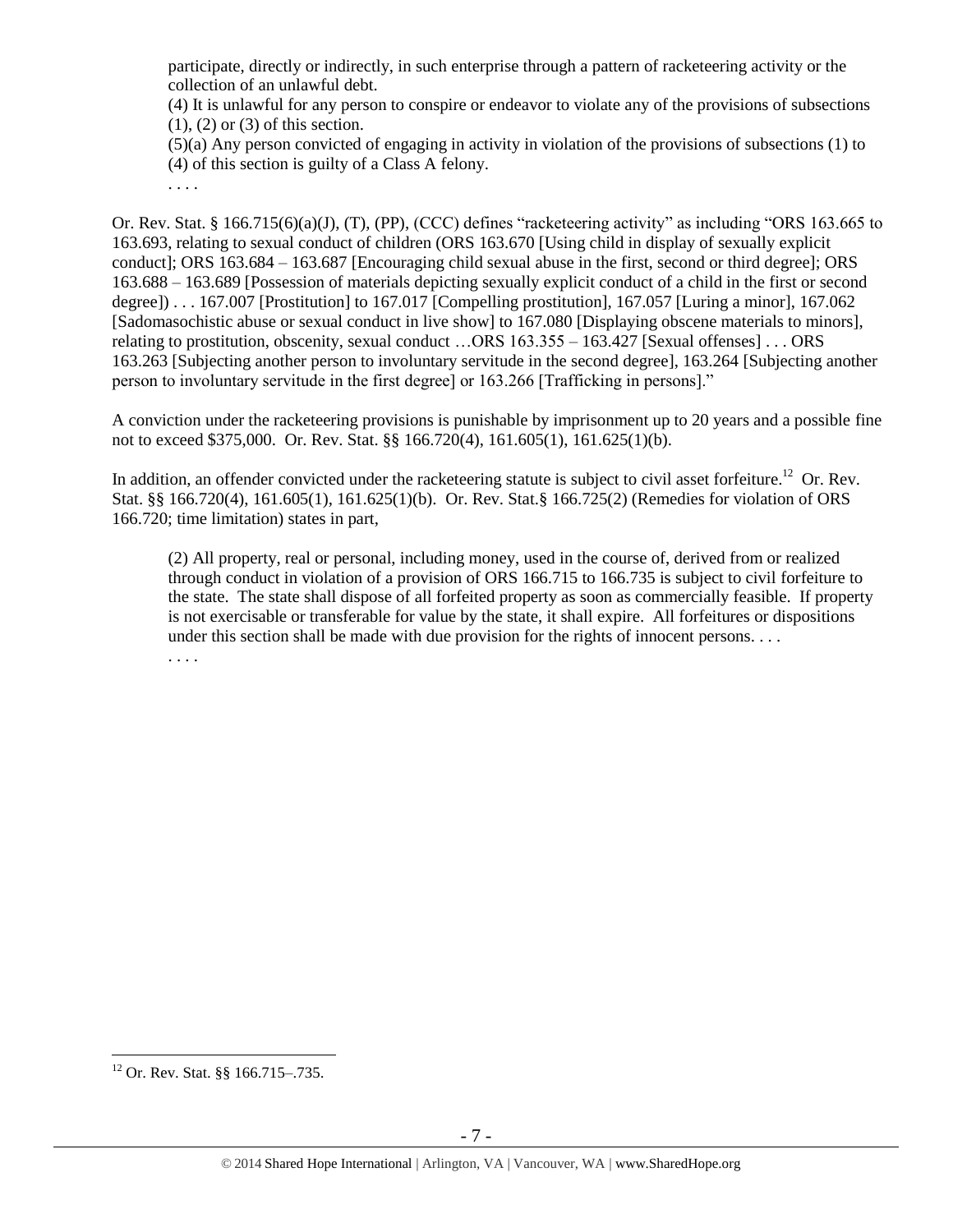> participate, directly or indirectly, in such enterprise through a pattern of racketeering activity or the collection of an unlawful debt.
> (4) It is unlawful for any person to conspire or endeavor to violate any of the provisions of subsections (1), (2) or (3) of this section.
> (5)(a) Any person convicted of engaging in activity in violation of the provisions of subsections (1) to (4) of this section is guilty of a Class A felony.
> . . . .

Or. Rev. Stat. § 166.715(6)(a)(J), (T), (PP), (CCC) defines "racketeering activity" as including "ORS 163.665 to 163.693, relating to sexual conduct of children (ORS 163.670 [Using child in display of sexually explicit conduct]; ORS 163.684 – 163.687 [Encouraging child sexual abuse in the first, second or third degree]; ORS 163.688 – 163.689 [Possession of materials depicting sexually explicit conduct of a child in the first or second degree]) . . . 167.007 [Prostitution] to 167.017 [Compelling prostitution], 167.057 [Luring a minor], 167.062 [Sadomasochistic abuse or sexual conduct in live show] to 167.080 [Displaying obscene materials to minors], relating to prostitution, obscenity, sexual conduct …ORS 163.355 – 163.427 [Sexual offenses] . . . ORS 163.263 [Subjecting another person to involuntary servitude in the second degree], 163.264 [Subjecting another person to involuntary servitude in the first degree] or 163.266 [Trafficking in persons]."

A conviction under the racketeering provisions is punishable by imprisonment up to 20 years and a possible fine not to exceed $375,000. Or. Rev. Stat. §§ 166.720(4), 161.605(1), 161.625(1)(b).

In addition, an offender convicted under the racketeering statute is subject to civil asset forfeiture.[12] Or. Rev. Stat. §§ 166.720(4), 161.605(1), 161.625(1)(b). Or. Rev. Stat.§ 166.725(2) (Remedies for violation of ORS 166.720; time limitation) states in part,

> (2) All property, real or personal, including money, used in the course of, derived from or realized through conduct in violation of a provision of ORS 166.715 to 166.735 is subject to civil forfeiture to the state. The state shall dispose of all forfeited property as soon as commercially feasible. If property is not exercisable or transferable for value by the state, it shall expire. All forfeitures or dispositions under this section shall be made with due provision for the rights of innocent persons. . . .
> . . . .

[12] Or. Rev. Stat. §§ 166.715–.735.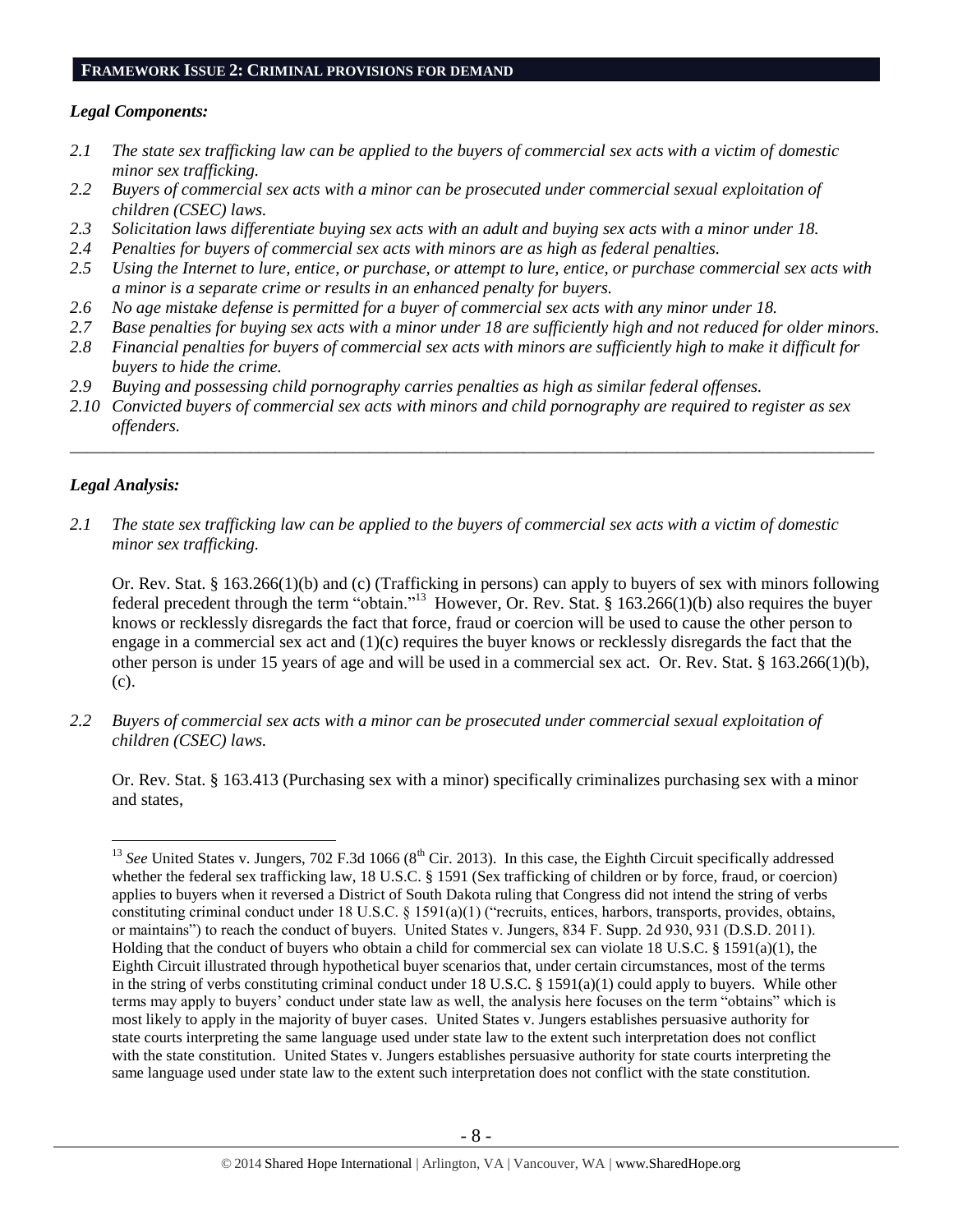## FRAMEWORK ISSUE 2: CRIMINAL PROVISIONS FOR DEMAND

### *Legal Components:*

*2.1 The state sex trafficking law can be applied to the buyers of commercial sex acts with a victim of domestic minor sex trafficking.*
*2.2 Buyers of commercial sex acts with a minor can be prosecuted under commercial sexual exploitation of children (CSEC) laws.*
*2.3 Solicitation laws differentiate buying sex acts with an adult and buying sex acts with a minor under 18.*
*2.4 Penalties for buyers of commercial sex acts with minors are as high as federal penalties.*
*2.5 Using the Internet to lure, entice, or purchase, or attempt to lure, entice, or purchase commercial sex acts with a minor is a separate crime or results in an enhanced penalty for buyers.*
*2.6 No age mistake defense is permitted for a buyer of commercial sex acts with any minor under 18.*
*2.7 Base penalties for buying sex acts with a minor under 18 are sufficiently high and not reduced for older minors.*
*2.8 Financial penalties for buyers of commercial sex acts with minors are sufficiently high to make it difficult for buyers to hide the crime.*
*2.9 Buying and possessing child pornography carries penalties as high as similar federal offenses.*
*2.10 Convicted buyers of commercial sex acts with minors and child pornography are required to register as sex offenders.*

---

### *Legal Analysis:*

*2.1 The state sex trafficking law can be applied to the buyers of commercial sex acts with a victim of domestic minor sex trafficking.*

Or. Rev. Stat. § 163.266(1)(b) and (c) (Trafficking in persons) can apply to buyers of sex with minors following federal precedent through the term "obtain."[13] However, Or. Rev. Stat. § 163.266(1)(b) also requires the buyer knows or recklessly disregards the fact that force, fraud or coercion will be used to cause the other person to engage in a commercial sex act and (1)(c) requires the buyer knows or recklessly disregards the fact that the other person is under 15 years of age and will be used in a commercial sex act. Or. Rev. Stat. § 163.266(1)(b), (c).

*2.2 Buyers of commercial sex acts with a minor can be prosecuted under commercial sexual exploitation of children (CSEC) laws.*

Or. Rev. Stat. § 163.413 (Purchasing sex with a minor) specifically criminalizes purchasing sex with a minor and states,

---

[13] *See* United States v. Jungers, 702 F.3d 1066 (8th Cir. 2013). In this case, the Eighth Circuit specifically addressed whether the federal sex trafficking law, 18 U.S.C. § 1591 (Sex trafficking of children or by force, fraud, or coercion) applies to buyers when it reversed a District of South Dakota ruling that Congress did not intend the string of verbs constituting criminal conduct under 18 U.S.C. § 1591(a)(1) ("recruits, entices, harbors, transports, provides, obtains, or maintains") to reach the conduct of buyers. United States v. Jungers, 834 F. Supp. 2d 930, 931 (D.S.D. 2011). Holding that the conduct of buyers who obtain a child for commercial sex can violate 18 U.S.C. § 1591(a)(1), the Eighth Circuit illustrated through hypothetical buyer scenarios that, under certain circumstances, most of the terms in the string of verbs constituting criminal conduct under 18 U.S.C. § 1591(a)(1) could apply to buyers. While other terms may apply to buyers' conduct under state law as well, the analysis here focuses on the term "obtains" which is most likely to apply in the majority of buyer cases. United States v. Jungers establishes persuasive authority for state courts interpreting the same language used under state law to the extent such interpretation does not conflict with the state constitution. United States v. Jungers establishes persuasive authority for state courts interpreting the same language used under state law to the extent such interpretation does not conflict with the state constitution.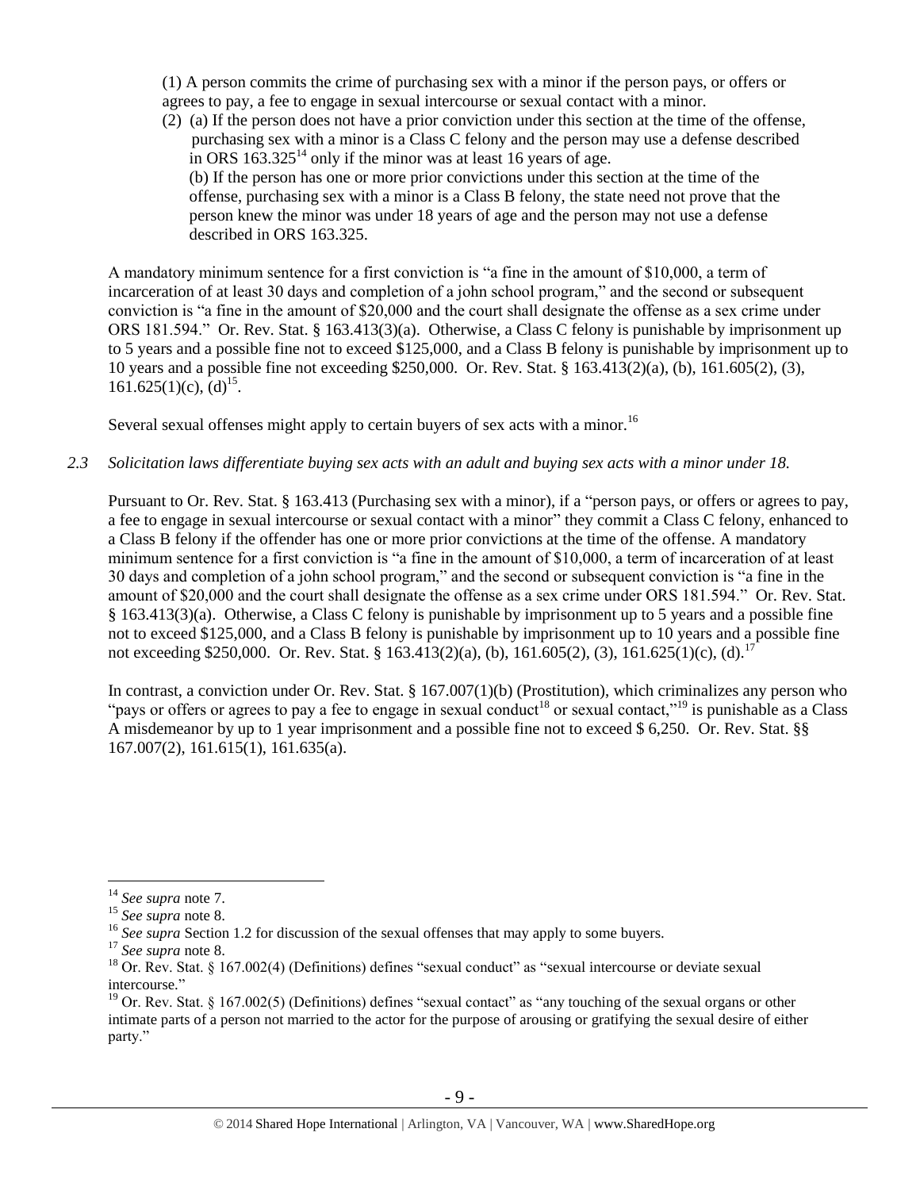(1) A person commits the crime of purchasing sex with a minor if the person pays, or offers or agrees to pay, a fee to engage in sexual intercourse or sexual contact with a minor.

(2) (a) If the person does not have a prior conviction under this section at the time of the offense, purchasing sex with a minor is a Class C felony and the person may use a defense described in ORS 163.325[14] only if the minor was at least 16 years of age.

(b) If the person has one or more prior convictions under this section at the time of the offense, purchasing sex with a minor is a Class B felony, the state need not prove that the person knew the minor was under 18 years of age and the person may not use a defense described in ORS 163.325.

A mandatory minimum sentence for a first conviction is "a fine in the amount of $10,000, a term of incarceration of at least 30 days and completion of a john school program," and the second or subsequent conviction is "a fine in the amount of $20,000 and the court shall designate the offense as a sex crime under ORS 181.594." Or. Rev. Stat. § 163.413(3)(a). Otherwise, a Class C felony is punishable by imprisonment up to 5 years and a possible fine not to exceed $125,000, and a Class B felony is punishable by imprisonment up to 10 years and a possible fine not exceeding $250,000. Or. Rev. Stat. § 163.413(2)(a), (b), 161.605(2), (3), 161.625(1)(c), (d)[15].

Several sexual offenses might apply to certain buyers of sex acts with a minor.[16]

*2.3 Solicitation laws differentiate buying sex acts with an adult and buying sex acts with a minor under 18.*

Pursuant to Or. Rev. Stat. § 163.413 (Purchasing sex with a minor), if a "person pays, or offers or agrees to pay, a fee to engage in sexual intercourse or sexual contact with a minor" they commit a Class C felony, enhanced to a Class B felony if the offender has one or more prior convictions at the time of the offense. A mandatory minimum sentence for a first conviction is "a fine in the amount of $10,000, a term of incarceration of at least 30 days and completion of a john school program," and the second or subsequent conviction is "a fine in the amount of $20,000 and the court shall designate the offense as a sex crime under ORS 181.594." Or. Rev. Stat. § 163.413(3)(a). Otherwise, a Class C felony is punishable by imprisonment up to 5 years and a possible fine not to exceed $125,000, and a Class B felony is punishable by imprisonment up to 10 years and a possible fine not exceeding $250,000. Or. Rev. Stat. § 163.413(2)(a), (b), 161.605(2), (3), 161.625(1)(c), (d).[17]

In contrast, a conviction under Or. Rev. Stat. § 167.007(1)(b) (Prostitution), which criminalizes any person who "pays or offers or agrees to pay a fee to engage in sexual conduct[18] or sexual contact,"[19] is punishable as a Class A misdemeanor by up to 1 year imprisonment and a possible fine not to exceed $ 6,250. Or. Rev. Stat. §§ 167.007(2), 161.615(1), 161.635(a).

---

[14] *See supra* note 7.

[15] *See supra* note 8.

[16] *See supra* Section 1.2 for discussion of the sexual offenses that may apply to some buyers.

[17] *See supra* note 8.

[18] Or. Rev. Stat. § 167.002(4) (Definitions) defines "sexual conduct" as "sexual intercourse or deviate sexual intercourse."

[19] Or. Rev. Stat. § 167.002(5) (Definitions) defines "sexual contact" as "any touching of the sexual organs or other intimate parts of a person not married to the actor for the purpose of arousing or gratifying the sexual desire of either party."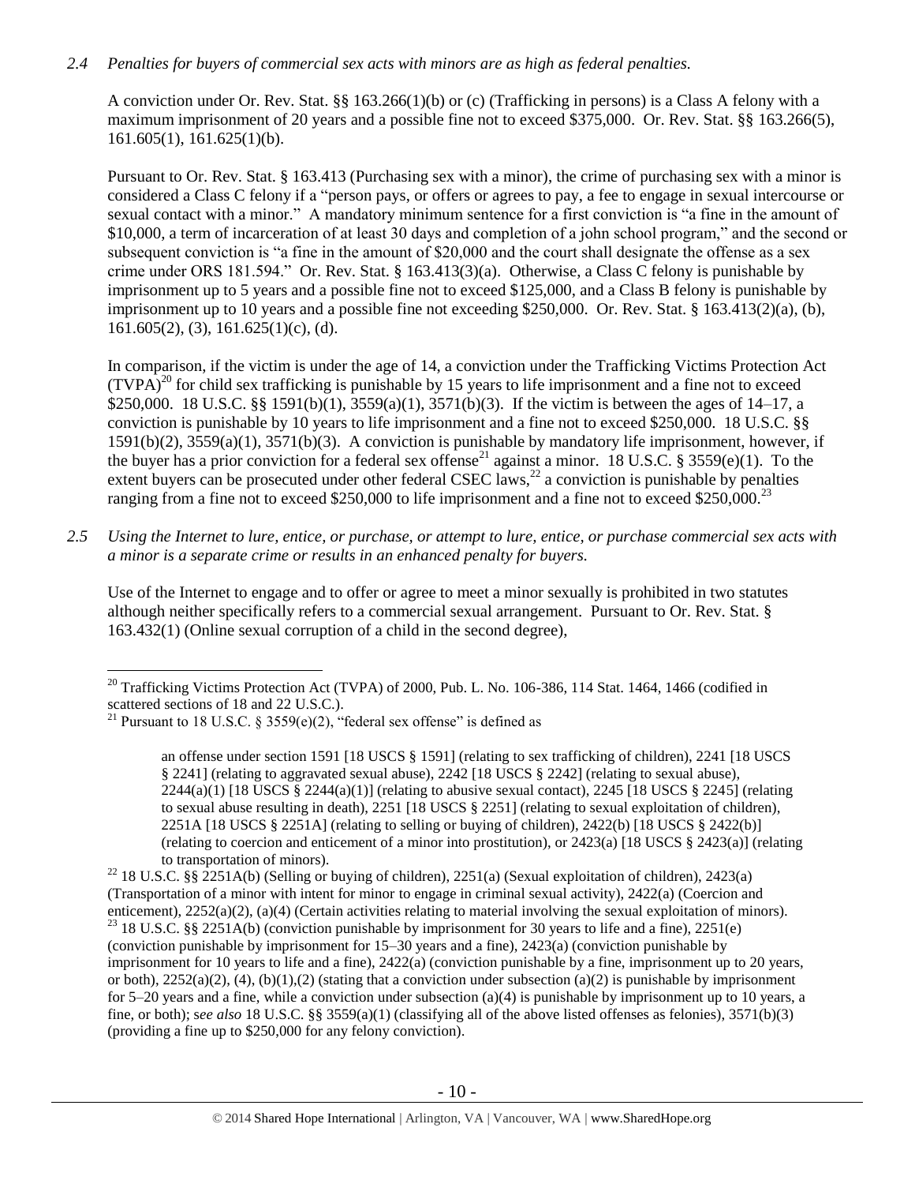*2.4 Penalties for buyers of commercial sex acts with minors are as high as federal penalties.*

A conviction under Or. Rev. Stat. §§ 163.266(1)(b) or (c) (Trafficking in persons) is a Class A felony with a maximum imprisonment of 20 years and a possible fine not to exceed $375,000. Or. Rev. Stat. §§ 163.266(5), 161.605(1), 161.625(1)(b).

Pursuant to Or. Rev. Stat. § 163.413 (Purchasing sex with a minor), the crime of purchasing sex with a minor is considered a Class C felony if a "person pays, or offers or agrees to pay, a fee to engage in sexual intercourse or sexual contact with a minor." A mandatory minimum sentence for a first conviction is "a fine in the amount of $10,000, a term of incarceration of at least 30 days and completion of a john school program," and the second or subsequent conviction is "a fine in the amount of $20,000 and the court shall designate the offense as a sex crime under ORS 181.594." Or. Rev. Stat. § 163.413(3)(a). Otherwise, a Class C felony is punishable by imprisonment up to 5 years and a possible fine not to exceed $125,000, and a Class B felony is punishable by imprisonment up to 10 years and a possible fine not exceeding $250,000. Or. Rev. Stat. § 163.413(2)(a), (b), 161.605(2), (3), 161.625(1)(c), (d).

In comparison, if the victim is under the age of 14, a conviction under the Trafficking Victims Protection Act (TVPA)[20] for child sex trafficking is punishable by 15 years to life imprisonment and a fine not to exceed $250,000. 18 U.S.C. §§ 1591(b)(1), 3559(a)(1), 3571(b)(3). If the victim is between the ages of 14–17, a conviction is punishable by 10 years to life imprisonment and a fine not to exceed $250,000. 18 U.S.C. §§ 1591(b)(2), 3559(a)(1), 3571(b)(3). A conviction is punishable by mandatory life imprisonment, however, if the buyer has a prior conviction for a federal sex offense[21] against a minor. 18 U.S.C. § 3559(e)(1). To the extent buyers can be prosecuted under other federal CSEC laws,[22] a conviction is punishable by penalties ranging from a fine not to exceed $250,000 to life imprisonment and a fine not to exceed $250,000.[23]

*2.5 Using the Internet to lure, entice, or purchase, or attempt to lure, entice, or purchase commercial sex acts with a minor is a separate crime or results in an enhanced penalty for buyers.*

Use of the Internet to engage and to offer or agree to meet a minor sexually is prohibited in two statutes although neither specifically refers to a commercial sexual arrangement. Pursuant to Or. Rev. Stat. § 163.432(1) (Online sexual corruption of a child in the second degree),

---

[20] Trafficking Victims Protection Act (TVPA) of 2000, Pub. L. No. 106-386, 114 Stat. 1464, 1466 (codified in scattered sections of 18 and 22 U.S.C.).

[21] Pursuant to 18 U.S.C. § 3559(e)(2), "federal sex offense" is defined as

> an offense under section 1591 [18 USCS § 1591] (relating to sex trafficking of children), 2241 [18 USCS § 2241] (relating to aggravated sexual abuse), 2242 [18 USCS § 2242] (relating to sexual abuse), 2244(a)(1) [18 USCS § 2244(a)(1)] (relating to abusive sexual contact), 2245 [18 USCS § 2245] (relating to sexual abuse resulting in death), 2251 [18 USCS § 2251] (relating to sexual exploitation of children), 2251A [18 USCS § 2251A] (relating to selling or buying of children), 2422(b) [18 USCS § 2422(b)] (relating to coercion and enticement of a minor into prostitution), or 2423(a) [18 USCS § 2423(a)] (relating to transportation of minors).

[22] 18 U.S.C. §§ 2251A(b) (Selling or buying of children), 2251(a) (Sexual exploitation of children), 2423(a) (Transportation of a minor with intent for minor to engage in criminal sexual activity), 2422(a) (Coercion and enticement), 2252(a)(2), (a)(4) (Certain activities relating to material involving the sexual exploitation of minors).

[23] 18 U.S.C. §§ 2251A(b) (conviction punishable by imprisonment for 30 years to life and a fine), 2251(e) (conviction punishable by imprisonment for 15–30 years and a fine), 2423(a) (conviction punishable by imprisonment for 10 years to life and a fine), 2422(a) (conviction punishable by a fine, imprisonment up to 20 years, or both), 2252(a)(2), (4), (b)(1),(2) (stating that a conviction under subsection (a)(2) is punishable by imprisonment for 5–20 years and a fine, while a conviction under subsection (a)(4) is punishable by imprisonment up to 10 years, a fine, or both); *see also* 18 U.S.C. §§ 3559(a)(1) (classifying all of the above listed offenses as felonies), 3571(b)(3) (providing a fine up to $250,000 for any felony conviction).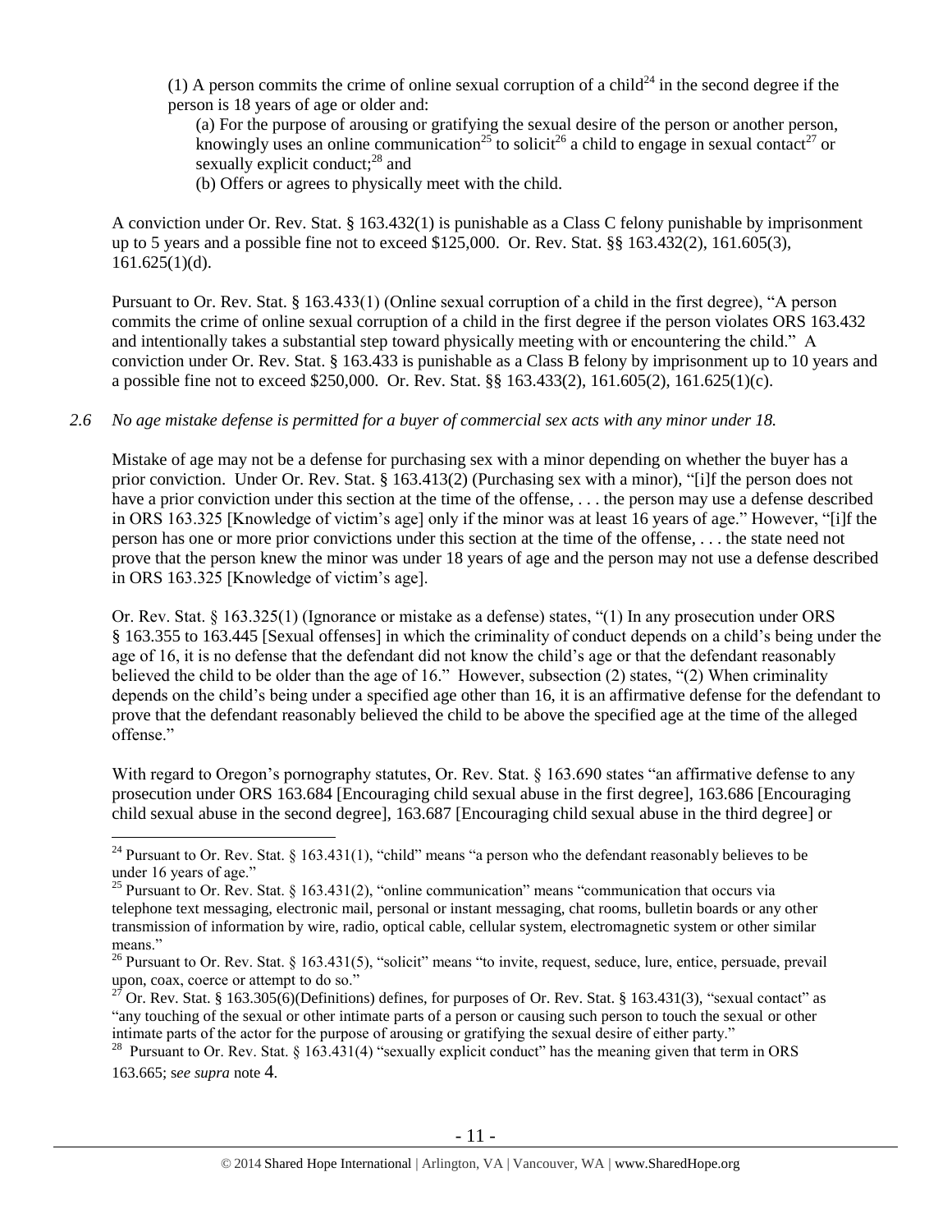(1) A person commits the crime of online sexual corruption of a child[24] in the second degree if the person is 18 years of age or older and:

(a) For the purpose of arousing or gratifying the sexual desire of the person or another person, knowingly uses an online communication[25] to solicit[26] a child to engage in sexual contact[27] or sexually explicit conduct;[28] and

(b) Offers or agrees to physically meet with the child.

A conviction under Or. Rev. Stat. § 163.432(1) is punishable as a Class C felony punishable by imprisonment up to 5 years and a possible fine not to exceed $125,000. Or. Rev. Stat. §§ 163.432(2), 161.605(3), 161.625(1)(d).

Pursuant to Or. Rev. Stat. § 163.433(1) (Online sexual corruption of a child in the first degree), "A person commits the crime of online sexual corruption of a child in the first degree if the person violates ORS 163.432 and intentionally takes a substantial step toward physically meeting with or encountering the child." A conviction under Or. Rev. Stat. § 163.433 is punishable as a Class B felony by imprisonment up to 10 years and a possible fine not to exceed $250,000. Or. Rev. Stat. §§ 163.433(2), 161.605(2), 161.625(1)(c).

*2.6 No age mistake defense is permitted for a buyer of commercial sex acts with any minor under 18.*

Mistake of age may not be a defense for purchasing sex with a minor depending on whether the buyer has a prior conviction. Under Or. Rev. Stat. § 163.413(2) (Purchasing sex with a minor), "[i]f the person does not have a prior conviction under this section at the time of the offense, . . . the person may use a defense described in ORS 163.325 [Knowledge of victim's age] only if the minor was at least 16 years of age." However, "[i]f the person has one or more prior convictions under this section at the time of the offense, . . . the state need not prove that the person knew the minor was under 18 years of age and the person may not use a defense described in ORS 163.325 [Knowledge of victim's age].

Or. Rev. Stat. § 163.325(1) (Ignorance or mistake as a defense) states, "(1) In any prosecution under ORS § 163.355 to 163.445 [Sexual offenses] in which the criminality of conduct depends on a child's being under the age of 16, it is no defense that the defendant did not know the child's age or that the defendant reasonably believed the child to be older than the age of 16." However, subsection (2) states, "(2) When criminality depends on the child's being under a specified age other than 16, it is an affirmative defense for the defendant to prove that the defendant reasonably believed the child to be above the specified age at the time of the alleged offense."

With regard to Oregon's pornography statutes, Or. Rev. Stat. § 163.690 states "an affirmative defense to any prosecution under ORS 163.684 [Encouraging child sexual abuse in the first degree], 163.686 [Encouraging child sexual abuse in the second degree], 163.687 [Encouraging child sexual abuse in the third degree] or

---

[24] Pursuant to Or. Rev. Stat. § 163.431(1), "child" means "a person who the defendant reasonably believes to be under 16 years of age."

[25] Pursuant to Or. Rev. Stat. § 163.431(2), "online communication" means "communication that occurs via telephone text messaging, electronic mail, personal or instant messaging, chat rooms, bulletin boards or any other transmission of information by wire, radio, optical cable, cellular system, electromagnetic system or other similar means."

[26] Pursuant to Or. Rev. Stat. § 163.431(5), "solicit" means "to invite, request, seduce, lure, entice, persuade, prevail upon, coax, coerce or attempt to do so."

[27] Or. Rev. Stat. § 163.305(6)(Definitions) defines, for purposes of Or. Rev. Stat. § 163.431(3), "sexual contact" as "any touching of the sexual or other intimate parts of a person or causing such person to touch the sexual or other intimate parts of the actor for the purpose of arousing or gratifying the sexual desire of either party."

[28] Pursuant to Or. Rev. Stat. § 163.431(4) "sexually explicit conduct" has the meaning given that term in ORS 163.665; *see supra* note 4.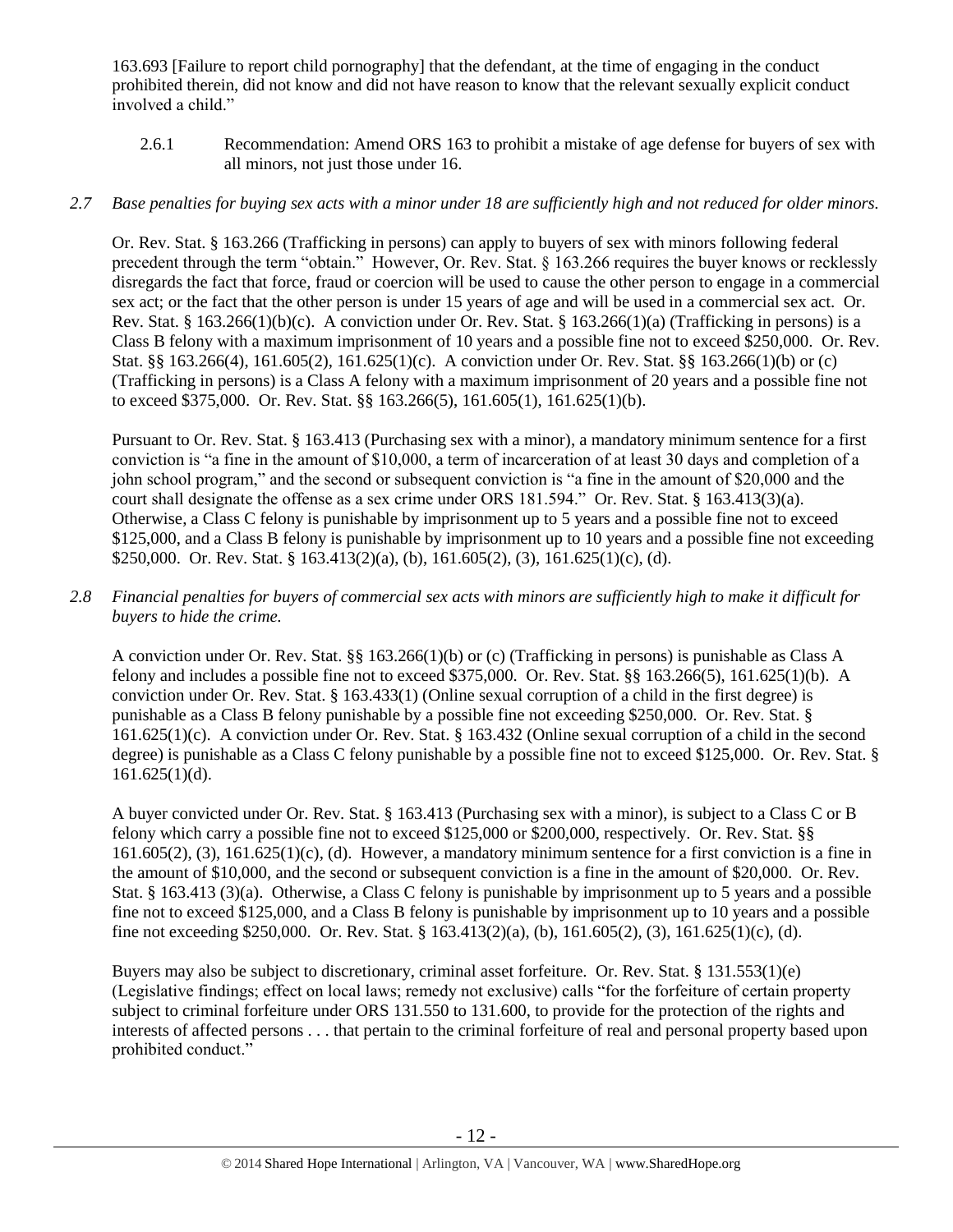163.693 [Failure to report child pornography] that the defendant, at the time of engaging in the conduct prohibited therein, did not know and did not have reason to know that the relevant sexually explicit conduct involved a child."

2.6.1 Recommendation: Amend ORS 163 to prohibit a mistake of age defense for buyers of sex with all minors, not just those under 16.

*2.7 Base penalties for buying sex acts with a minor under 18 are sufficiently high and not reduced for older minors.*

Or. Rev. Stat. § 163.266 (Trafficking in persons) can apply to buyers of sex with minors following federal precedent through the term "obtain." However, Or. Rev. Stat. § 163.266 requires the buyer knows or recklessly disregards the fact that force, fraud or coercion will be used to cause the other person to engage in a commercial sex act; or the fact that the other person is under 15 years of age and will be used in a commercial sex act. Or. Rev. Stat. § 163.266(1)(b)(c). A conviction under Or. Rev. Stat. § 163.266(1)(a) (Trafficking in persons) is a Class B felony with a maximum imprisonment of 10 years and a possible fine not to exceed $250,000. Or. Rev. Stat. §§ 163.266(4), 161.605(2), 161.625(1)(c). A conviction under Or. Rev. Stat. §§ 163.266(1)(b) or (c) (Trafficking in persons) is a Class A felony with a maximum imprisonment of 20 years and a possible fine not to exceed $375,000. Or. Rev. Stat. §§ 163.266(5), 161.605(1), 161.625(1)(b).

Pursuant to Or. Rev. Stat. § 163.413 (Purchasing sex with a minor), a mandatory minimum sentence for a first conviction is "a fine in the amount of $10,000, a term of incarceration of at least 30 days and completion of a john school program," and the second or subsequent conviction is "a fine in the amount of $20,000 and the court shall designate the offense as a sex crime under ORS 181.594." Or. Rev. Stat. § 163.413(3)(a). Otherwise, a Class C felony is punishable by imprisonment up to 5 years and a possible fine not to exceed $125,000, and a Class B felony is punishable by imprisonment up to 10 years and a possible fine not exceeding $250,000. Or. Rev. Stat. § 163.413(2)(a), (b), 161.605(2), (3), 161.625(1)(c), (d).

*2.8 Financial penalties for buyers of commercial sex acts with minors are sufficiently high to make it difficult for buyers to hide the crime.*

A conviction under Or. Rev. Stat. §§ 163.266(1)(b) or (c) (Trafficking in persons) is punishable as Class A felony and includes a possible fine not to exceed $375,000. Or. Rev. Stat. §§ 163.266(5), 161.625(1)(b). A conviction under Or. Rev. Stat. § 163.433(1) (Online sexual corruption of a child in the first degree) is punishable as a Class B felony punishable by a possible fine not exceeding $250,000. Or. Rev. Stat. § 161.625(1)(c). A conviction under Or. Rev. Stat. § 163.432 (Online sexual corruption of a child in the second degree) is punishable as a Class C felony punishable by a possible fine not to exceed $125,000. Or. Rev. Stat. § 161.625(1)(d).

A buyer convicted under Or. Rev. Stat. § 163.413 (Purchasing sex with a minor), is subject to a Class C or B felony which carry a possible fine not to exceed $125,000 or $200,000, respectively. Or. Rev. Stat. §§ 161.605(2), (3), 161.625(1)(c), (d). However, a mandatory minimum sentence for a first conviction is a fine in the amount of $10,000, and the second or subsequent conviction is a fine in the amount of $20,000. Or. Rev. Stat. § 163.413 (3)(a). Otherwise, a Class C felony is punishable by imprisonment up to 5 years and a possible fine not to exceed $125,000, and a Class B felony is punishable by imprisonment up to 10 years and a possible fine not exceeding $250,000. Or. Rev. Stat. § 163.413(2)(a), (b), 161.605(2), (3), 161.625(1)(c), (d).

Buyers may also be subject to discretionary, criminal asset forfeiture. Or. Rev. Stat. § 131.553(1)(e) (Legislative findings; effect on local laws; remedy not exclusive) calls "for the forfeiture of certain property subject to criminal forfeiture under ORS 131.550 to 131.600, to provide for the protection of the rights and interests of affected persons . . . that pertain to the criminal forfeiture of real and personal property based upon prohibited conduct."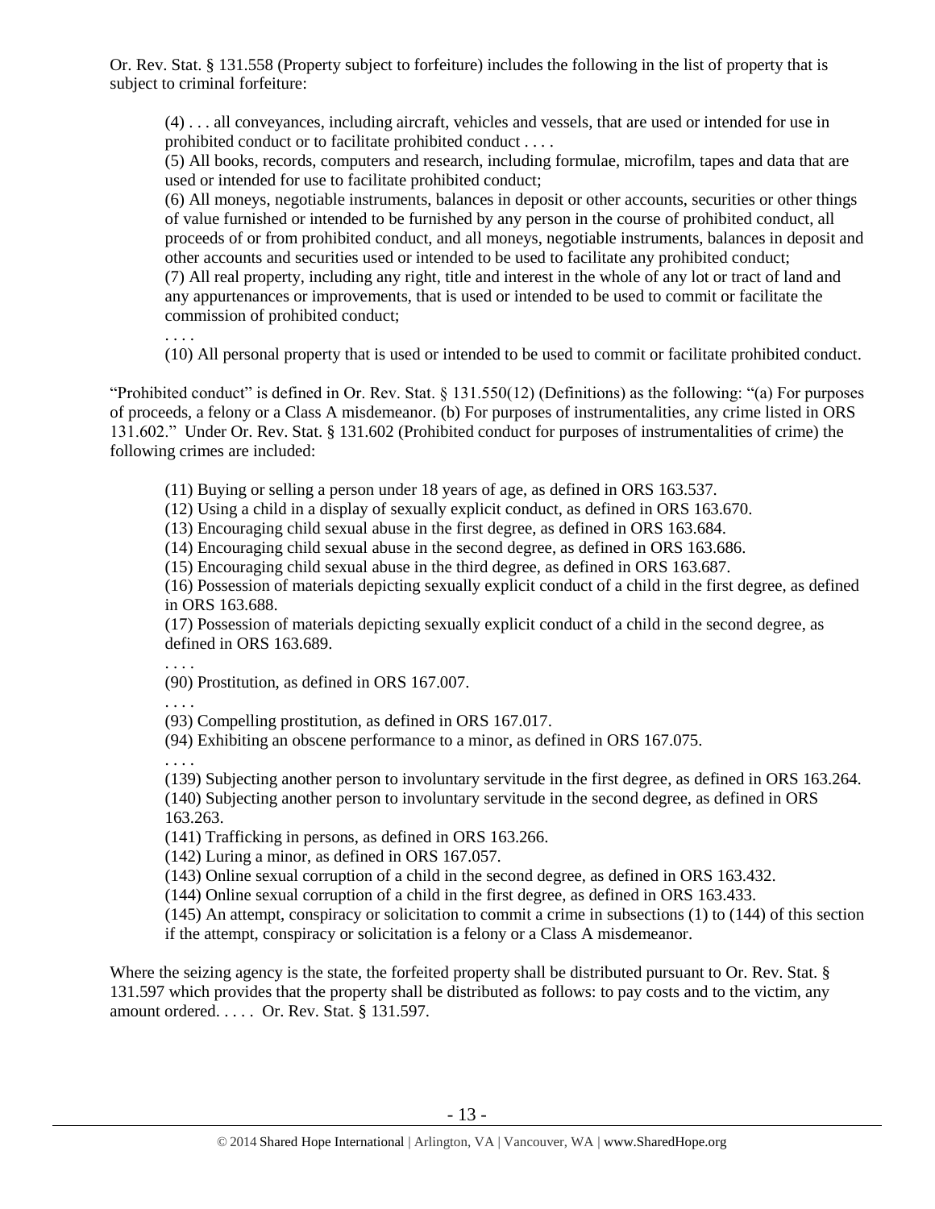Or. Rev. Stat. § 131.558 (Property subject to forfeiture) includes the following in the list of property that is subject to criminal forfeiture:

> (4) . . . all conveyances, including aircraft, vehicles and vessels, that are used or intended for use in prohibited conduct or to facilitate prohibited conduct . . . .
>
> (5) All books, records, computers and research, including formulae, microfilm, tapes and data that are used or intended for use to facilitate prohibited conduct;
>
> (6) All moneys, negotiable instruments, balances in deposit or other accounts, securities or other things of value furnished or intended to be furnished by any person in the course of prohibited conduct, all proceeds of or from prohibited conduct, and all moneys, negotiable instruments, balances in deposit and other accounts and securities used or intended to be used to facilitate any prohibited conduct;
>
> (7) All real property, including any right, title and interest in the whole of any lot or tract of land and any appurtenances or improvements, that is used or intended to be used to commit or facilitate the commission of prohibited conduct;
>
> . . . .
>
> (10) All personal property that is used or intended to be used to commit or facilitate prohibited conduct.

"Prohibited conduct" is defined in Or. Rev. Stat. § 131.550(12) (Definitions) as the following: "(a) For purposes of proceeds, a felony or a Class A misdemeanor. (b) For purposes of instrumentalities, any crime listed in ORS 131.602." Under Or. Rev. Stat. § 131.602 (Prohibited conduct for purposes of instrumentalities of crime) the following crimes are included:

> (11) Buying or selling a person under 18 years of age, as defined in ORS 163.537.
>
> (12) Using a child in a display of sexually explicit conduct, as defined in ORS 163.670.
>
> (13) Encouraging child sexual abuse in the first degree, as defined in ORS 163.684.
>
> (14) Encouraging child sexual abuse in the second degree, as defined in ORS 163.686.
>
> (15) Encouraging child sexual abuse in the third degree, as defined in ORS 163.687.
>
> (16) Possession of materials depicting sexually explicit conduct of a child in the first degree, as defined in ORS 163.688.
>
> (17) Possession of materials depicting sexually explicit conduct of a child in the second degree, as defined in ORS 163.689.
>
> . . . .
>
> (90) Prostitution, as defined in ORS 167.007.
>
> . . . .
>
> (93) Compelling prostitution, as defined in ORS 167.017.
>
> (94) Exhibiting an obscene performance to a minor, as defined in ORS 167.075.
>
> . . . .
>
> (139) Subjecting another person to involuntary servitude in the first degree, as defined in ORS 163.264.
>
> (140) Subjecting another person to involuntary servitude in the second degree, as defined in ORS 163.263.
>
> (141) Trafficking in persons, as defined in ORS 163.266.
>
> (142) Luring a minor, as defined in ORS 167.057.
>
> (143) Online sexual corruption of a child in the second degree, as defined in ORS 163.432.
>
> (144) Online sexual corruption of a child in the first degree, as defined in ORS 163.433.
>
> (145) An attempt, conspiracy or solicitation to commit a crime in subsections (1) to (144) of this section if the attempt, conspiracy or solicitation is a felony or a Class A misdemeanor.

Where the seizing agency is the state, the forfeited property shall be distributed pursuant to Or. Rev. Stat. § 131.597 which provides that the property shall be distributed as follows: to pay costs and to the victim, any amount ordered. . . . . Or. Rev. Stat. § 131.597.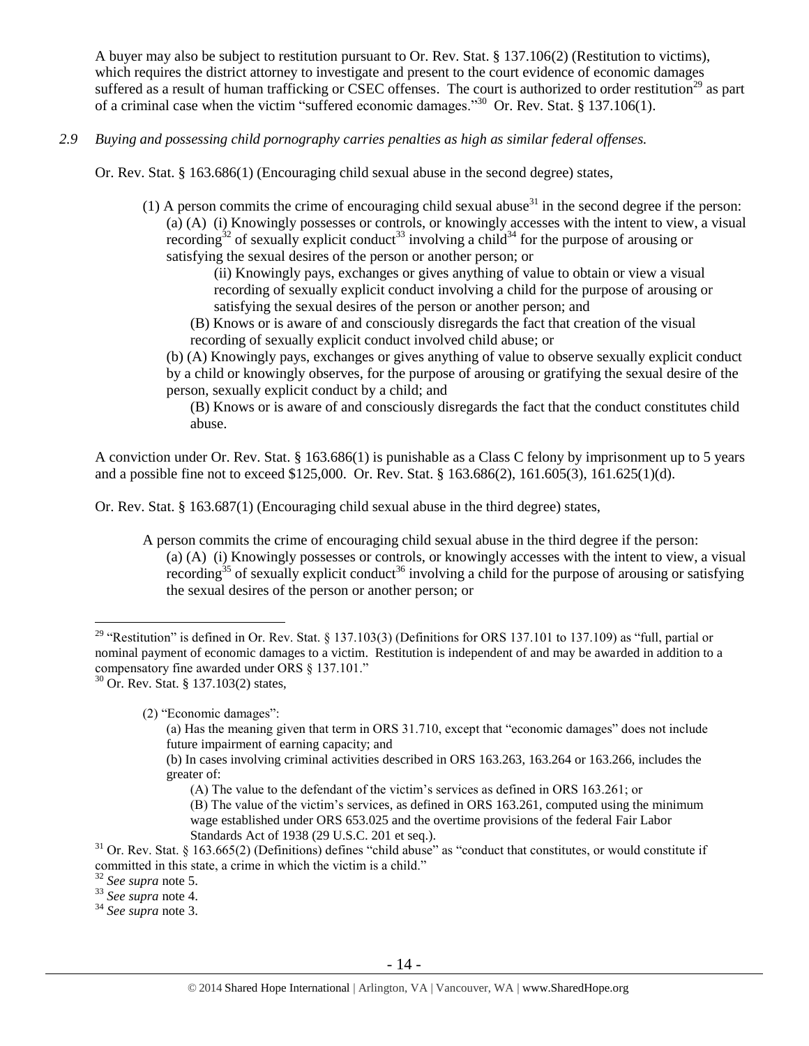A buyer may also be subject to restitution pursuant to Or. Rev. Stat. § 137.106(2) (Restitution to victims), which requires the district attorney to investigate and present to the court evidence of economic damages suffered as a result of human trafficking or CSEC offenses. The court is authorized to order restitution[29] as part of a criminal case when the victim "suffered economic damages."[30] Or. Rev. Stat. § 137.106(1).

*2.9 Buying and possessing child pornography carries penalties as high as similar federal offenses.*

Or. Rev. Stat. § 163.686(1) (Encouraging child sexual abuse in the second degree) states,

> (1) A person commits the crime of encouraging child sexual abuse[31] in the second degree if the person:
> (a) (A) (i) Knowingly possesses or controls, or knowingly accesses with the intent to view, a visual recording[32] of sexually explicit conduct[33] involving a child[34] for the purpose of arousing or satisfying the sexual desires of the person or another person; or
> (ii) Knowingly pays, exchanges or gives anything of value to obtain or view a visual recording of sexually explicit conduct involving a child for the purpose of arousing or satisfying the sexual desires of the person or another person; and
> (B) Knows or is aware of and consciously disregards the fact that creation of the visual recording of sexually explicit conduct involved child abuse; or
> (b) (A) Knowingly pays, exchanges or gives anything of value to observe sexually explicit conduct by a child or knowingly observes, for the purpose of arousing or gratifying the sexual desire of the person, sexually explicit conduct by a child; and
> (B) Knows or is aware of and consciously disregards the fact that the conduct constitutes child abuse.

A conviction under Or. Rev. Stat. § 163.686(1) is punishable as a Class C felony by imprisonment up to 5 years and a possible fine not to exceed $125,000. Or. Rev. Stat. § 163.686(2), 161.605(3), 161.625(1)(d).

Or. Rev. Stat. § 163.687(1) (Encouraging child sexual abuse in the third degree) states,

> A person commits the crime of encouraging child sexual abuse in the third degree if the person:
> (a) (A) (i) Knowingly possesses or controls, or knowingly accesses with the intent to view, a visual recording[35] of sexually explicit conduct[36] involving a child for the purpose of arousing or satisfying the sexual desires of the person or another person; or

---

[29] "Restitution" is defined in Or. Rev. Stat. § 137.103(3) (Definitions for ORS 137.101 to 137.109) as "full, partial or nominal payment of economic damages to a victim. Restitution is independent of and may be awarded in addition to a compensatory fine awarded under ORS § 137.101."

[30] Or. Rev. Stat. § 137.103(2) states,

> (2) "Economic damages":
> (a) Has the meaning given that term in ORS 31.710, except that "economic damages" does not include future impairment of earning capacity; and
> (b) In cases involving criminal activities described in ORS 163.263, 163.264 or 163.266, includes the greater of:
> (A) The value to the defendant of the victim's services as defined in ORS 163.261; or
> (B) The value of the victim's services, as defined in ORS 163.261, computed using the minimum wage established under ORS 653.025 and the overtime provisions of the federal Fair Labor Standards Act of 1938 (29 U.S.C. 201 et seq.).

[31] Or. Rev. Stat. § 163.665(2) (Definitions) defines "child abuse" as "conduct that constitutes, or would constitute if committed in this state, a crime in which the victim is a child."

[32] *See supra* note 5.

[33] *See supra* note 4.

[34] *See supra* note 3.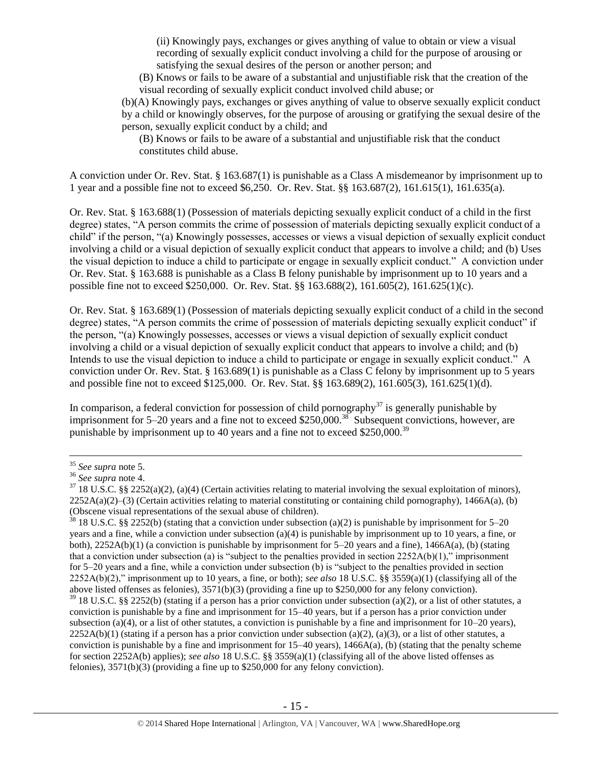(ii) Knowingly pays, exchanges or gives anything of value to obtain or view a visual recording of sexually explicit conduct involving a child for the purpose of arousing or satisfying the sexual desires of the person or another person; and

(B) Knows or fails to be aware of a substantial and unjustifiable risk that the creation of the visual recording of sexually explicit conduct involved child abuse; or

(b)(A) Knowingly pays, exchanges or gives anything of value to observe sexually explicit conduct by a child or knowingly observes, for the purpose of arousing or gratifying the sexual desire of the person, sexually explicit conduct by a child; and

(B) Knows or fails to be aware of a substantial and unjustifiable risk that the conduct constitutes child abuse.

A conviction under Or. Rev. Stat. § 163.687(1) is punishable as a Class A misdemeanor by imprisonment up to 1 year and a possible fine not to exceed $6,250. Or. Rev. Stat. §§ 163.687(2), 161.615(1), 161.635(a).

Or. Rev. Stat. § 163.688(1) (Possession of materials depicting sexually explicit conduct of a child in the first degree) states, "A person commits the crime of possession of materials depicting sexually explicit conduct of a child" if the person, "(a) Knowingly possesses, accesses or views a visual depiction of sexually explicit conduct involving a child or a visual depiction of sexually explicit conduct that appears to involve a child; and (b) Uses the visual depiction to induce a child to participate or engage in sexually explicit conduct." A conviction under Or. Rev. Stat. § 163.688 is punishable as a Class B felony punishable by imprisonment up to 10 years and a possible fine not to exceed $250,000. Or. Rev. Stat. §§ 163.688(2), 161.605(2), 161.625(1)(c).

Or. Rev. Stat. § 163.689(1) (Possession of materials depicting sexually explicit conduct of a child in the second degree) states, "A person commits the crime of possession of materials depicting sexually explicit conduct" if the person, "(a) Knowingly possesses, accesses or views a visual depiction of sexually explicit conduct involving a child or a visual depiction of sexually explicit conduct that appears to involve a child; and (b) Intends to use the visual depiction to induce a child to participate or engage in sexually explicit conduct." A conviction under Or. Rev. Stat. § 163.689(1) is punishable as a Class C felony by imprisonment up to 5 years and possible fine not to exceed $125,000. Or. Rev. Stat. §§ 163.689(2), 161.605(3), 161.625(1)(d).

In comparison, a federal conviction for possession of child pornography[37] is generally punishable by imprisonment for 5–20 years and a fine not to exceed $250,000.[38] Subsequent convictions, however, are punishable by imprisonment up to 40 years and a fine not to exceed $250,000.[39]

---

[35] *See supra* note 5.

[36] *See supra* note 4.

[37] 18 U.S.C. §§ 2252(a)(2), (a)(4) (Certain activities relating to material involving the sexual exploitation of minors), 2252A(a)(2)–(3) (Certain activities relating to material constituting or containing child pornography), 1466A(a), (b) (Obscene visual representations of the sexual abuse of children).

[38] 18 U.S.C. §§ 2252(b) (stating that a conviction under subsection (a)(2) is punishable by imprisonment for 5–20 years and a fine, while a conviction under subsection (a)(4) is punishable by imprisonment up to 10 years, a fine, or both), 2252A(b)(1) (a conviction is punishable by imprisonment for 5–20 years and a fine), 1466A(a), (b) (stating that a conviction under subsection (a) is "subject to the penalties provided in section 2252A(b)(1)," imprisonment for 5–20 years and a fine, while a conviction under subsection (b) is "subject to the penalties provided in section 2252A(b)(2)," imprisonment up to 10 years, a fine, or both); *see also* 18 U.S.C. §§ 3559(a)(1) (classifying all of the above listed offenses as felonies), 3571(b)(3) (providing a fine up to $250,000 for any felony conviction).

[39] 18 U.S.C. §§ 2252(b) (stating if a person has a prior conviction under subsection (a)(2), or a list of other statutes, a conviction is punishable by a fine and imprisonment for 15–40 years, but if a person has a prior conviction under subsection (a)(4), or a list of other statutes, a conviction is punishable by a fine and imprisonment for 10–20 years), 2252A(b)(1) (stating if a person has a prior conviction under subsection (a)(2), (a)(3), or a list of other statutes, a conviction is punishable by a fine and imprisonment for 15–40 years), 1466A(a), (b) (stating that the penalty scheme for section 2252A(b) applies); *see also* 18 U.S.C. §§ 3559(a)(1) (classifying all of the above listed offenses as felonies), 3571(b)(3) (providing a fine up to $250,000 for any felony conviction).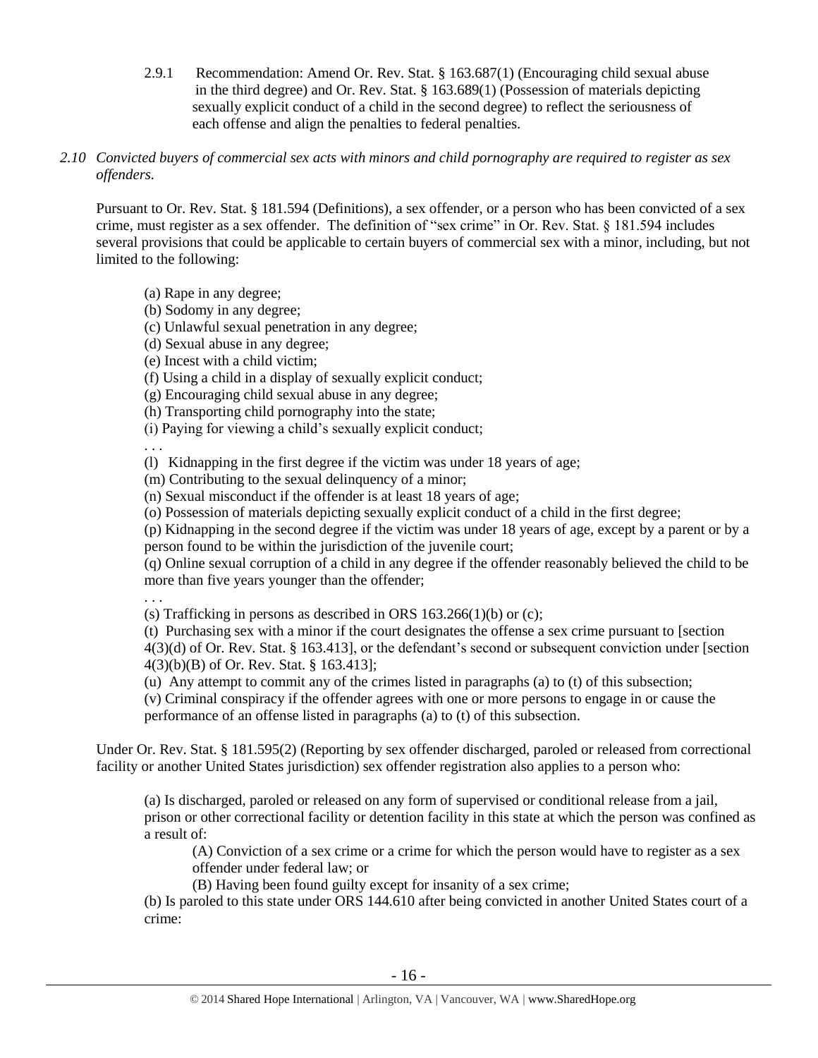2.9.1 Recommendation: Amend Or. Rev. Stat. § 163.687(1) (Encouraging child sexual abuse in the third degree) and Or. Rev. Stat. § 163.689(1) (Possession of materials depicting sexually explicit conduct of a child in the second degree) to reflect the seriousness of each offense and align the penalties to federal penalties.

*2.10 Convicted buyers of commercial sex acts with minors and child pornography are required to register as sex offenders.*

Pursuant to Or. Rev. Stat. § 181.594 (Definitions), a sex offender, or a person who has been convicted of a sex crime, must register as a sex offender. The definition of "sex crime" in Or. Rev. Stat. § 181.594 includes several provisions that could be applicable to certain buyers of commercial sex with a minor, including, but not limited to the following:

> (a) Rape in any degree;
> (b) Sodomy in any degree;
> (c) Unlawful sexual penetration in any degree;
> (d) Sexual abuse in any degree;
> (e) Incest with a child victim;
> (f) Using a child in a display of sexually explicit conduct;
> (g) Encouraging child sexual abuse in any degree;
> (h) Transporting child pornography into the state;
> (i) Paying for viewing a child's sexually explicit conduct;
> . . .
> (l) Kidnapping in the first degree if the victim was under 18 years of age;
> (m) Contributing to the sexual delinquency of a minor;
> (n) Sexual misconduct if the offender is at least 18 years of age;
> (o) Possession of materials depicting sexually explicit conduct of a child in the first degree;
> (p) Kidnapping in the second degree if the victim was under 18 years of age, except by a parent or by a person found to be within the jurisdiction of the juvenile court;
> (q) Online sexual corruption of a child in any degree if the offender reasonably believed the child to be more than five years younger than the offender;
> . . .
> (s) Trafficking in persons as described in ORS 163.266(1)(b) or (c);
> (t) Purchasing sex with a minor if the court designates the offense a sex crime pursuant to [section 4(3)(d) of Or. Rev. Stat. § 163.413], or the defendant's second or subsequent conviction under [section 4(3)(b)(B) of Or. Rev. Stat. § 163.413];
> (u) Any attempt to commit any of the crimes listed in paragraphs (a) to (t) of this subsection;
> (v) Criminal conspiracy if the offender agrees with one or more persons to engage in or cause the performance of an offense listed in paragraphs (a) to (t) of this subsection.

Under Or. Rev. Stat. § 181.595(2) (Reporting by sex offender discharged, paroled or released from correctional facility or another United States jurisdiction) sex offender registration also applies to a person who:

> (a) Is discharged, paroled or released on any form of supervised or conditional release from a jail, prison or other correctional facility or detention facility in this state at which the person was confined as a result of:
>
> > (A) Conviction of a sex crime or a crime for which the person would have to register as a sex offender under federal law; or
> > (B) Having been found guilty except for insanity of a sex crime;
>
> (b) Is paroled to this state under ORS 144.610 after being convicted in another United States court of a crime: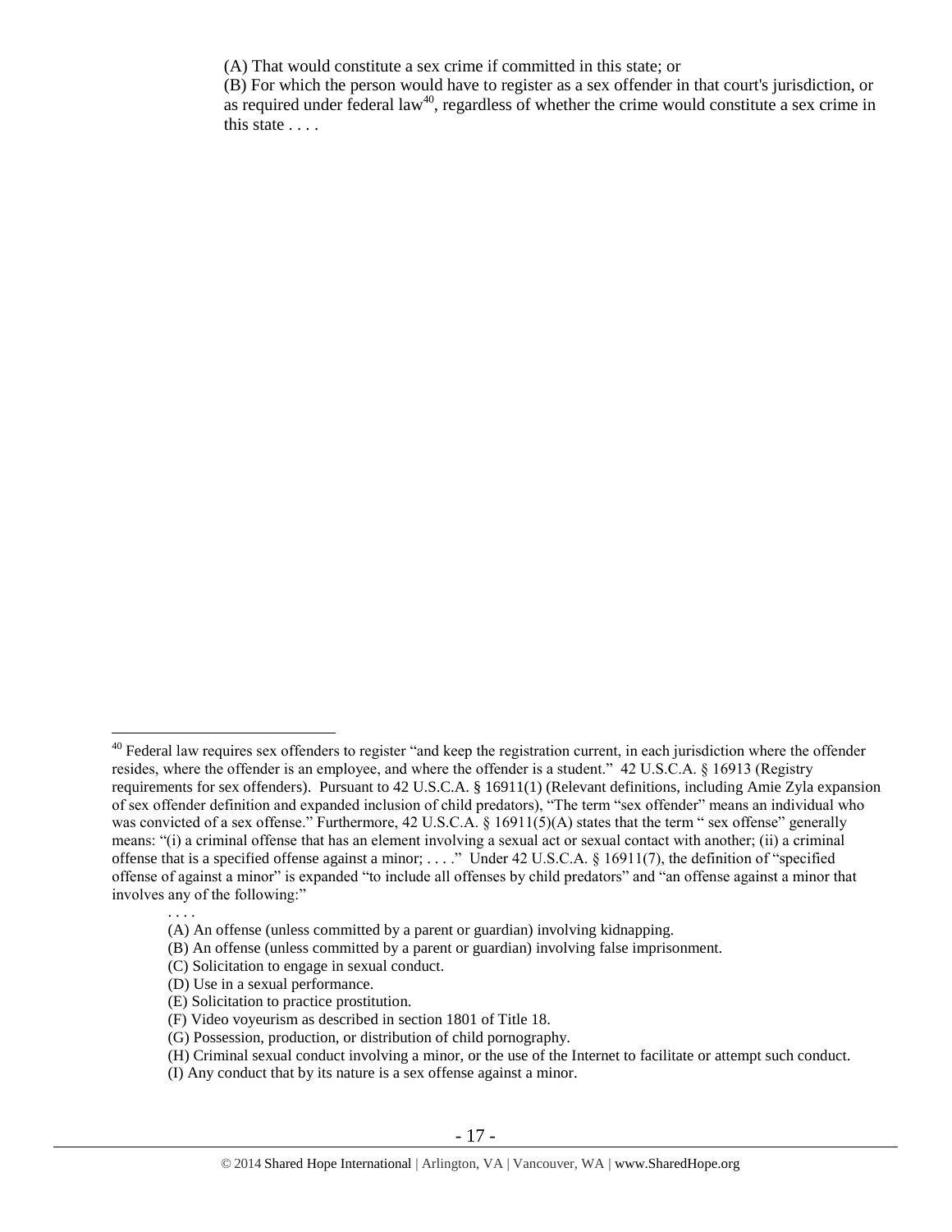(A) That would constitute a sex crime if committed in this state; or

(B) For which the person would have to register as a sex offender in that court's jurisdiction, or as required under federal law[40], regardless of whether the crime would constitute a sex crime in this state . . . .

---

[40] Federal law requires sex offenders to register "and keep the registration current, in each jurisdiction where the offender resides, where the offender is an employee, and where the offender is a student." 42 U.S.C.A. § 16913 (Registry requirements for sex offenders). Pursuant to 42 U.S.C.A. § 16911(1) (Relevant definitions, including Amie Zyla expansion of sex offender definition and expanded inclusion of child predators), "The term "sex offender" means an individual who was convicted of a sex offense." Furthermore, 42 U.S.C.A. § 16911(5)(A) states that the term " sex offense" generally means: "(i) a criminal offense that has an element involving a sexual act or sexual contact with another; (ii) a criminal offense that is a specified offense against a minor; . . . ." Under 42 U.S.C.A. § 16911(7), the definition of "specified offense of against a minor" is expanded "to include all offenses by child predators" and "an offense against a minor that involves any of the following:"

. . . .

(A) An offense (unless committed by a parent or guardian) involving kidnapping.

(B) An offense (unless committed by a parent or guardian) involving false imprisonment.

(C) Solicitation to engage in sexual conduct.

(D) Use in a sexual performance.

(E) Solicitation to practice prostitution.

(F) Video voyeurism as described in section 1801 of Title 18.

(G) Possession, production, or distribution of child pornography.

(H) Criminal sexual conduct involving a minor, or the use of the Internet to facilitate or attempt such conduct.

(I) Any conduct that by its nature is a sex offense against a minor.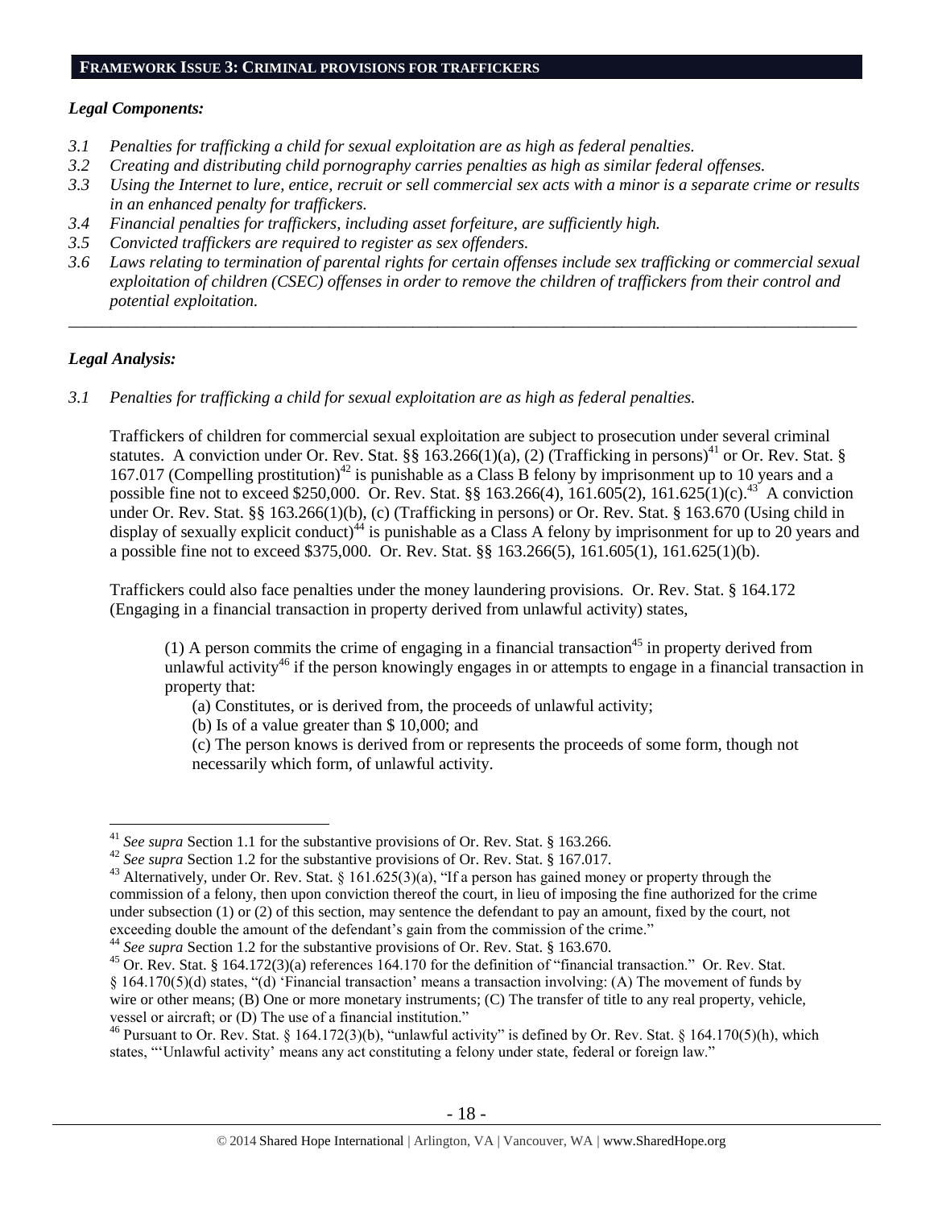## FRAMEWORK ISSUE 3: CRIMINAL PROVISIONS FOR TRAFFICKERS

### *Legal Components:*

*3.1 Penalties for trafficking a child for sexual exploitation are as high as federal penalties.*
*3.2 Creating and distributing child pornography carries penalties as high as similar federal offenses.*
*3.3 Using the Internet to lure, entice, recruit or sell commercial sex acts with a minor is a separate crime or results in an enhanced penalty for traffickers.*
*3.4 Financial penalties for traffickers, including asset forfeiture, are sufficiently high.*
*3.5 Convicted traffickers are required to register as sex offenders.*
*3.6 Laws relating to termination of parental rights for certain offenses include sex trafficking or commercial sexual exploitation of children (CSEC) offenses in order to remove the children of traffickers from their control and potential exploitation.*

---

### *Legal Analysis:*

*3.1 Penalties for trafficking a child for sexual exploitation are as high as federal penalties.*

Traffickers of children for commercial sexual exploitation are subject to prosecution under several criminal statutes. A conviction under Or. Rev. Stat. §§ 163.266(1)(a), (2) (Trafficking in persons)[41] or Or. Rev. Stat. § 167.017 (Compelling prostitution)[42] is punishable as a Class B felony by imprisonment up to 10 years and a possible fine not to exceed $250,000. Or. Rev. Stat. §§ 163.266(4), 161.605(2), 161.625(1)(c).[43] A conviction under Or. Rev. Stat. §§ 163.266(1)(b), (c) (Trafficking in persons) or Or. Rev. Stat. § 163.670 (Using child in display of sexually explicit conduct)[44] is punishable as a Class A felony by imprisonment for up to 20 years and a possible fine not to exceed $375,000. Or. Rev. Stat. §§ 163.266(5), 161.605(1), 161.625(1)(b).

Traffickers could also face penalties under the money laundering provisions. Or. Rev. Stat. § 164.172 (Engaging in a financial transaction in property derived from unlawful activity) states,

> (1) A person commits the crime of engaging in a financial transaction[45] in property derived from unlawful activity[46] if the person knowingly engages in or attempts to engage in a financial transaction in property that:
> (a) Constitutes, or is derived from, the proceeds of unlawful activity;
> (b) Is of a value greater than $ 10,000; and
> (c) The person knows is derived from or represents the proceeds of some form, though not necessarily which form, of unlawful activity.

---

[41] *See supra* Section 1.1 for the substantive provisions of Or. Rev. Stat. § 163.266.

[42] *See supra* Section 1.2 for the substantive provisions of Or. Rev. Stat. § 167.017.

[43] Alternatively, under Or. Rev. Stat. § 161.625(3)(a), "If a person has gained money or property through the commission of a felony, then upon conviction thereof the court, in lieu of imposing the fine authorized for the crime under subsection (1) or (2) of this section, may sentence the defendant to pay an amount, fixed by the court, not exceeding double the amount of the defendant's gain from the commission of the crime."

[44] *See supra* Section 1.2 for the substantive provisions of Or. Rev. Stat. § 163.670.

[45] Or. Rev. Stat. § 164.172(3)(a) references 164.170 for the definition of "financial transaction." Or. Rev. Stat. § 164.170(5)(d) states, "(d) 'Financial transaction' means a transaction involving: (A) The movement of funds by wire or other means; (B) One or more monetary instruments; (C) The transfer of title to any real property, vehicle, vessel or aircraft; or (D) The use of a financial institution."

[46] Pursuant to Or. Rev. Stat. § 164.172(3)(b), "unlawful activity" is defined by Or. Rev. Stat. § 164.170(5)(h), which states, "'Unlawful activity' means any act constituting a felony under state, federal or foreign law."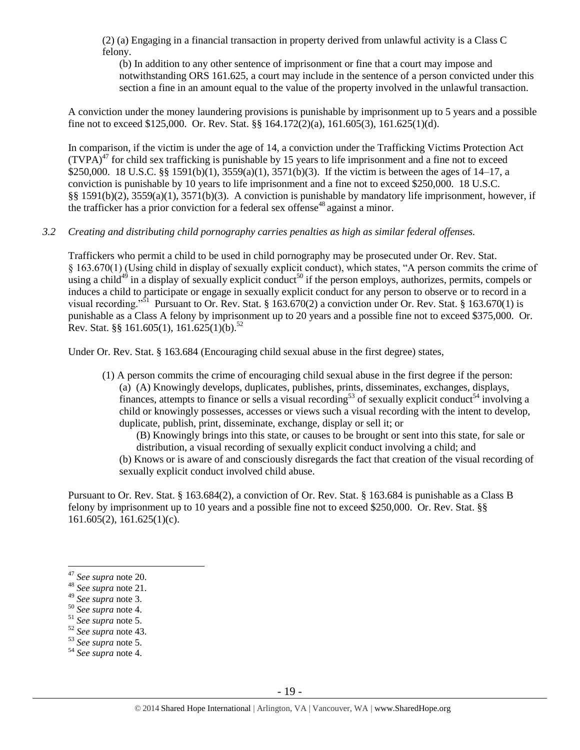(2) (a) Engaging in a financial transaction in property derived from unlawful activity is a Class C felony.

(b) In addition to any other sentence of imprisonment or fine that a court may impose and notwithstanding ORS 161.625, a court may include in the sentence of a person convicted under this section a fine in an amount equal to the value of the property involved in the unlawful transaction.

A conviction under the money laundering provisions is punishable by imprisonment up to 5 years and a possible fine not to exceed $125,000. Or. Rev. Stat. §§ 164.172(2)(a), 161.605(3), 161.625(1)(d).

In comparison, if the victim is under the age of 14, a conviction under the Trafficking Victims Protection Act (TVPA)[47] for child sex trafficking is punishable by 15 years to life imprisonment and a fine not to exceed $250,000. 18 U.S.C. §§ 1591(b)(1), 3559(a)(1), 3571(b)(3). If the victim is between the ages of 14–17, a conviction is punishable by 10 years to life imprisonment and a fine not to exceed $250,000. 18 U.S.C. §§ 1591(b)(2), 3559(a)(1), 3571(b)(3). A conviction is punishable by mandatory life imprisonment, however, if the trafficker has a prior conviction for a federal sex offense[48] against a minor.

*3.2 Creating and distributing child pornography carries penalties as high as similar federal offenses.*

Traffickers who permit a child to be used in child pornography may be prosecuted under Or. Rev. Stat. § 163.670(1) (Using child in display of sexually explicit conduct), which states, "A person commits the crime of using a child[49] in a display of sexually explicit conduct[50] if the person employs, authorizes, permits, compels or induces a child to participate or engage in sexually explicit conduct for any person to observe or to record in a visual recording."[51] Pursuant to Or. Rev. Stat. § 163.670(2) a conviction under Or. Rev. Stat. § 163.670(1) is punishable as a Class A felony by imprisonment up to 20 years and a possible fine not to exceed $375,000. Or. Rev. Stat. §§ 161.605(1), 161.625(1)(b).[52]

Under Or. Rev. Stat. § 163.684 (Encouraging child sexual abuse in the first degree) states,

(1) A person commits the crime of encouraging child sexual abuse in the first degree if the person:

(a) (A) Knowingly develops, duplicates, publishes, prints, disseminates, exchanges, displays, finances, attempts to finance or sells a visual recording[53] of sexually explicit conduct[54] involving a child or knowingly possesses, accesses or views such a visual recording with the intent to develop, duplicate, publish, print, disseminate, exchange, display or sell it; or

(B) Knowingly brings into this state, or causes to be brought or sent into this state, for sale or distribution, a visual recording of sexually explicit conduct involving a child; and

(b) Knows or is aware of and consciously disregards the fact that creation of the visual recording of sexually explicit conduct involved child abuse.

Pursuant to Or. Rev. Stat. § 163.684(2), a conviction of Or. Rev. Stat. § 163.684 is punishable as a Class B felony by imprisonment up to 10 years and a possible fine not to exceed $250,000. Or. Rev. Stat. §§ 161.605(2), 161.625(1)(c).

---

[47] *See supra* note 20.

[48] *See supra* note 21.

[49] *See supra* note 3.

[50] *See supra* note 4.

[51] *See supra* note 5.

[52] *See supra* note 43.

[53] *See supra* note 5.

[54] *See supra* note 4.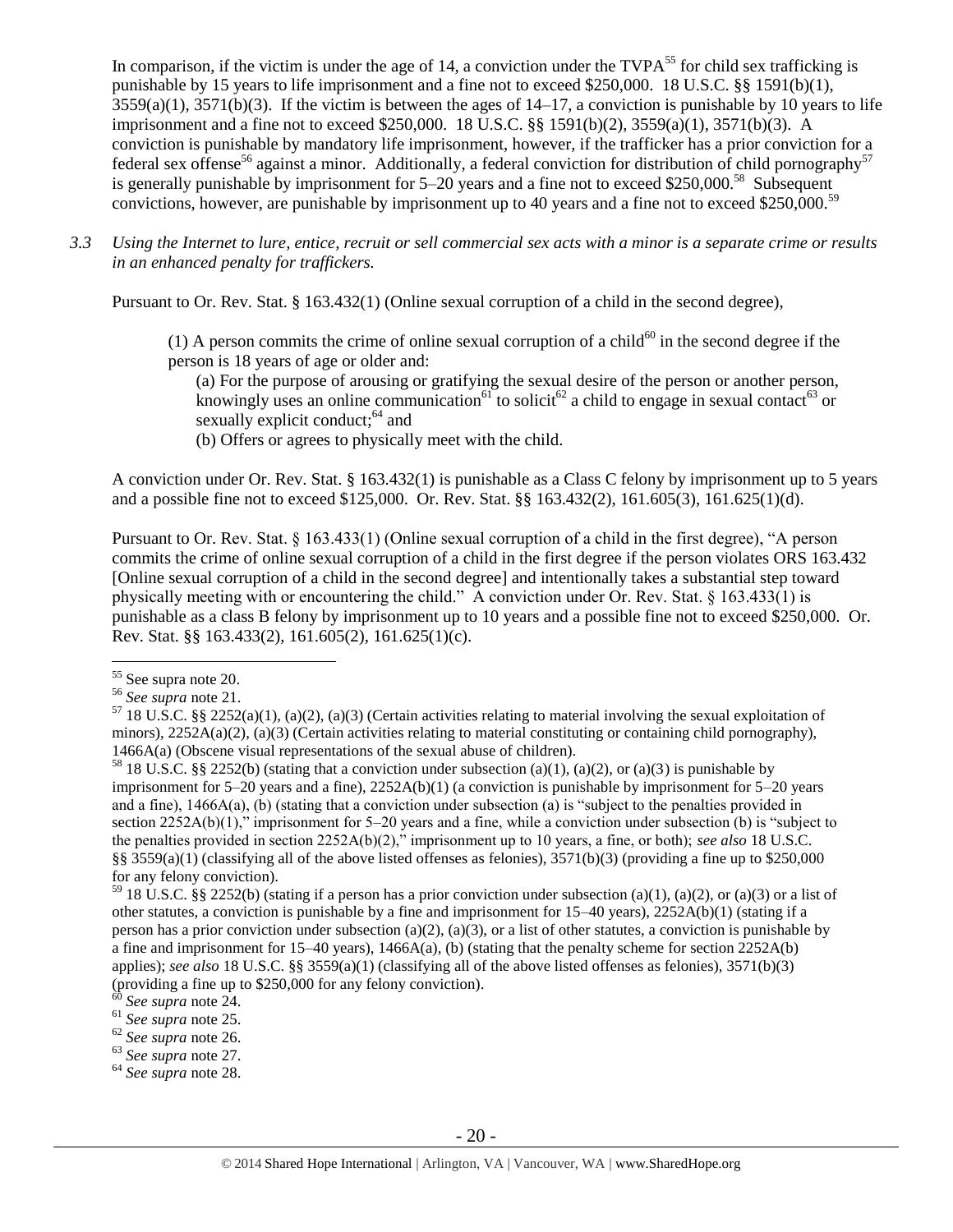In comparison, if the victim is under the age of 14, a conviction under the TVPA[55] for child sex trafficking is punishable by 15 years to life imprisonment and a fine not to exceed $250,000. 18 U.S.C. §§ 1591(b)(1), 3559(a)(1), 3571(b)(3). If the victim is between the ages of 14–17, a conviction is punishable by 10 years to life imprisonment and a fine not to exceed $250,000. 18 U.S.C. §§ 1591(b)(2), 3559(a)(1), 3571(b)(3). A conviction is punishable by mandatory life imprisonment, however, if the trafficker has a prior conviction for a federal sex offense[56] against a minor. Additionally, a federal conviction for distribution of child pornography[57] is generally punishable by imprisonment for 5–20 years and a fine not to exceed $250,000.[58] Subsequent convictions, however, are punishable by imprisonment up to 40 years and a fine not to exceed $250,000.[59]

*3.3 Using the Internet to lure, entice, recruit or sell commercial sex acts with a minor is a separate crime or results in an enhanced penalty for traffickers.*

Pursuant to Or. Rev. Stat. § 163.432(1) (Online sexual corruption of a child in the second degree),

> (1) A person commits the crime of online sexual corruption of a child[60] in the second degree if the person is 18 years of age or older and:
>
> (a) For the purpose of arousing or gratifying the sexual desire of the person or another person, knowingly uses an online communication[61] to solicit[62] a child to engage in sexual contact[63] or sexually explicit conduct;[64] and
>
> (b) Offers or agrees to physically meet with the child.

A conviction under Or. Rev. Stat. § 163.432(1) is punishable as a Class C felony by imprisonment up to 5 years and a possible fine not to exceed $125,000. Or. Rev. Stat. §§ 163.432(2), 161.605(3), 161.625(1)(d).

Pursuant to Or. Rev. Stat. § 163.433(1) (Online sexual corruption of a child in the first degree), "A person commits the crime of online sexual corruption of a child in the first degree if the person violates ORS 163.432 [Online sexual corruption of a child in the second degree] and intentionally takes a substantial step toward physically meeting with or encountering the child." A conviction under Or. Rev. Stat. § 163.433(1) is punishable as a class B felony by imprisonment up to 10 years and a possible fine not to exceed $250,000. Or. Rev. Stat. §§ 163.433(2), 161.605(2), 161.625(1)(c).

---

[55] See supra note 20.

[56] *See supra* note 21.

[57] 18 U.S.C. §§ 2252(a)(1), (a)(2), (a)(3) (Certain activities relating to material involving the sexual exploitation of minors), 2252A(a)(2), (a)(3) (Certain activities relating to material constituting or containing child pornography), 1466A(a) (Obscene visual representations of the sexual abuse of children).

[58] 18 U.S.C. §§ 2252(b) (stating that a conviction under subsection (a)(1), (a)(2), or (a)(3) is punishable by imprisonment for 5–20 years and a fine), 2252A(b)(1) (a conviction is punishable by imprisonment for 5–20 years and a fine), 1466A(a), (b) (stating that a conviction under subsection (a) is "subject to the penalties provided in section 2252A(b)(1)," imprisonment for 5–20 years and a fine, while a conviction under subsection (b) is "subject to the penalties provided in section 2252A(b)(2)," imprisonment up to 10 years, a fine, or both); *see also* 18 U.S.C. §§ 3559(a)(1) (classifying all of the above listed offenses as felonies), 3571(b)(3) (providing a fine up to $250,000 for any felony conviction).

[59] 18 U.S.C. §§ 2252(b) (stating if a person has a prior conviction under subsection (a)(1), (a)(2), or (a)(3) or a list of other statutes, a conviction is punishable by a fine and imprisonment for 15–40 years), 2252A(b)(1) (stating if a person has a prior conviction under subsection (a)(2), (a)(3), or a list of other statutes, a conviction is punishable by a fine and imprisonment for 15–40 years), 1466A(a), (b) (stating that the penalty scheme for section 2252A(b) applies); *see also* 18 U.S.C. §§ 3559(a)(1) (classifying all of the above listed offenses as felonies), 3571(b)(3) (providing a fine up to $250,000 for any felony conviction).

[60] *See supra* note 24.

[61] *See supra* note 25.

[62] *See supra* note 26.

[63] *See supra* note 27.

[64] *See supra* note 28.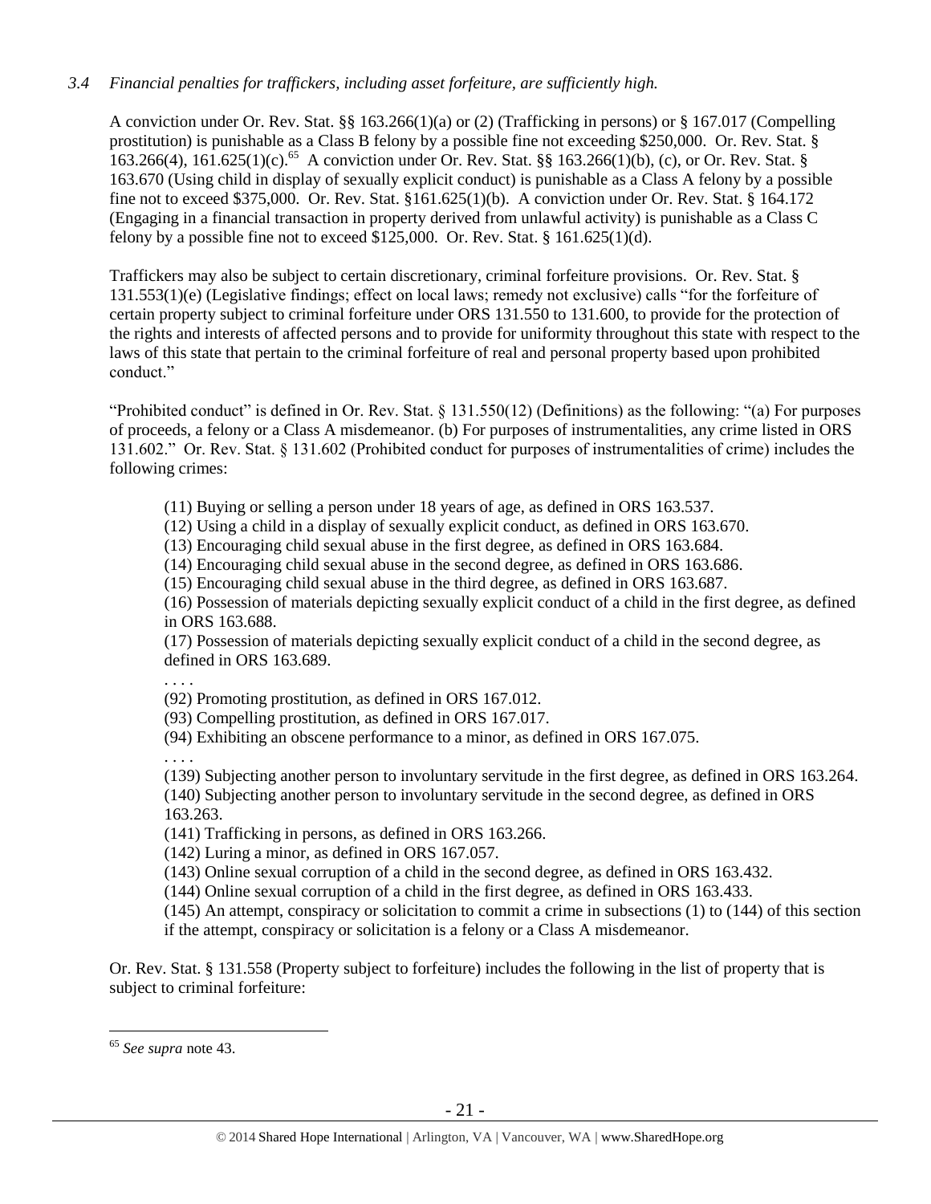*3.4 Financial penalties for traffickers, including asset forfeiture, are sufficiently high.*

A conviction under Or. Rev. Stat. §§ 163.266(1)(a) or (2) (Trafficking in persons) or § 167.017 (Compelling prostitution) is punishable as a Class B felony by a possible fine not exceeding $250,000. Or. Rev. Stat. § 163.266(4), 161.625(1)(c).[65] A conviction under Or. Rev. Stat. §§ 163.266(1)(b), (c), or Or. Rev. Stat. § 163.670 (Using child in display of sexually explicit conduct) is punishable as a Class A felony by a possible fine not to exceed $375,000. Or. Rev. Stat. §161.625(1)(b). A conviction under Or. Rev. Stat. § 164.172 (Engaging in a financial transaction in property derived from unlawful activity) is punishable as a Class C felony by a possible fine not to exceed $125,000. Or. Rev. Stat. § 161.625(1)(d).

Traffickers may also be subject to certain discretionary, criminal forfeiture provisions. Or. Rev. Stat. § 131.553(1)(e) (Legislative findings; effect on local laws; remedy not exclusive) calls "for the forfeiture of certain property subject to criminal forfeiture under ORS 131.550 to 131.600, to provide for the protection of the rights and interests of affected persons and to provide for uniformity throughout this state with respect to the laws of this state that pertain to the criminal forfeiture of real and personal property based upon prohibited conduct."

"Prohibited conduct" is defined in Or. Rev. Stat. § 131.550(12) (Definitions) as the following: "(a) For purposes of proceeds, a felony or a Class A misdemeanor. (b) For purposes of instrumentalities, any crime listed in ORS 131.602." Or. Rev. Stat. § 131.602 (Prohibited conduct for purposes of instrumentalities of crime) includes the following crimes:

> (11) Buying or selling a person under 18 years of age, as defined in ORS 163.537.
> (12) Using a child in a display of sexually explicit conduct, as defined in ORS 163.670.
> (13) Encouraging child sexual abuse in the first degree, as defined in ORS 163.684.
> (14) Encouraging child sexual abuse in the second degree, as defined in ORS 163.686.
> (15) Encouraging child sexual abuse in the third degree, as defined in ORS 163.687.
> (16) Possession of materials depicting sexually explicit conduct of a child in the first degree, as defined in ORS 163.688.
> (17) Possession of materials depicting sexually explicit conduct of a child in the second degree, as defined in ORS 163.689.
> . . . .
> (92) Promoting prostitution, as defined in ORS 167.012.
> (93) Compelling prostitution, as defined in ORS 167.017.
> (94) Exhibiting an obscene performance to a minor, as defined in ORS 167.075.
> . . . .
> (139) Subjecting another person to involuntary servitude in the first degree, as defined in ORS 163.264.
> (140) Subjecting another person to involuntary servitude in the second degree, as defined in ORS 163.263.
> (141) Trafficking in persons, as defined in ORS 163.266.
> (142) Luring a minor, as defined in ORS 167.057.
> (143) Online sexual corruption of a child in the second degree, as defined in ORS 163.432.
> (144) Online sexual corruption of a child in the first degree, as defined in ORS 163.433.
> (145) An attempt, conspiracy or solicitation to commit a crime in subsections (1) to (144) of this section if the attempt, conspiracy or solicitation is a felony or a Class A misdemeanor.

Or. Rev. Stat. § 131.558 (Property subject to forfeiture) includes the following in the list of property that is subject to criminal forfeiture:

---

[65] *See supra* note 43.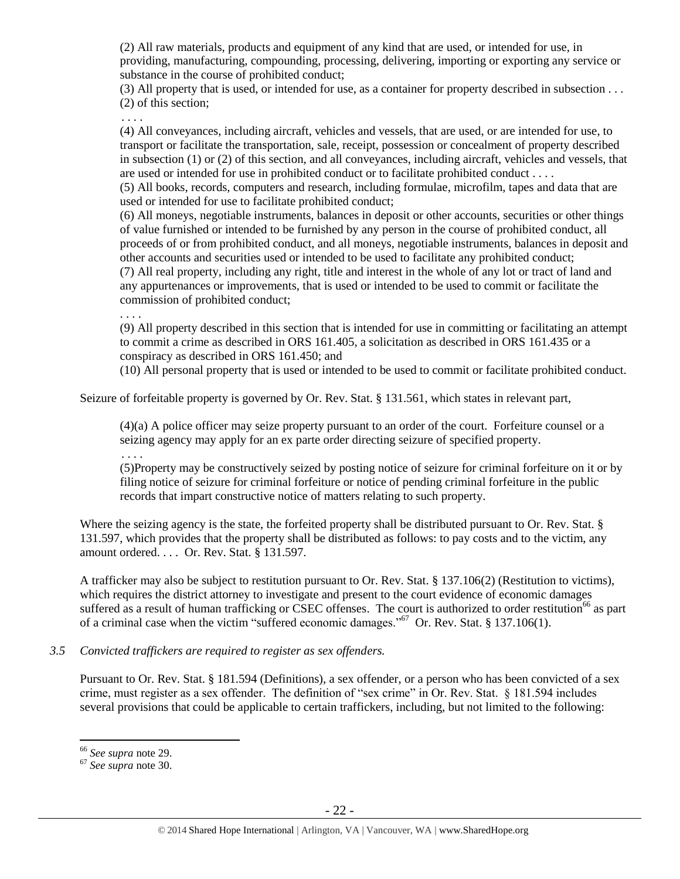> (2) All raw materials, products and equipment of any kind that are used, or intended for use, in providing, manufacturing, compounding, processing, delivering, importing or exporting any service or substance in the course of prohibited conduct;
>
> (3) All property that is used, or intended for use, as a container for property described in subsection . . . (2) of this section;
>
> . . . .
>
> (4) All conveyances, including aircraft, vehicles and vessels, that are used, or are intended for use, to transport or facilitate the transportation, sale, receipt, possession or concealment of property described in subsection (1) or (2) of this section, and all conveyances, including aircraft, vehicles and vessels, that are used or intended for use in prohibited conduct or to facilitate prohibited conduct . . . .
>
> (5) All books, records, computers and research, including formulae, microfilm, tapes and data that are used or intended for use to facilitate prohibited conduct;
>
> (6) All moneys, negotiable instruments, balances in deposit or other accounts, securities or other things of value furnished or intended to be furnished by any person in the course of prohibited conduct, all proceeds of or from prohibited conduct, and all moneys, negotiable instruments, balances in deposit and other accounts and securities used or intended to be used to facilitate any prohibited conduct;
>
> (7) All real property, including any right, title and interest in the whole of any lot or tract of land and any appurtenances or improvements, that is used or intended to be used to commit or facilitate the commission of prohibited conduct;
>
> . . . .
>
> (9) All property described in this section that is intended for use in committing or facilitating an attempt to commit a crime as described in ORS 161.405, a solicitation as described in ORS 161.435 or a conspiracy as described in ORS 161.450; and
>
> (10) All personal property that is used or intended to be used to commit or facilitate prohibited conduct.

Seizure of forfeitable property is governed by Or. Rev. Stat. § 131.561, which states in relevant part,

> (4)(a) A police officer may seize property pursuant to an order of the court. Forfeiture counsel or a seizing agency may apply for an ex parte order directing seizure of specified property.
>
> . . . .
>
> (5)Property may be constructively seized by posting notice of seizure for criminal forfeiture on it or by filing notice of seizure for criminal forfeiture or notice of pending criminal forfeiture in the public records that impart constructive notice of matters relating to such property.

Where the seizing agency is the state, the forfeited property shall be distributed pursuant to Or. Rev. Stat. § 131.597, which provides that the property shall be distributed as follows: to pay costs and to the victim, any amount ordered. . . . Or. Rev. Stat. § 131.597.

A trafficker may also be subject to restitution pursuant to Or. Rev. Stat. § 137.106(2) (Restitution to victims), which requires the district attorney to investigate and present to the court evidence of economic damages suffered as a result of human trafficking or CSEC offenses. The court is authorized to order restitution[66] as part of a criminal case when the victim "suffered economic damages."[67] Or. Rev. Stat. § 137.106(1).

*3.5 Convicted traffickers are required to register as sex offenders.*

Pursuant to Or. Rev. Stat. § 181.594 (Definitions), a sex offender, or a person who has been convicted of a sex crime, must register as a sex offender. The definition of "sex crime" in Or. Rev. Stat. § 181.594 includes several provisions that could be applicable to certain traffickers, including, but not limited to the following:

[66] *See supra* note 29.

[67] *See supra* note 30.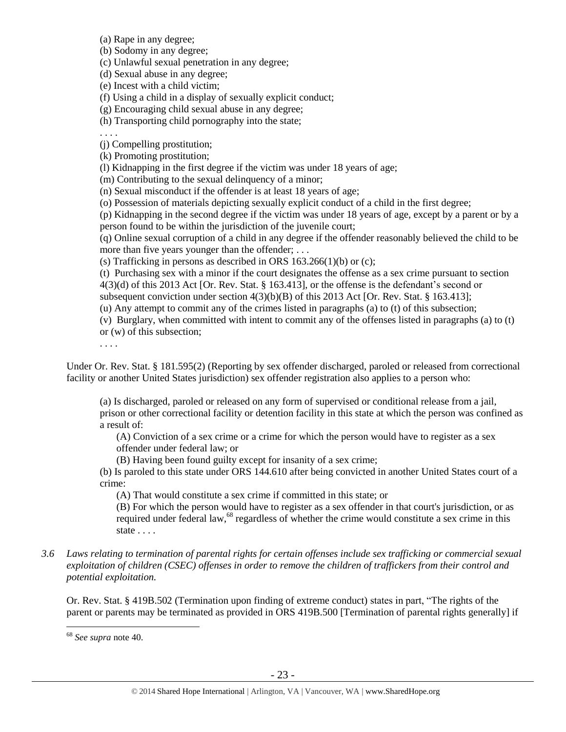(a) Rape in any degree;
(b) Sodomy in any degree;
(c) Unlawful sexual penetration in any degree;
(d) Sexual abuse in any degree;
(e) Incest with a child victim;
(f) Using a child in a display of sexually explicit conduct;
(g) Encouraging child sexual abuse in any degree;
(h) Transporting child pornography into the state;
. . . .
(j) Compelling prostitution;
(k) Promoting prostitution;
(l) Kidnapping in the first degree if the victim was under 18 years of age;
(m) Contributing to the sexual delinquency of a minor;
(n) Sexual misconduct if the offender is at least 18 years of age;
(o) Possession of materials depicting sexually explicit conduct of a child in the first degree;
(p) Kidnapping in the second degree if the victim was under 18 years of age, except by a parent or by a person found to be within the jurisdiction of the juvenile court;
(q) Online sexual corruption of a child in any degree if the offender reasonably believed the child to be more than five years younger than the offender; . . .
(s) Trafficking in persons as described in ORS 163.266(1)(b) or (c);
(t) Purchasing sex with a minor if the court designates the offense as a sex crime pursuant to section 4(3)(d) of this 2013 Act [Or. Rev. Stat. § 163.413], or the offense is the defendant's second or subsequent conviction under section 4(3)(b)(B) of this 2013 Act [Or. Rev. Stat. § 163.413];
(u) Any attempt to commit any of the crimes listed in paragraphs (a) to (t) of this subsection;
(v) Burglary, when committed with intent to commit any of the offenses listed in paragraphs (a) to (t) or (w) of this subsection;
. . . .

Under Or. Rev. Stat. § 181.595(2) (Reporting by sex offender discharged, paroled or released from correctional facility or another United States jurisdiction) sex offender registration also applies to a person who:

> (a) Is discharged, paroled or released on any form of supervised or conditional release from a jail, prison or other correctional facility or detention facility in this state at which the person was confined as a result of:
>
> (A) Conviction of a sex crime or a crime for which the person would have to register as a sex offender under federal law; or
>
> (B) Having been found guilty except for insanity of a sex crime;
>
> (b) Is paroled to this state under ORS 144.610 after being convicted in another United States court of a crime:
>
> (A) That would constitute a sex crime if committed in this state; or
>
> (B) For which the person would have to register as a sex offender in that court's jurisdiction, or as required under federal law,[68] regardless of whether the crime would constitute a sex crime in this state . . . .

*3.6 Laws relating to termination of parental rights for certain offenses include sex trafficking or commercial sexual exploitation of children (CSEC) offenses in order to remove the children of traffickers from their control and potential exploitation.*

Or. Rev. Stat. § 419B.502 (Termination upon finding of extreme conduct) states in part, "The rights of the parent or parents may be terminated as provided in ORS 419B.500 [Termination of parental rights generally] if

---

[68] *See supra* note 40.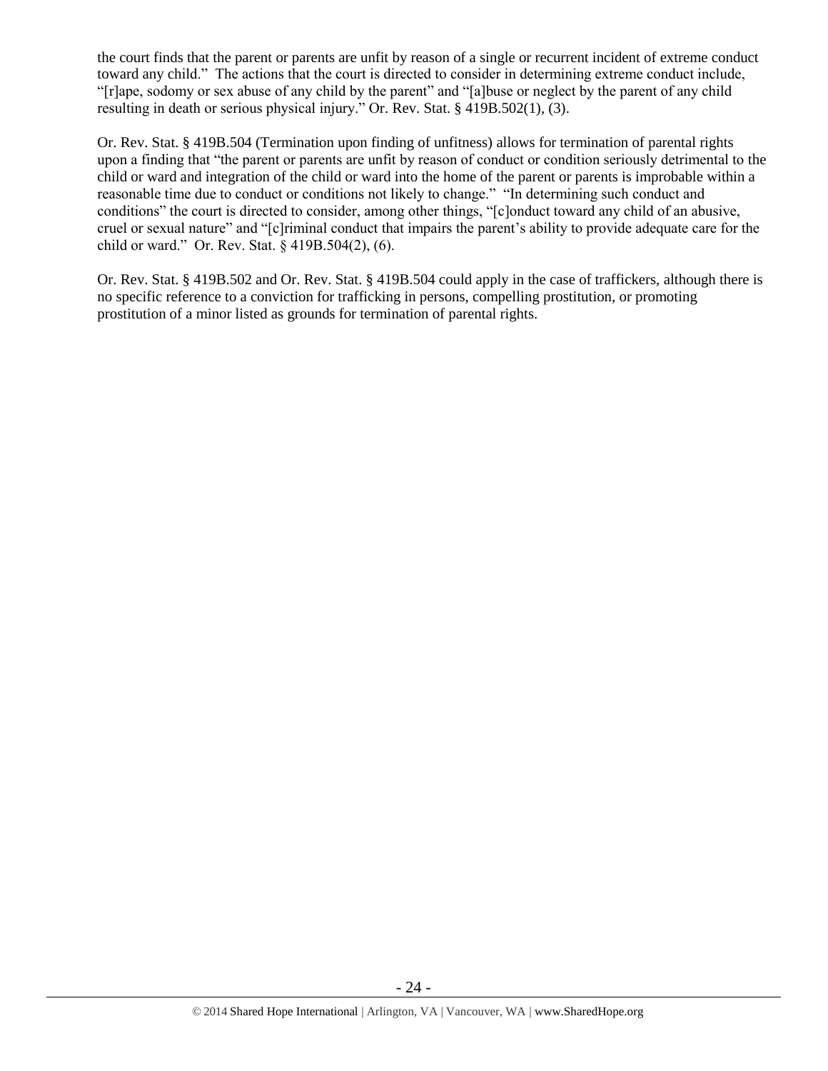the court finds that the parent or parents are unfit by reason of a single or recurrent incident of extreme conduct toward any child." The actions that the court is directed to consider in determining extreme conduct include, "[r]ape, sodomy or sex abuse of any child by the parent" and "[a]buse or neglect by the parent of any child resulting in death or serious physical injury." Or. Rev. Stat. § 419B.502(1), (3).

Or. Rev. Stat. § 419B.504 (Termination upon finding of unfitness) allows for termination of parental rights upon a finding that "the parent or parents are unfit by reason of conduct or condition seriously detrimental to the child or ward and integration of the child or ward into the home of the parent or parents is improbable within a reasonable time due to conduct or conditions not likely to change." "In determining such conduct and conditions" the court is directed to consider, among other things, "[c]onduct toward any child of an abusive, cruel or sexual nature" and "[c]riminal conduct that impairs the parent's ability to provide adequate care for the child or ward." Or. Rev. Stat. § 419B.504(2), (6).

Or. Rev. Stat. § 419B.502 and Or. Rev. Stat. § 419B.504 could apply in the case of traffickers, although there is no specific reference to a conviction for trafficking in persons, compelling prostitution, or promoting prostitution of a minor listed as grounds for termination of parental rights.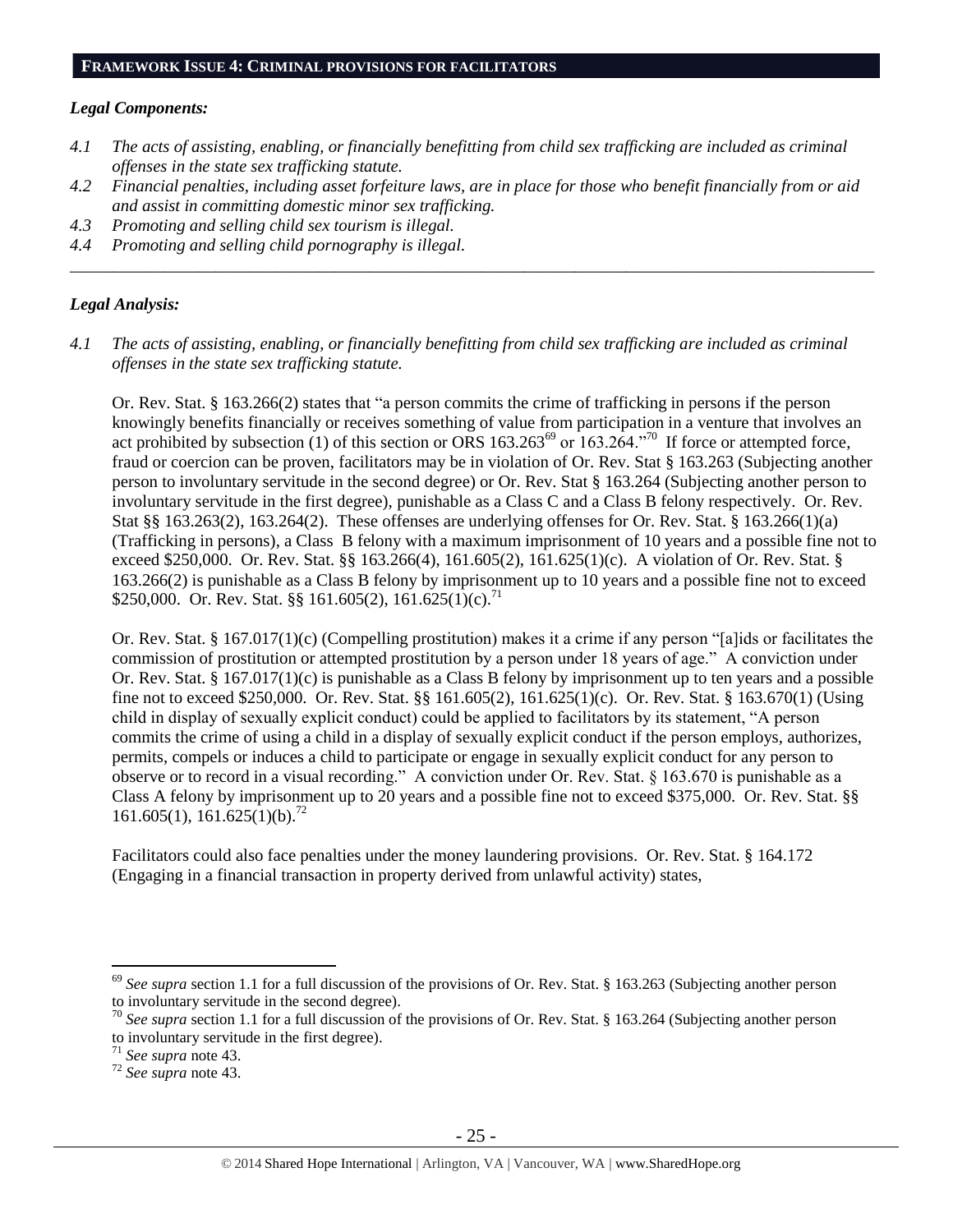## FRAMEWORK ISSUE 4: CRIMINAL PROVISIONS FOR FACILITATORS

### *Legal Components:*

*4.1 The acts of assisting, enabling, or financially benefitting from child sex trafficking are included as criminal offenses in the state sex trafficking statute.*

*4.2 Financial penalties, including asset forfeiture laws, are in place for those who benefit financially from or aid and assist in committing domestic minor sex trafficking.*

*4.3 Promoting and selling child sex tourism is illegal.*

*4.4 Promoting and selling child pornography is illegal.*

---

### *Legal Analysis:*

*4.1 The acts of assisting, enabling, or financially benefitting from child sex trafficking are included as criminal offenses in the state sex trafficking statute.*

Or. Rev. Stat. § 163.266(2) states that "a person commits the crime of trafficking in persons if the person knowingly benefits financially or receives something of value from participation in a venture that involves an act prohibited by subsection (1) of this section or ORS 163.263[69] or 163.264."[70] If force or attempted force, fraud or coercion can be proven, facilitators may be in violation of Or. Rev. Stat § 163.263 (Subjecting another person to involuntary servitude in the second degree) or Or. Rev. Stat § 163.264 (Subjecting another person to involuntary servitude in the first degree), punishable as a Class C and a Class B felony respectively. Or. Rev. Stat §§ 163.263(2), 163.264(2). These offenses are underlying offenses for Or. Rev. Stat. § 163.266(1)(a) (Trafficking in persons), a Class B felony with a maximum imprisonment of 10 years and a possible fine not to exceed $250,000. Or. Rev. Stat. §§ 163.266(4), 161.605(2), 161.625(1)(c). A violation of Or. Rev. Stat. § 163.266(2) is punishable as a Class B felony by imprisonment up to 10 years and a possible fine not to exceed $250,000. Or. Rev. Stat. §§ 161.605(2), 161.625(1)(c).[71]

Or. Rev. Stat. § 167.017(1)(c) (Compelling prostitution) makes it a crime if any person "[a]ids or facilitates the commission of prostitution or attempted prostitution by a person under 18 years of age." A conviction under Or. Rev. Stat. § 167.017(1)(c) is punishable as a Class B felony by imprisonment up to ten years and a possible fine not to exceed $250,000. Or. Rev. Stat. §§ 161.605(2), 161.625(1)(c). Or. Rev. Stat. § 163.670(1) (Using child in display of sexually explicit conduct) could be applied to facilitators by its statement, "A person commits the crime of using a child in a display of sexually explicit conduct if the person employs, authorizes, permits, compels or induces a child to participate or engage in sexually explicit conduct for any person to observe or to record in a visual recording." A conviction under Or. Rev. Stat. § 163.670 is punishable as a Class A felony by imprisonment up to 20 years and a possible fine not to exceed $375,000. Or. Rev. Stat. §§ 161.605(1), 161.625(1)(b).[72]

Facilitators could also face penalties under the money laundering provisions. Or. Rev. Stat. § 164.172 (Engaging in a financial transaction in property derived from unlawful activity) states,

---

[69] *See supra* section 1.1 for a full discussion of the provisions of Or. Rev. Stat. § 163.263 (Subjecting another person to involuntary servitude in the second degree).

[70] *See supra* section 1.1 for a full discussion of the provisions of Or. Rev. Stat. § 163.264 (Subjecting another person to involuntary servitude in the first degree).

[71] *See supra* note 43.

[72] *See supra* note 43.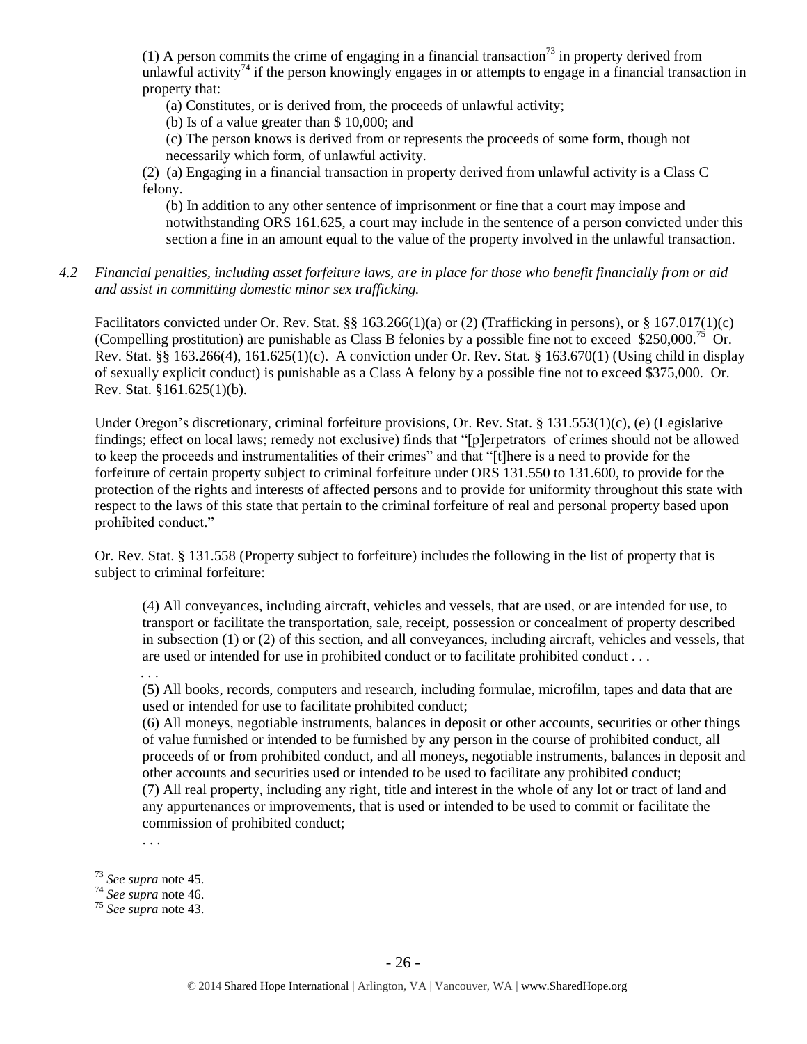(1) A person commits the crime of engaging in a financial transaction[73] in property derived from unlawful activity[74] if the person knowingly engages in or attempts to engage in a financial transaction in property that:

(a) Constitutes, or is derived from, the proceeds of unlawful activity;

(b) Is of a value greater than $ 10,000; and

(c) The person knows is derived from or represents the proceeds of some form, though not necessarily which form, of unlawful activity.

(2) (a) Engaging in a financial transaction in property derived from unlawful activity is a Class C felony.

(b) In addition to any other sentence of imprisonment or fine that a court may impose and notwithstanding ORS 161.625, a court may include in the sentence of a person convicted under this section a fine in an amount equal to the value of the property involved in the unlawful transaction.

*4.2 Financial penalties, including asset forfeiture laws, are in place for those who benefit financially from or aid and assist in committing domestic minor sex trafficking.*

Facilitators convicted under Or. Rev. Stat. §§ 163.266(1)(a) or (2) (Trafficking in persons), or § 167.017(1)(c) (Compelling prostitution) are punishable as Class B felonies by a possible fine not to exceed $250,000.[75] Or. Rev. Stat. §§ 163.266(4), 161.625(1)(c). A conviction under Or. Rev. Stat. § 163.670(1) (Using child in display of sexually explicit conduct) is punishable as a Class A felony by a possible fine not to exceed $375,000. Or. Rev. Stat. §161.625(1)(b).

Under Oregon's discretionary, criminal forfeiture provisions, Or. Rev. Stat. § 131.553(1)(c), (e) (Legislative findings; effect on local laws; remedy not exclusive) finds that "[p]erpetrators of crimes should not be allowed to keep the proceeds and instrumentalities of their crimes" and that "[t]here is a need to provide for the forfeiture of certain property subject to criminal forfeiture under ORS 131.550 to 131.600, to provide for the protection of the rights and interests of affected persons and to provide for uniformity throughout this state with respect to the laws of this state that pertain to the criminal forfeiture of real and personal property based upon prohibited conduct."

Or. Rev. Stat. § 131.558 (Property subject to forfeiture) includes the following in the list of property that is subject to criminal forfeiture:

> (4) All conveyances, including aircraft, vehicles and vessels, that are used, or are intended for use, to transport or facilitate the transportation, sale, receipt, possession or concealment of property described in subsection (1) or (2) of this section, and all conveyances, including aircraft, vehicles and vessels, that are used or intended for use in prohibited conduct or to facilitate prohibited conduct . . .
>
> . . .
>
> (5) All books, records, computers and research, including formulae, microfilm, tapes and data that are used or intended for use to facilitate prohibited conduct;
>
> (6) All moneys, negotiable instruments, balances in deposit or other accounts, securities or other things of value furnished or intended to be furnished by any person in the course of prohibited conduct, all proceeds of or from prohibited conduct, and all moneys, negotiable instruments, balances in deposit and other accounts and securities used or intended to be used to facilitate any prohibited conduct;
>
> (7) All real property, including any right, title and interest in the whole of any lot or tract of land and any appurtenances or improvements, that is used or intended to be used to commit or facilitate the commission of prohibited conduct;
>
> . . .

[73] *See supra* note 45.

[74] *See supra* note 46.

[75] *See supra* note 43.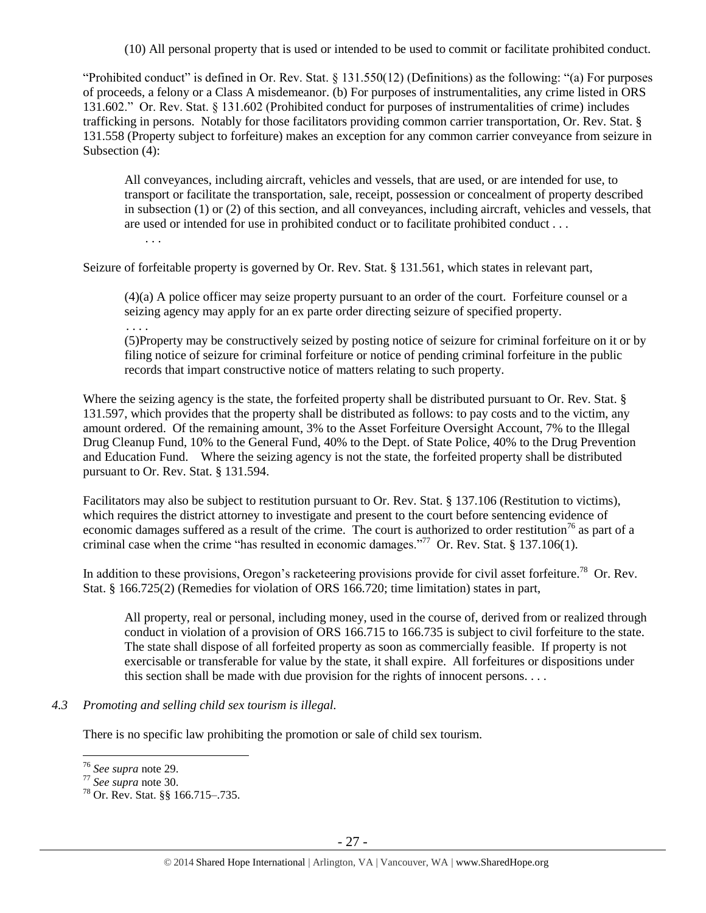(10) All personal property that is used or intended to be used to commit or facilitate prohibited conduct.

"Prohibited conduct" is defined in Or. Rev. Stat. § 131.550(12) (Definitions) as the following: "(a) For purposes of proceeds, a felony or a Class A misdemeanor. (b) For purposes of instrumentalities, any crime listed in ORS 131.602." Or. Rev. Stat. § 131.602 (Prohibited conduct for purposes of instrumentalities of crime) includes trafficking in persons. Notably for those facilitators providing common carrier transportation, Or. Rev. Stat. § 131.558 (Property subject to forfeiture) makes an exception for any common carrier conveyance from seizure in Subsection (4):

> All conveyances, including aircraft, vehicles and vessels, that are used, or are intended for use, to transport or facilitate the transportation, sale, receipt, possession or concealment of property described in subsection (1) or (2) of this section, and all conveyances, including aircraft, vehicles and vessels, that are used or intended for use in prohibited conduct or to facilitate prohibited conduct . . .
>
> . . .

Seizure of forfeitable property is governed by Or. Rev. Stat. § 131.561, which states in relevant part,

> (4)(a) A police officer may seize property pursuant to an order of the court. Forfeiture counsel or a seizing agency may apply for an ex parte order directing seizure of specified property.
>
> . . . .
>
> (5)Property may be constructively seized by posting notice of seizure for criminal forfeiture on it or by filing notice of seizure for criminal forfeiture or notice of pending criminal forfeiture in the public records that impart constructive notice of matters relating to such property.

Where the seizing agency is the state, the forfeited property shall be distributed pursuant to Or. Rev. Stat. § 131.597, which provides that the property shall be distributed as follows: to pay costs and to the victim, any amount ordered. Of the remaining amount, 3% to the Asset Forfeiture Oversight Account, 7% to the Illegal Drug Cleanup Fund, 10% to the General Fund, 40% to the Dept. of State Police, 40% to the Drug Prevention and Education Fund. Where the seizing agency is not the state, the forfeited property shall be distributed pursuant to Or. Rev. Stat. § 131.594.

Facilitators may also be subject to restitution pursuant to Or. Rev. Stat. § 137.106 (Restitution to victims), which requires the district attorney to investigate and present to the court before sentencing evidence of economic damages suffered as a result of the crime. The court is authorized to order restitution[76] as part of a criminal case when the crime "has resulted in economic damages."[77] Or. Rev. Stat. § 137.106(1).

In addition to these provisions, Oregon's racketeering provisions provide for civil asset forfeiture.[78] Or. Rev. Stat. § 166.725(2) (Remedies for violation of ORS 166.720; time limitation) states in part,

> All property, real or personal, including money, used in the course of, derived from or realized through conduct in violation of a provision of ORS 166.715 to 166.735 is subject to civil forfeiture to the state. The state shall dispose of all forfeited property as soon as commercially feasible. If property is not exercisable or transferable for value by the state, it shall expire. All forfeitures or dispositions under this section shall be made with due provision for the rights of innocent persons. . . .

### *4.3 Promoting and selling child sex tourism is illegal.*

There is no specific law prohibiting the promotion or sale of child sex tourism.

---

[76] *See supra* note 29.
[77] *See supra* note 30.
[78] Or. Rev. Stat. §§ 166.715–.735.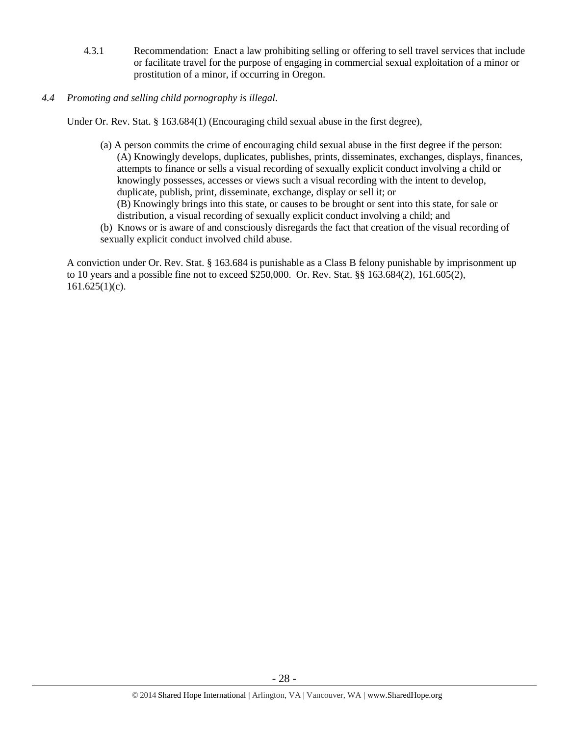4.3.1 Recommendation: Enact a law prohibiting selling or offering to sell travel services that include or facilitate travel for the purpose of engaging in commercial sexual exploitation of a minor or prostitution of a minor, if occurring in Oregon.

*4.4 Promoting and selling child pornography is illegal.*

Under Or. Rev. Stat. § 163.684(1) (Encouraging child sexual abuse in the first degree),

> (a) A person commits the crime of encouraging child sexual abuse in the first degree if the person:
>
> (A) Knowingly develops, duplicates, publishes, prints, disseminates, exchanges, displays, finances, attempts to finance or sells a visual recording of sexually explicit conduct involving a child or knowingly possesses, accesses or views such a visual recording with the intent to develop, duplicate, publish, print, disseminate, exchange, display or sell it; or
>
> (B) Knowingly brings into this state, or causes to be brought or sent into this state, for sale or distribution, a visual recording of sexually explicit conduct involving a child; and
>
> (b) Knows or is aware of and consciously disregards the fact that creation of the visual recording of sexually explicit conduct involved child abuse.

A conviction under Or. Rev. Stat. § 163.684 is punishable as a Class B felony punishable by imprisonment up to 10 years and a possible fine not to exceed $250,000. Or. Rev. Stat. §§ 163.684(2), 161.605(2), 161.625(1)(c).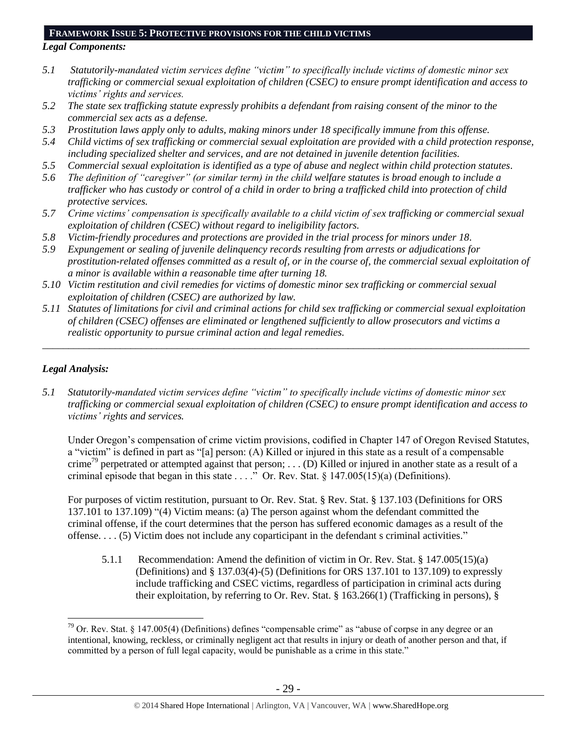## FRAMEWORK ISSUE 5: PROTECTIVE PROVISIONS FOR THE CHILD VICTIMS

***Legal Components:***

*5.1 Statutorily-mandated victim services define "victim" to specifically include victims of domestic minor sex trafficking or commercial sexual exploitation of children (CSEC) to ensure prompt identification and access to victims' rights and services.*

*5.2 The state sex trafficking statute expressly prohibits a defendant from raising consent of the minor to the commercial sex acts as a defense.*

*5.3 Prostitution laws apply only to adults, making minors under 18 specifically immune from this offense.*

*5.4 Child victims of sex trafficking or commercial sexual exploitation are provided with a child protection response, including specialized shelter and services, and are not detained in juvenile detention facilities.*

*5.5 Commercial sexual exploitation is identified as a type of abuse and neglect within child protection statutes.*

*5.6 The definition of "caregiver" (or similar term) in the child welfare statutes is broad enough to include a trafficker who has custody or control of a child in order to bring a trafficked child into protection of child protective services.*

*5.7 Crime victims' compensation is specifically available to a child victim of sex trafficking or commercial sexual exploitation of children (CSEC) without regard to ineligibility factors.*

*5.8 Victim-friendly procedures and protections are provided in the trial process for minors under 18.*

*5.9 Expungement or sealing of juvenile delinquency records resulting from arrests or adjudications for prostitution-related offenses committed as a result of, or in the course of, the commercial sexual exploitation of a minor is available within a reasonable time after turning 18.*

*5.10 Victim restitution and civil remedies for victims of domestic minor sex trafficking or commercial sexual exploitation of children (CSEC) are authorized by law.*

*5.11 Statutes of limitations for civil and criminal actions for child sex trafficking or commercial sexual exploitation of children (CSEC) offenses are eliminated or lengthened sufficiently to allow prosecutors and victims a realistic opportunity to pursue criminal action and legal remedies.*

---

***Legal Analysis:***

*5.1 Statutorily-mandated victim services define "victim" to specifically include victims of domestic minor sex trafficking or commercial sexual exploitation of children (CSEC) to ensure prompt identification and access to victims' rights and services.*

Under Oregon's compensation of crime victim provisions, codified in Chapter 147 of Oregon Revised Statutes, a "victim" is defined in part as "[a] person: (A) Killed or injured in this state as a result of a compensable crime[79] perpetrated or attempted against that person; . . . (D) Killed or injured in another state as a result of a criminal episode that began in this state . . . ." Or. Rev. Stat. § 147.005(15)(a) (Definitions).

For purposes of victim restitution, pursuant to Or. Rev. Stat. § Rev. Stat. § 137.103 (Definitions for ORS 137.101 to 137.109) "(4) Victim means: (a) The person against whom the defendant committed the criminal offense, if the court determines that the person has suffered economic damages as a result of the offense. . . . (5) Victim does not include any coparticipant in the defendant s criminal activities."

5.1.1 Recommendation: Amend the definition of victim in Or. Rev. Stat. § 147.005(15)(a) (Definitions) and § 137.03(4)-(5) (Definitions for ORS 137.101 to 137.109) to expressly include trafficking and CSEC victims, regardless of participation in criminal acts during their exploitation, by referring to Or. Rev. Stat. § 163.266(1) (Trafficking in persons), §

---

[79] Or. Rev. Stat. § 147.005(4) (Definitions) defines "compensable crime" as "abuse of corpse in any degree or an intentional, knowing, reckless, or criminally negligent act that results in injury or death of another person and that, if committed by a person of full legal capacity, would be punishable as a crime in this state."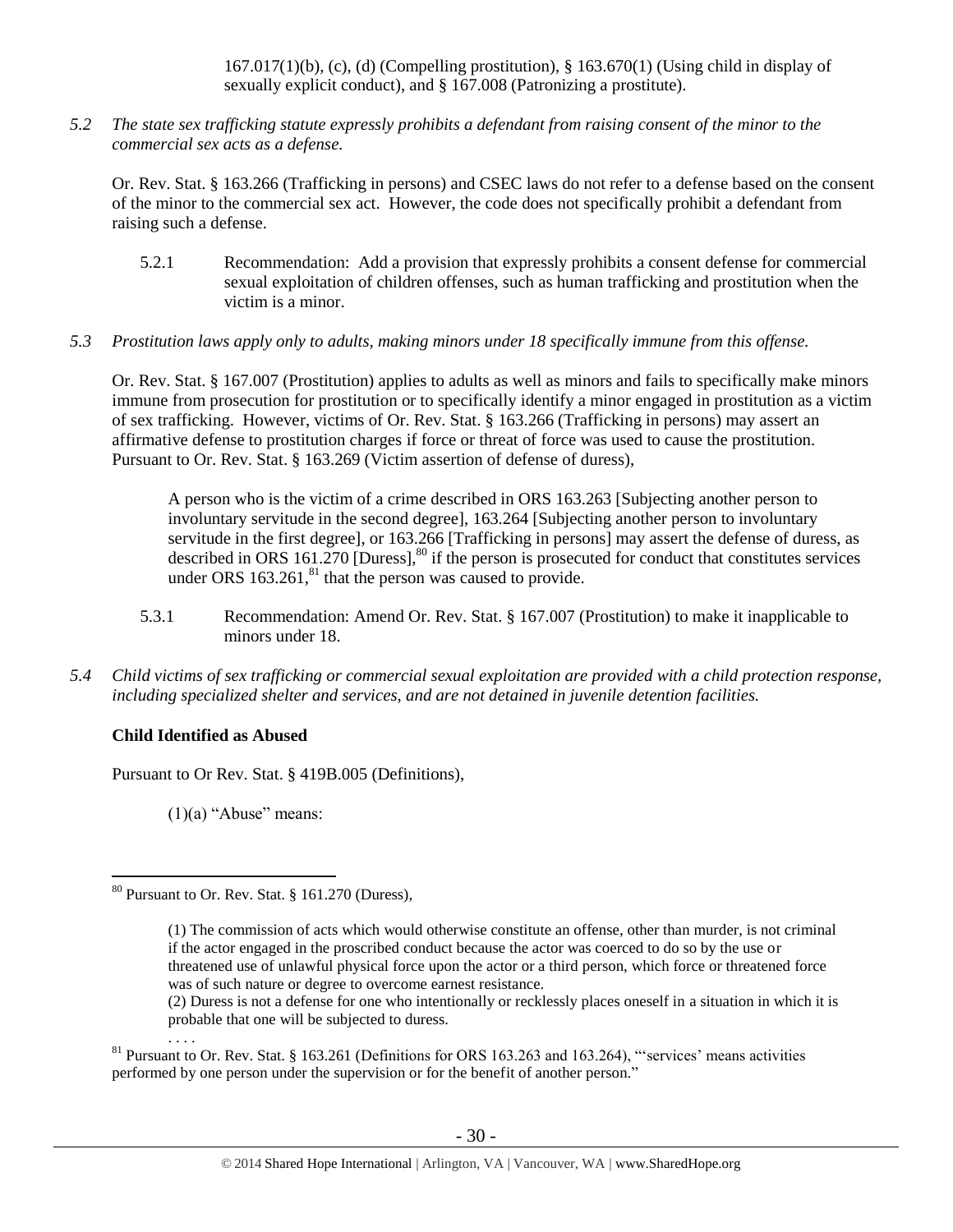167.017(1)(b), (c), (d) (Compelling prostitution), § 163.670(1) (Using child in display of sexually explicit conduct), and § 167.008 (Patronizing a prostitute).

*5.2 The state sex trafficking statute expressly prohibits a defendant from raising consent of the minor to the commercial sex acts as a defense.*

Or. Rev. Stat. § 163.266 (Trafficking in persons) and CSEC laws do not refer to a defense based on the consent of the minor to the commercial sex act. However, the code does not specifically prohibit a defendant from raising such a defense.

5.2.1 Recommendation: Add a provision that expressly prohibits a consent defense for commercial sexual exploitation of children offenses, such as human trafficking and prostitution when the victim is a minor.

*5.3 Prostitution laws apply only to adults, making minors under 18 specifically immune from this offense.*

Or. Rev. Stat. § 167.007 (Prostitution) applies to adults as well as minors and fails to specifically make minors immune from prosecution for prostitution or to specifically identify a minor engaged in prostitution as a victim of sex trafficking. However, victims of Or. Rev. Stat. § 163.266 (Trafficking in persons) may assert an affirmative defense to prostitution charges if force or threat of force was used to cause the prostitution. Pursuant to Or. Rev. Stat. § 163.269 (Victim assertion of defense of duress),

> A person who is the victim of a crime described in ORS 163.263 [Subjecting another person to involuntary servitude in the second degree], 163.264 [Subjecting another person to involuntary servitude in the first degree], or 163.266 [Trafficking in persons] may assert the defense of duress, as described in ORS 161.270 [Duress],[80] if the person is prosecuted for conduct that constitutes services under ORS 163.261,[81] that the person was caused to provide.

5.3.1 Recommendation: Amend Or. Rev. Stat. § 167.007 (Prostitution) to make it inapplicable to minors under 18.

*5.4 Child victims of sex trafficking or commercial sexual exploitation are provided with a child protection response, including specialized shelter and services, and are not detained in juvenile detention facilities.*

**Child Identified as Abused**

Pursuant to Or Rev. Stat. § 419B.005 (Definitions),

> (1)(a) "Abuse" means:

---

[80] Pursuant to Or. Rev. Stat. § 161.270 (Duress),

> (1) The commission of acts which would otherwise constitute an offense, other than murder, is not criminal if the actor engaged in the proscribed conduct because the actor was coerced to do so by the use or threatened use of unlawful physical force upon the actor or a third person, which force or threatened force was of such nature or degree to overcome earnest resistance.
>
> (2) Duress is not a defense for one who intentionally or recklessly places oneself in a situation in which it is probable that one will be subjected to duress.
>
> . . . .

[81] Pursuant to Or. Rev. Stat. § 163.261 (Definitions for ORS 163.263 and 163.264), "'services' means activities performed by one person under the supervision or for the benefit of another person."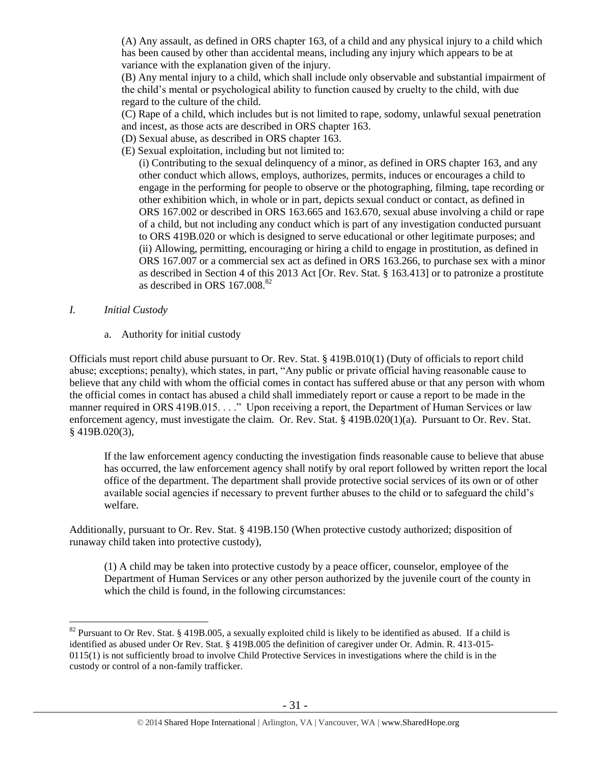(A) Any assault, as defined in ORS chapter 163, of a child and any physical injury to a child which has been caused by other than accidental means, including any injury which appears to be at variance with the explanation given of the injury.

(B) Any mental injury to a child, which shall include only observable and substantial impairment of the child's mental or psychological ability to function caused by cruelty to the child, with due regard to the culture of the child.

(C) Rape of a child, which includes but is not limited to rape, sodomy, unlawful sexual penetration and incest, as those acts are described in ORS chapter 163.

(D) Sexual abuse, as described in ORS chapter 163.

(E) Sexual exploitation, including but not limited to:

(i) Contributing to the sexual delinquency of a minor, as defined in ORS chapter 163, and any other conduct which allows, employs, authorizes, permits, induces or encourages a child to engage in the performing for people to observe or the photographing, filming, tape recording or other exhibition which, in whole or in part, depicts sexual conduct or contact, as defined in ORS 167.002 or described in ORS 163.665 and 163.670, sexual abuse involving a child or rape of a child, but not including any conduct which is part of any investigation conducted pursuant to ORS 419B.020 or which is designed to serve educational or other legitimate purposes; and

(ii) Allowing, permitting, encouraging or hiring a child to engage in prostitution, as defined in ORS 167.007 or a commercial sex act as defined in ORS 163.266, to purchase sex with a minor as described in Section 4 of this 2013 Act [Or. Rev. Stat. § 163.413] or to patronize a prostitute as described in ORS 167.008.[82]

## *I. Initial Custody*

a. Authority for initial custody

Officials must report child abuse pursuant to Or. Rev. Stat. § 419B.010(1) (Duty of officials to report child abuse; exceptions; penalty), which states, in part, "Any public or private official having reasonable cause to believe that any child with whom the official comes in contact has suffered abuse or that any person with whom the official comes in contact has abused a child shall immediately report or cause a report to be made in the manner required in ORS 419B.015. . . ." Upon receiving a report, the Department of Human Services or law enforcement agency, must investigate the claim. Or. Rev. Stat. § 419B.020(1)(a). Pursuant to Or. Rev. Stat. § 419B.020(3),

> If the law enforcement agency conducting the investigation finds reasonable cause to believe that abuse has occurred, the law enforcement agency shall notify by oral report followed by written report the local office of the department. The department shall provide protective social services of its own or of other available social agencies if necessary to prevent further abuses to the child or to safeguard the child's welfare.

Additionally, pursuant to Or. Rev. Stat. § 419B.150 (When protective custody authorized; disposition of runaway child taken into protective custody),

> (1) A child may be taken into protective custody by a peace officer, counselor, employee of the Department of Human Services or any other person authorized by the juvenile court of the county in which the child is found, in the following circumstances:

---

[82] Pursuant to Or Rev. Stat. § 419B.005, a sexually exploited child is likely to be identified as abused. If a child is identified as abused under Or Rev. Stat. § 419B.005 the definition of caregiver under Or. Admin. R. 413-015-0115(1) is not sufficiently broad to involve Child Protective Services in investigations where the child is in the custody or control of a non-family trafficker.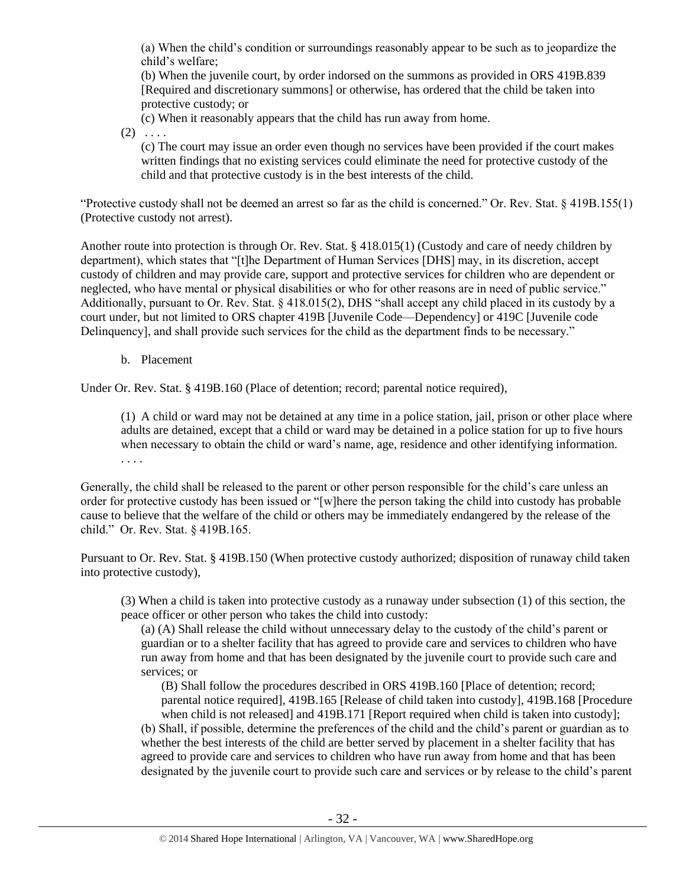(a) When the child's condition or surroundings reasonably appear to be such as to jeopardize the child's welfare;

(b) When the juvenile court, by order indorsed on the summons as provided in ORS 419B.839 [Required and discretionary summons] or otherwise, has ordered that the child be taken into protective custody; or

(c) When it reasonably appears that the child has run away from home.

(2) . . . .

(c) The court may issue an order even though no services have been provided if the court makes written findings that no existing services could eliminate the need for protective custody of the child and that protective custody is in the best interests of the child.

"Protective custody shall not be deemed an arrest so far as the child is concerned." Or. Rev. Stat. § 419B.155(1) (Protective custody not arrest).

Another route into protection is through Or. Rev. Stat. § 418.015(1) (Custody and care of needy children by department), which states that "[t]he Department of Human Services [DHS] may, in its discretion, accept custody of children and may provide care, support and protective services for children who are dependent or neglected, who have mental or physical disabilities or who for other reasons are in need of public service." Additionally, pursuant to Or. Rev. Stat. § 418.015(2), DHS "shall accept any child placed in its custody by a court under, but not limited to ORS chapter 419B [Juvenile Code—Dependency] or 419C [Juvenile code Delinquency], and shall provide such services for the child as the department finds to be necessary."

b. Placement

Under Or. Rev. Stat. § 419B.160 (Place of detention; record; parental notice required),

(1) A child or ward may not be detained at any time in a police station, jail, prison or other place where adults are detained, except that a child or ward may be detained in a police station for up to five hours when necessary to obtain the child or ward's name, age, residence and other identifying information. . . . .

Generally, the child shall be released to the parent or other person responsible for the child's care unless an order for protective custody has been issued or "[w]here the person taking the child into custody has probable cause to believe that the welfare of the child or others may be immediately endangered by the release of the child." Or. Rev. Stat. § 419B.165.

Pursuant to Or. Rev. Stat. § 419B.150 (When protective custody authorized; disposition of runaway child taken into protective custody),

(3) When a child is taken into protective custody as a runaway under subsection (1) of this section, the peace officer or other person who takes the child into custody:

(a) (A) Shall release the child without unnecessary delay to the custody of the child's parent or guardian or to a shelter facility that has agreed to provide care and services to children who have run away from home and that has been designated by the juvenile court to provide such care and services; or

(B) Shall follow the procedures described in ORS 419B.160 [Place of detention; record; parental notice required], 419B.165 [Release of child taken into custody], 419B.168 [Procedure when child is not released] and 419B.171 [Report required when child is taken into custody];

(b) Shall, if possible, determine the preferences of the child and the child's parent or guardian as to whether the best interests of the child are better served by placement in a shelter facility that has agreed to provide care and services to children who have run away from home and that has been designated by the juvenile court to provide such care and services or by release to the child's parent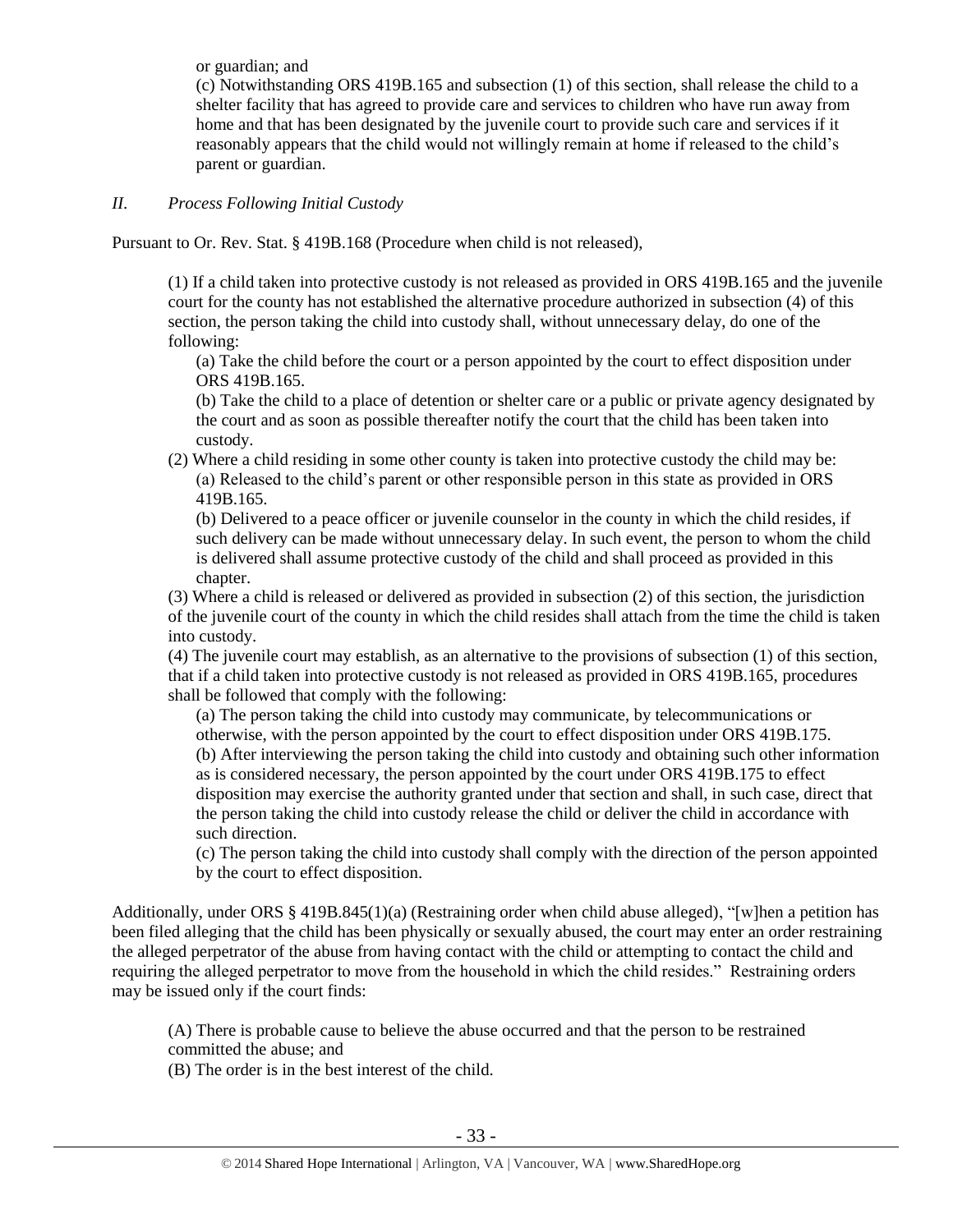or guardian; and

(c) Notwithstanding ORS 419B.165 and subsection (1) of this section, shall release the child to a shelter facility that has agreed to provide care and services to children who have run away from home and that has been designated by the juvenile court to provide such care and services if it reasonably appears that the child would not willingly remain at home if released to the child's parent or guardian.

*II. Process Following Initial Custody*

Pursuant to Or. Rev. Stat. § 419B.168 (Procedure when child is not released),

> (1) If a child taken into protective custody is not released as provided in ORS 419B.165 and the juvenile court for the county has not established the alternative procedure authorized in subsection (4) of this section, the person taking the child into custody shall, without unnecessary delay, do one of the following:
>
> (a) Take the child before the court or a person appointed by the court to effect disposition under ORS 419B.165.
>
> (b) Take the child to a place of detention or shelter care or a public or private agency designated by the court and as soon as possible thereafter notify the court that the child has been taken into custody.
>
> (2) Where a child residing in some other county is taken into protective custody the child may be:
>
> (a) Released to the child's parent or other responsible person in this state as provided in ORS 419B.165.
>
> (b) Delivered to a peace officer or juvenile counselor in the county in which the child resides, if such delivery can be made without unnecessary delay. In such event, the person to whom the child is delivered shall assume protective custody of the child and shall proceed as provided in this chapter.
>
> (3) Where a child is released or delivered as provided in subsection (2) of this section, the jurisdiction of the juvenile court of the county in which the child resides shall attach from the time the child is taken into custody.
>
> (4) The juvenile court may establish, as an alternative to the provisions of subsection (1) of this section, that if a child taken into protective custody is not released as provided in ORS 419B.165, procedures shall be followed that comply with the following:
>
> (a) The person taking the child into custody may communicate, by telecommunications or otherwise, with the person appointed by the court to effect disposition under ORS 419B.175.
>
> (b) After interviewing the person taking the child into custody and obtaining such other information as is considered necessary, the person appointed by the court under ORS 419B.175 to effect disposition may exercise the authority granted under that section and shall, in such case, direct that the person taking the child into custody release the child or deliver the child in accordance with such direction.
>
> (c) The person taking the child into custody shall comply with the direction of the person appointed by the court to effect disposition.

Additionally, under ORS § 419B.845(1)(a) (Restraining order when child abuse alleged), "[w]hen a petition has been filed alleging that the child has been physically or sexually abused, the court may enter an order restraining the alleged perpetrator of the abuse from having contact with the child or attempting to contact the child and requiring the alleged perpetrator to move from the household in which the child resides." Restraining orders may be issued only if the court finds:

> (A) There is probable cause to believe the abuse occurred and that the person to be restrained committed the abuse; and
>
> (B) The order is in the best interest of the child.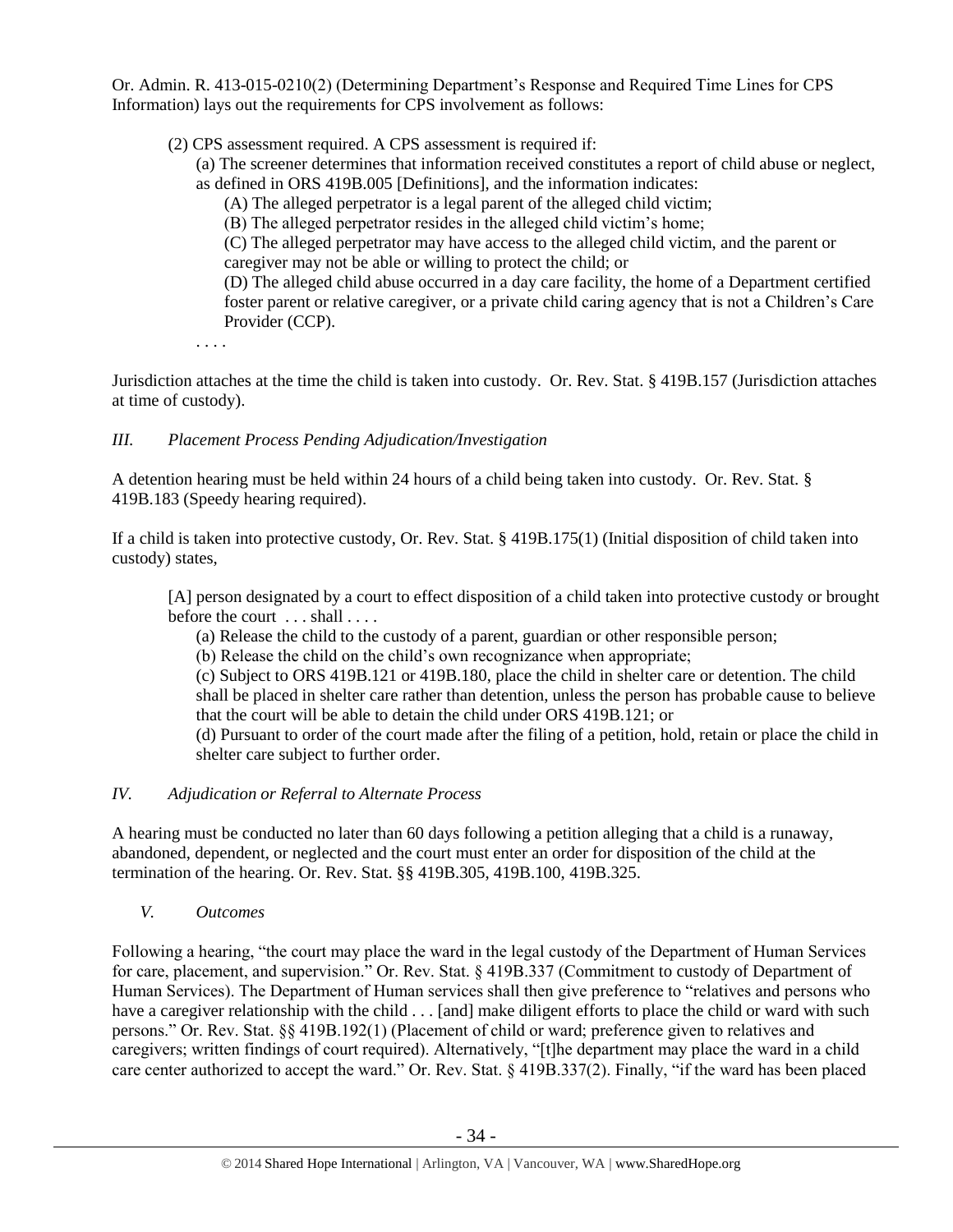Or. Admin. R. 413-015-0210(2) (Determining Department's Response and Required Time Lines for CPS Information) lays out the requirements for CPS involvement as follows:

> (2) CPS assessment required. A CPS assessment is required if:
>
> (a) The screener determines that information received constitutes a report of child abuse or neglect, as defined in ORS 419B.005 [Definitions], and the information indicates:
>
> (A) The alleged perpetrator is a legal parent of the alleged child victim;
>
> (B) The alleged perpetrator resides in the alleged child victim's home;
>
> (C) The alleged perpetrator may have access to the alleged child victim, and the parent or caregiver may not be able or willing to protect the child; or
>
> (D) The alleged child abuse occurred in a day care facility, the home of a Department certified foster parent or relative caregiver, or a private child caring agency that is not a Children's Care Provider (CCP).
>
> . . . .

Jurisdiction attaches at the time the child is taken into custody. Or. Rev. Stat. § 419B.157 (Jurisdiction attaches at time of custody).

### *III. Placement Process Pending Adjudication/Investigation*

A detention hearing must be held within 24 hours of a child being taken into custody. Or. Rev. Stat. § 419B.183 (Speedy hearing required).

If a child is taken into protective custody, Or. Rev. Stat. § 419B.175(1) (Initial disposition of child taken into custody) states,

> [A] person designated by a court to effect disposition of a child taken into protective custody or brought before the court . . . shall . . . .
>
> (a) Release the child to the custody of a parent, guardian or other responsible person;
>
> (b) Release the child on the child's own recognizance when appropriate;
>
> (c) Subject to ORS 419B.121 or 419B.180, place the child in shelter care or detention. The child shall be placed in shelter care rather than detention, unless the person has probable cause to believe that the court will be able to detain the child under ORS 419B.121; or
>
> (d) Pursuant to order of the court made after the filing of a petition, hold, retain or place the child in shelter care subject to further order.

### *IV. Adjudication or Referral to Alternate Process*

A hearing must be conducted no later than 60 days following a petition alleging that a child is a runaway, abandoned, dependent, or neglected and the court must enter an order for disposition of the child at the termination of the hearing. Or. Rev. Stat. §§ 419B.305, 419B.100, 419B.325.

### *V. Outcomes*

Following a hearing, "the court may place the ward in the legal custody of the Department of Human Services for care, placement, and supervision." Or. Rev. Stat. § 419B.337 (Commitment to custody of Department of Human Services). The Department of Human services shall then give preference to "relatives and persons who have a caregiver relationship with the child . . . [and] make diligent efforts to place the child or ward with such persons." Or. Rev. Stat. §§ 419B.192(1) (Placement of child or ward; preference given to relatives and caregivers; written findings of court required). Alternatively, "[t]he department may place the ward in a child care center authorized to accept the ward." Or. Rev. Stat. § 419B.337(2). Finally, "if the ward has been placed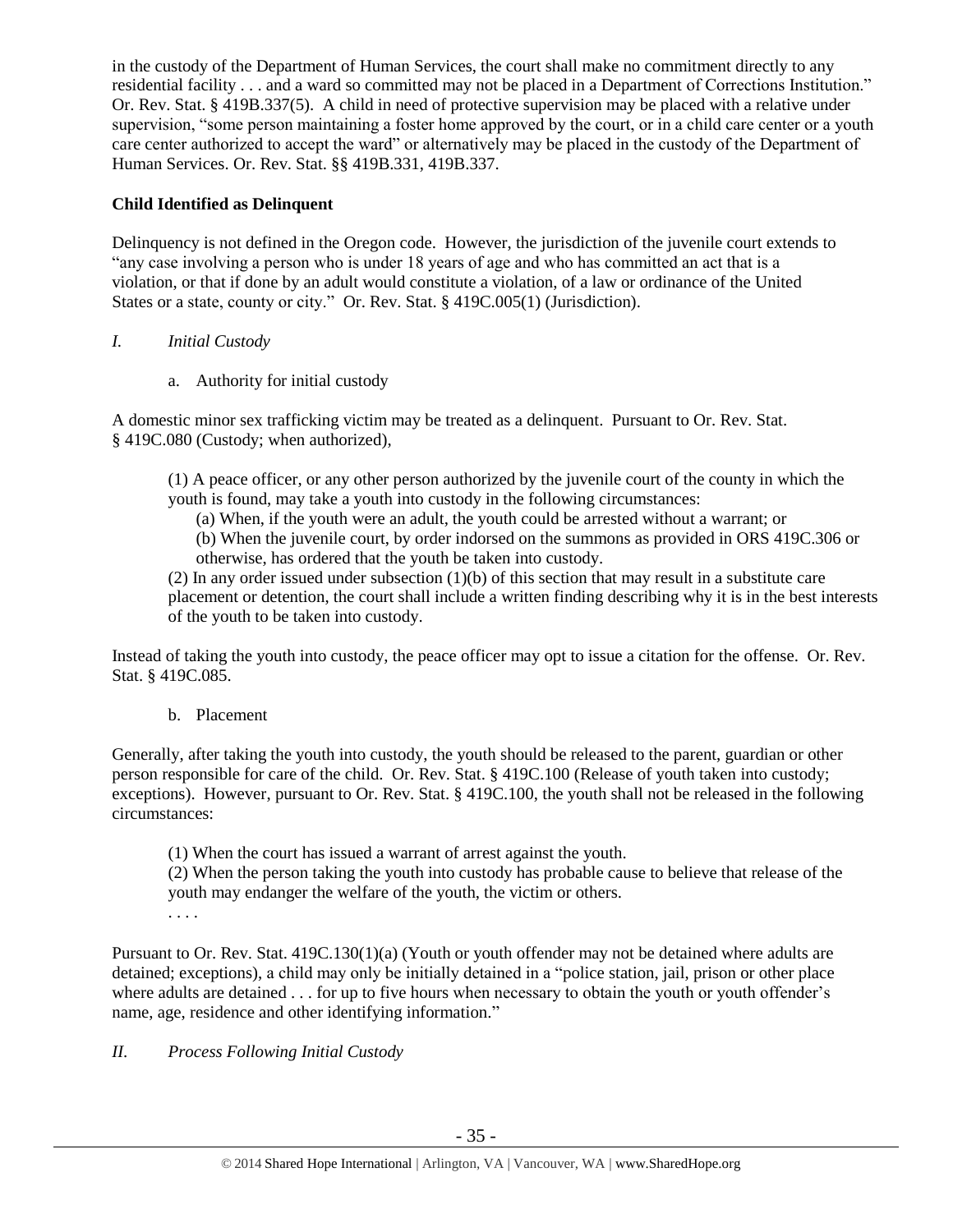in the custody of the Department of Human Services, the court shall make no commitment directly to any residential facility . . . and a ward so committed may not be placed in a Department of Corrections Institution." Or. Rev. Stat. § 419B.337(5). A child in need of protective supervision may be placed with a relative under supervision, "some person maintaining a foster home approved by the court, or in a child care center or a youth care center authorized to accept the ward" or alternatively may be placed in the custody of the Department of Human Services. Or. Rev. Stat. §§ 419B.331, 419B.337.

**Child Identified as Delinquent**

Delinquency is not defined in the Oregon code. However, the jurisdiction of the juvenile court extends to "any case involving a person who is under 18 years of age and who has committed an act that is a violation, or that if done by an adult would constitute a violation, of a law or ordinance of the United States or a state, county or city." Or. Rev. Stat. § 419C.005(1) (Jurisdiction).

*I. Initial Custody*

a. Authority for initial custody

A domestic minor sex trafficking victim may be treated as a delinquent. Pursuant to Or. Rev. Stat. § 419C.080 (Custody; when authorized),

> (1) A peace officer, or any other person authorized by the juvenile court of the county in which the youth is found, may take a youth into custody in the following circumstances:
>
> (a) When, if the youth were an adult, the youth could be arrested without a warrant; or
>
> (b) When the juvenile court, by order indorsed on the summons as provided in ORS 419C.306 or otherwise, has ordered that the youth be taken into custody.
>
> (2) In any order issued under subsection (1)(b) of this section that may result in a substitute care placement or detention, the court shall include a written finding describing why it is in the best interests of the youth to be taken into custody.

Instead of taking the youth into custody, the peace officer may opt to issue a citation for the offense. Or. Rev. Stat. § 419C.085.

b. Placement

Generally, after taking the youth into custody, the youth should be released to the parent, guardian or other person responsible for care of the child. Or. Rev. Stat. § 419C.100 (Release of youth taken into custody; exceptions). However, pursuant to Or. Rev. Stat. § 419C.100, the youth shall not be released in the following circumstances:

> (1) When the court has issued a warrant of arrest against the youth.
>
> (2) When the person taking the youth into custody has probable cause to believe that release of the youth may endanger the welfare of the youth, the victim or others.
>
> . . . .

Pursuant to Or. Rev. Stat. 419C.130(1)(a) (Youth or youth offender may not be detained where adults are detained; exceptions), a child may only be initially detained in a "police station, jail, prison or other place where adults are detained . . . for up to five hours when necessary to obtain the youth or youth offender's name, age, residence and other identifying information."

*II. Process Following Initial Custody*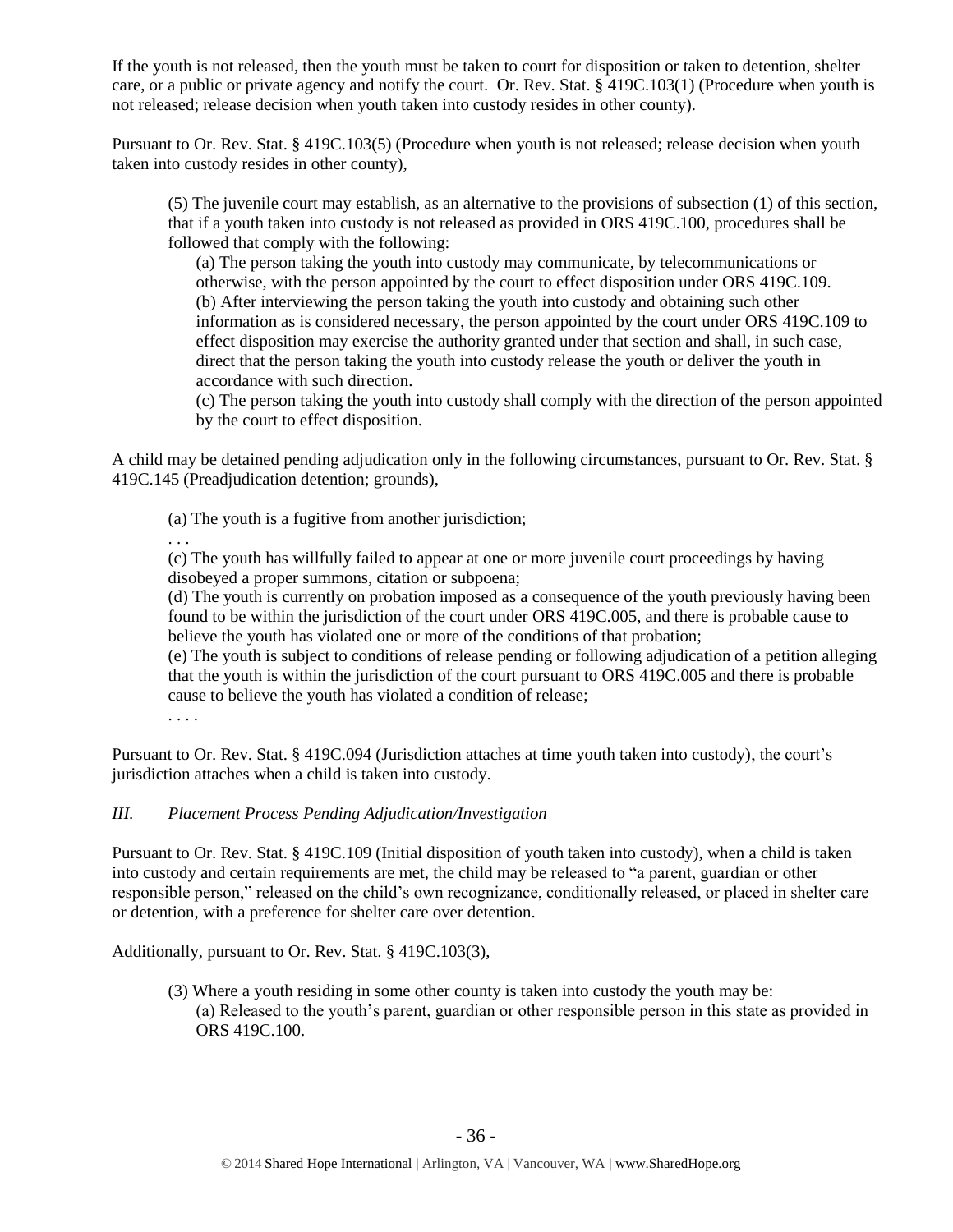If the youth is not released, then the youth must be taken to court for disposition or taken to detention, shelter care, or a public or private agency and notify the court. Or. Rev. Stat. § 419C.103(1) (Procedure when youth is not released; release decision when youth taken into custody resides in other county).

Pursuant to Or. Rev. Stat. § 419C.103(5) (Procedure when youth is not released; release decision when youth taken into custody resides in other county),

> (5) The juvenile court may establish, as an alternative to the provisions of subsection (1) of this section, that if a youth taken into custody is not released as provided in ORS 419C.100, procedures shall be followed that comply with the following:
>
> > (a) The person taking the youth into custody may communicate, by telecommunications or otherwise, with the person appointed by the court to effect disposition under ORS 419C.109.
> > (b) After interviewing the person taking the youth into custody and obtaining such other information as is considered necessary, the person appointed by the court under ORS 419C.109 to effect disposition may exercise the authority granted under that section and shall, in such case, direct that the person taking the youth into custody release the youth or deliver the youth in accordance with such direction.
> > (c) The person taking the youth into custody shall comply with the direction of the person appointed by the court to effect disposition.

A child may be detained pending adjudication only in the following circumstances, pursuant to Or. Rev. Stat. § 419C.145 (Preadjudication detention; grounds),

> (a) The youth is a fugitive from another jurisdiction;
> . . .
> (c) The youth has willfully failed to appear at one or more juvenile court proceedings by having disobeyed a proper summons, citation or subpoena;
> (d) The youth is currently on probation imposed as a consequence of the youth previously having been found to be within the jurisdiction of the court under ORS 419C.005, and there is probable cause to believe the youth has violated one or more of the conditions of that probation;
> (e) The youth is subject to conditions of release pending or following adjudication of a petition alleging that the youth is within the jurisdiction of the court pursuant to ORS 419C.005 and there is probable cause to believe the youth has violated a condition of release;
> . . . .

Pursuant to Or. Rev. Stat. § 419C.094 (Jurisdiction attaches at time youth taken into custody), the court's jurisdiction attaches when a child is taken into custody.

### *III. Placement Process Pending Adjudication/Investigation*

Pursuant to Or. Rev. Stat. § 419C.109 (Initial disposition of youth taken into custody), when a child is taken into custody and certain requirements are met, the child may be released to "a parent, guardian or other responsible person," released on the child's own recognizance, conditionally released, or placed in shelter care or detention, with a preference for shelter care over detention.

Additionally, pursuant to Or. Rev. Stat. § 419C.103(3),

> (3) Where a youth residing in some other county is taken into custody the youth may be:
>
> > (a) Released to the youth's parent, guardian or other responsible person in this state as provided in ORS 419C.100.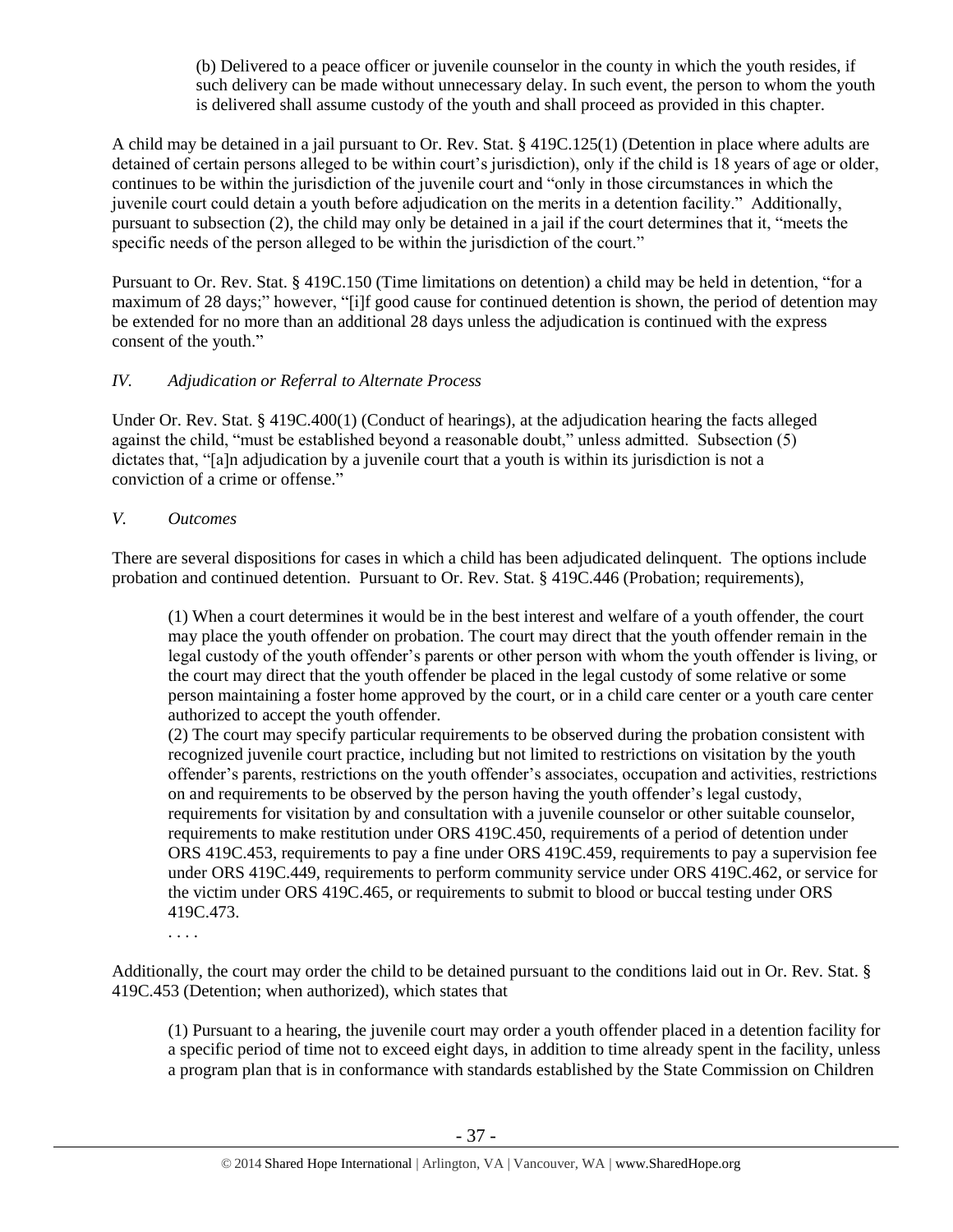(b) Delivered to a peace officer or juvenile counselor in the county in which the youth resides, if such delivery can be made without unnecessary delay. In such event, the person to whom the youth is delivered shall assume custody of the youth and shall proceed as provided in this chapter.

A child may be detained in a jail pursuant to Or. Rev. Stat. § 419C.125(1) (Detention in place where adults are detained of certain persons alleged to be within court's jurisdiction), only if the child is 18 years of age or older, continues to be within the jurisdiction of the juvenile court and "only in those circumstances in which the juvenile court could detain a youth before adjudication on the merits in a detention facility." Additionally, pursuant to subsection (2), the child may only be detained in a jail if the court determines that it, "meets the specific needs of the person alleged to be within the jurisdiction of the court."

Pursuant to Or. Rev. Stat. § 419C.150 (Time limitations on detention) a child may be held in detention, "for a maximum of 28 days;" however, "[i]f good cause for continued detention is shown, the period of detention may be extended for no more than an additional 28 days unless the adjudication is continued with the express consent of the youth."

### *IV. Adjudication or Referral to Alternate Process*

Under Or. Rev. Stat. § 419C.400(1) (Conduct of hearings), at the adjudication hearing the facts alleged against the child, "must be established beyond a reasonable doubt," unless admitted. Subsection (5) dictates that, "[a]n adjudication by a juvenile court that a youth is within its jurisdiction is not a conviction of a crime or offense."

### *V. Outcomes*

There are several dispositions for cases in which a child has been adjudicated delinquent. The options include probation and continued detention. Pursuant to Or. Rev. Stat. § 419C.446 (Probation; requirements),

> (1) When a court determines it would be in the best interest and welfare of a youth offender, the court may place the youth offender on probation. The court may direct that the youth offender remain in the legal custody of the youth offender's parents or other person with whom the youth offender is living, or the court may direct that the youth offender be placed in the legal custody of some relative or some person maintaining a foster home approved by the court, or in a child care center or a youth care center authorized to accept the youth offender.
>
> (2) The court may specify particular requirements to be observed during the probation consistent with recognized juvenile court practice, including but not limited to restrictions on visitation by the youth offender's parents, restrictions on the youth offender's associates, occupation and activities, restrictions on and requirements to be observed by the person having the youth offender's legal custody, requirements for visitation by and consultation with a juvenile counselor or other suitable counselor, requirements to make restitution under ORS 419C.450, requirements of a period of detention under ORS 419C.453, requirements to pay a fine under ORS 419C.459, requirements to pay a supervision fee under ORS 419C.449, requirements to perform community service under ORS 419C.462, or service for the victim under ORS 419C.465, or requirements to submit to blood or buccal testing under ORS 419C.473.
>
> . . . .

Additionally, the court may order the child to be detained pursuant to the conditions laid out in Or. Rev. Stat. § 419C.453 (Detention; when authorized), which states that

> (1) Pursuant to a hearing, the juvenile court may order a youth offender placed in a detention facility for a specific period of time not to exceed eight days, in addition to time already spent in the facility, unless a program plan that is in conformance with standards established by the State Commission on Children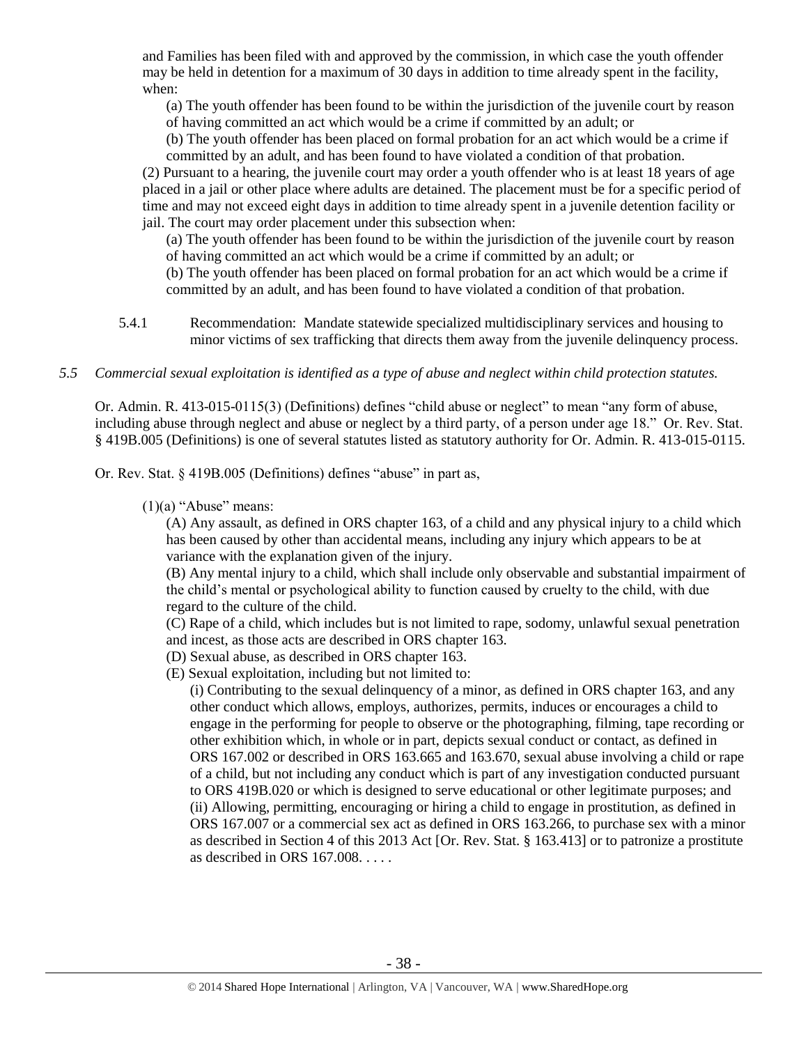and Families has been filed with and approved by the commission, in which case the youth offender may be held in detention for a maximum of 30 days in addition to time already spent in the facility, when:

(a) The youth offender has been found to be within the jurisdiction of the juvenile court by reason of having committed an act which would be a crime if committed by an adult; or
(b) The youth offender has been placed on formal probation for an act which would be a crime if committed by an adult, and has been found to have violated a condition of that probation.

(2) Pursuant to a hearing, the juvenile court may order a youth offender who is at least 18 years of age placed in a jail or other place where adults are detained. The placement must be for a specific period of time and may not exceed eight days in addition to time already spent in a juvenile detention facility or jail. The court may order placement under this subsection when:

(a) The youth offender has been found to be within the jurisdiction of the juvenile court by reason of having committed an act which would be a crime if committed by an adult; or
(b) The youth offender has been placed on formal probation for an act which would be a crime if committed by an adult, and has been found to have violated a condition of that probation.

5.4.1 Recommendation: Mandate statewide specialized multidisciplinary services and housing to minor victims of sex trafficking that directs them away from the juvenile delinquency process.

*5.5 Commercial sexual exploitation is identified as a type of abuse and neglect within child protection statutes.*

Or. Admin. R. 413-015-0115(3) (Definitions) defines "child abuse or neglect" to mean "any form of abuse, including abuse through neglect and abuse or neglect by a third party, of a person under age 18." Or. Rev. Stat. § 419B.005 (Definitions) is one of several statutes listed as statutory authority for Or. Admin. R. 413-015-0115.

Or. Rev. Stat. § 419B.005 (Definitions) defines "abuse" in part as,

(1)(a) "Abuse" means:

(A) Any assault, as defined in ORS chapter 163, of a child and any physical injury to a child which has been caused by other than accidental means, including any injury which appears to be at variance with the explanation given of the injury.
(B) Any mental injury to a child, which shall include only observable and substantial impairment of the child's mental or psychological ability to function caused by cruelty to the child, with due regard to the culture of the child.
(C) Rape of a child, which includes but is not limited to rape, sodomy, unlawful sexual penetration and incest, as those acts are described in ORS chapter 163.
(D) Sexual abuse, as described in ORS chapter 163.
(E) Sexual exploitation, including but not limited to:

(i) Contributing to the sexual delinquency of a minor, as defined in ORS chapter 163, and any other conduct which allows, employs, authorizes, permits, induces or encourages a child to engage in the performing for people to observe or the photographing, filming, tape recording or other exhibition which, in whole or in part, depicts sexual conduct or contact, as defined in ORS 167.002 or described in ORS 163.665 and 163.670, sexual abuse involving a child or rape of a child, but not including any conduct which is part of any investigation conducted pursuant to ORS 419B.020 or which is designed to serve educational or other legitimate purposes; and
(ii) Allowing, permitting, encouraging or hiring a child to engage in prostitution, as defined in ORS 167.007 or a commercial sex act as defined in ORS 163.266, to purchase sex with a minor as described in Section 4 of this 2013 Act [Or. Rev. Stat. § 163.413] or to patronize a prostitute as described in ORS 167.008. . . . .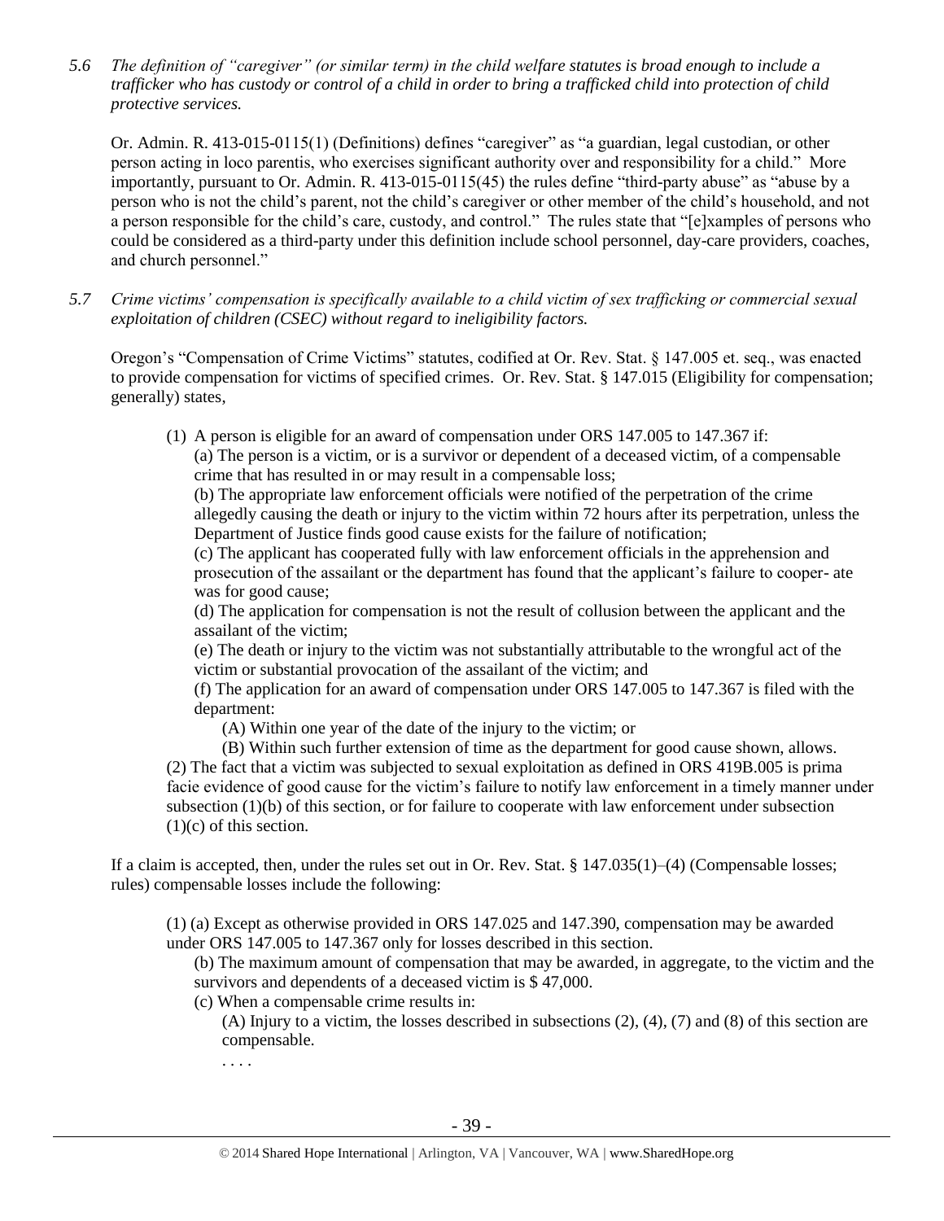*5.6 The definition of "caregiver" (or similar term) in the child welfare statutes is broad enough to include a trafficker who has custody or control of a child in order to bring a trafficked child into protection of child protective services.*

Or. Admin. R. 413-015-0115(1) (Definitions) defines "caregiver" as "a guardian, legal custodian, or other person acting in loco parentis, who exercises significant authority over and responsibility for a child." More importantly, pursuant to Or. Admin. R. 413-015-0115(45) the rules define "third-party abuse" as "abuse by a person who is not the child's parent, not the child's caregiver or other member of the child's household, and not a person responsible for the child's care, custody, and control." The rules state that "[e]xamples of persons who could be considered as a third-party under this definition include school personnel, day-care providers, coaches, and church personnel."

*5.7 Crime victims' compensation is specifically available to a child victim of sex trafficking or commercial sexual exploitation of children (CSEC) without regard to ineligibility factors.*

Oregon's "Compensation of Crime Victims" statutes, codified at Or. Rev. Stat. § 147.005 et. seq., was enacted to provide compensation for victims of specified crimes. Or. Rev. Stat. § 147.015 (Eligibility for compensation; generally) states,

> (1) A person is eligible for an award of compensation under ORS 147.005 to 147.367 if:
>
> (a) The person is a victim, or is a survivor or dependent of a deceased victim, of a compensable crime that has resulted in or may result in a compensable loss;
>
> (b) The appropriate law enforcement officials were notified of the perpetration of the crime allegedly causing the death or injury to the victim within 72 hours after its perpetration, unless the Department of Justice finds good cause exists for the failure of notification;
>
> (c) The applicant has cooperated fully with law enforcement officials in the apprehension and prosecution of the assailant or the department has found that the applicant's failure to cooper- ate was for good cause;
>
> (d) The application for compensation is not the result of collusion between the applicant and the assailant of the victim;
>
> (e) The death or injury to the victim was not substantially attributable to the wrongful act of the victim or substantial provocation of the assailant of the victim; and
>
> (f) The application for an award of compensation under ORS 147.005 to 147.367 is filed with the department:
>
> (A) Within one year of the date of the injury to the victim; or
>
> (B) Within such further extension of time as the department for good cause shown, allows.
>
> (2) The fact that a victim was subjected to sexual exploitation as defined in ORS 419B.005 is prima facie evidence of good cause for the victim's failure to notify law enforcement in a timely manner under subsection (1)(b) of this section, or for failure to cooperate with law enforcement under subsection (1)(c) of this section.

If a claim is accepted, then, under the rules set out in Or. Rev. Stat. § 147.035(1)–(4) (Compensable losses; rules) compensable losses include the following:

> (1) (a) Except as otherwise provided in ORS 147.025 and 147.390, compensation may be awarded under ORS 147.005 to 147.367 only for losses described in this section.
>
> (b) The maximum amount of compensation that may be awarded, in aggregate, to the victim and the survivors and dependents of a deceased victim is $ 47,000.
>
> (c) When a compensable crime results in:
>
> (A) Injury to a victim, the losses described in subsections (2), (4), (7) and (8) of this section are compensable.
>
> . . . .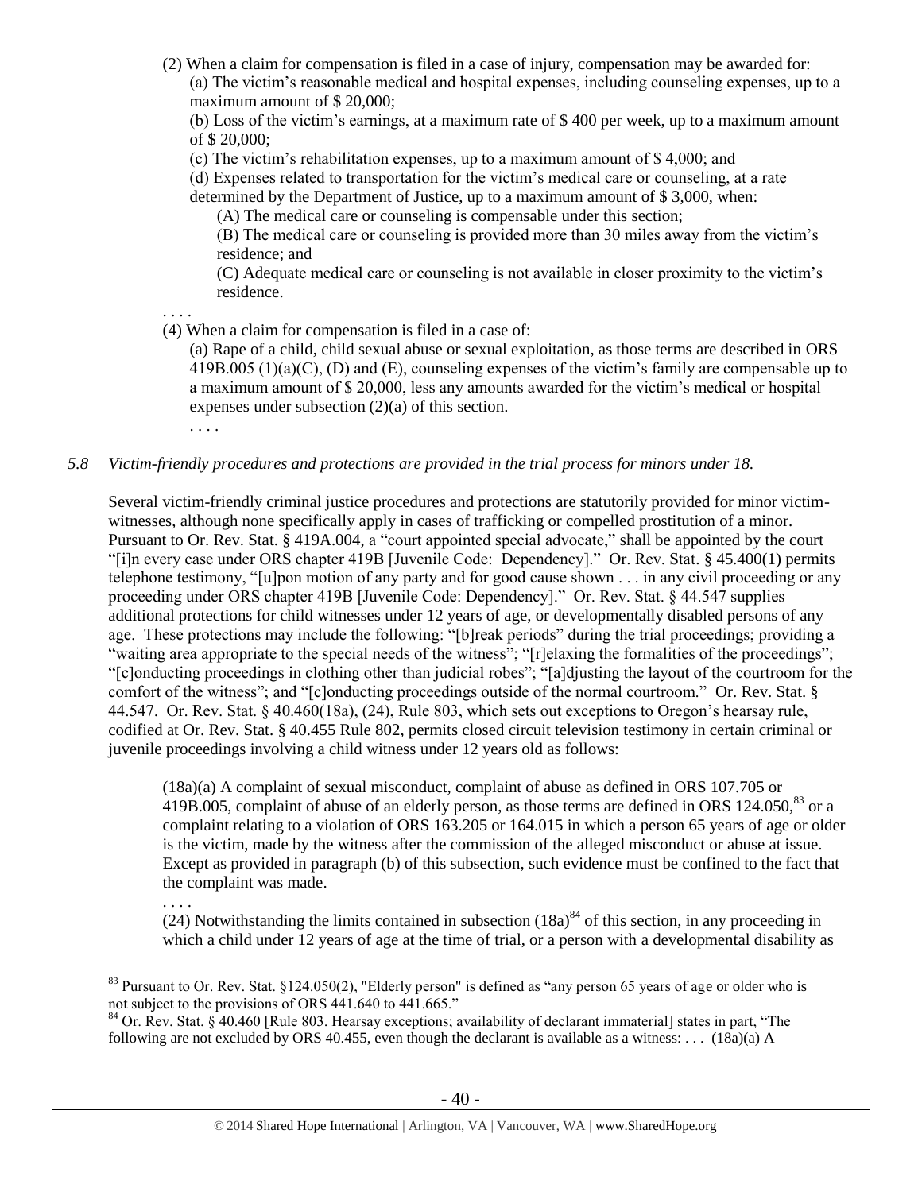(2) When a claim for compensation is filed in a case of injury, compensation may be awarded for:

(a) The victim's reasonable medical and hospital expenses, including counseling expenses, up to a maximum amount of $ 20,000;

(b) Loss of the victim's earnings, at a maximum rate of $ 400 per week, up to a maximum amount of $ 20,000;

(c) The victim's rehabilitation expenses, up to a maximum amount of $ 4,000; and

(d) Expenses related to transportation for the victim's medical care or counseling, at a rate determined by the Department of Justice, up to a maximum amount of $ 3,000, when:

(A) The medical care or counseling is compensable under this section;

(B) The medical care or counseling is provided more than 30 miles away from the victim's residence; and

(C) Adequate medical care or counseling is not available in closer proximity to the victim's residence.

. . . .

(4) When a claim for compensation is filed in a case of:

(a) Rape of a child, child sexual abuse or sexual exploitation, as those terms are described in ORS 419B.005 (1)(a)(C), (D) and (E), counseling expenses of the victim's family are compensable up to a maximum amount of $ 20,000, less any amounts awarded for the victim's medical or hospital expenses under subsection (2)(a) of this section.

. . . .

*5.8 Victim-friendly procedures and protections are provided in the trial process for minors under 18.*

Several victim-friendly criminal justice procedures and protections are statutorily provided for minor victim-witnesses, although none specifically apply in cases of trafficking or compelled prostitution of a minor. Pursuant to Or. Rev. Stat. § 419A.004, a "court appointed special advocate," shall be appointed by the court "[i]n every case under ORS chapter 419B [Juvenile Code: Dependency]." Or. Rev. Stat. § 45.400(1) permits telephone testimony, "[u]pon motion of any party and for good cause shown . . . in any civil proceeding or any proceeding under ORS chapter 419B [Juvenile Code: Dependency]." Or. Rev. Stat. § 44.547 supplies additional protections for child witnesses under 12 years of age, or developmentally disabled persons of any age. These protections may include the following: "[b]reak periods" during the trial proceedings; providing a "waiting area appropriate to the special needs of the witness"; "[r]elaxing the formalities of the proceedings"; "[c]onducting proceedings in clothing other than judicial robes"; "[a]djusting the layout of the courtroom for the comfort of the witness"; and "[c]onducting proceedings outside of the normal courtroom." Or. Rev. Stat. § 44.547. Or. Rev. Stat. § 40.460(18a), (24), Rule 803, which sets out exceptions to Oregon's hearsay rule, codified at Or. Rev. Stat. § 40.455 Rule 802, permits closed circuit television testimony in certain criminal or juvenile proceedings involving a child witness under 12 years old as follows:

> (18a)(a) A complaint of sexual misconduct, complaint of abuse as defined in ORS 107.705 or 419B.005, complaint of abuse of an elderly person, as those terms are defined in ORS 124.050,[83] or a complaint relating to a violation of ORS 163.205 or 164.015 in which a person 65 years of age or older is the victim, made by the witness after the commission of the alleged misconduct or abuse at issue. Except as provided in paragraph (b) of this subsection, such evidence must be confined to the fact that the complaint was made.
>
> . . . .
>
> (24) Notwithstanding the limits contained in subsection (18a)[84] of this section, in any proceeding in which a child under 12 years of age at the time of trial, or a person with a developmental disability as

---

[83] Pursuant to Or. Rev. Stat. §124.050(2), "Elderly person" is defined as "any person 65 years of age or older who is not subject to the provisions of ORS 441.640 to 441.665."

[84] Or. Rev. Stat. § 40.460 [Rule 803. Hearsay exceptions; availability of declarant immaterial] states in part, "The following are not excluded by ORS 40.455, even though the declarant is available as a witness: . . . (18a)(a) A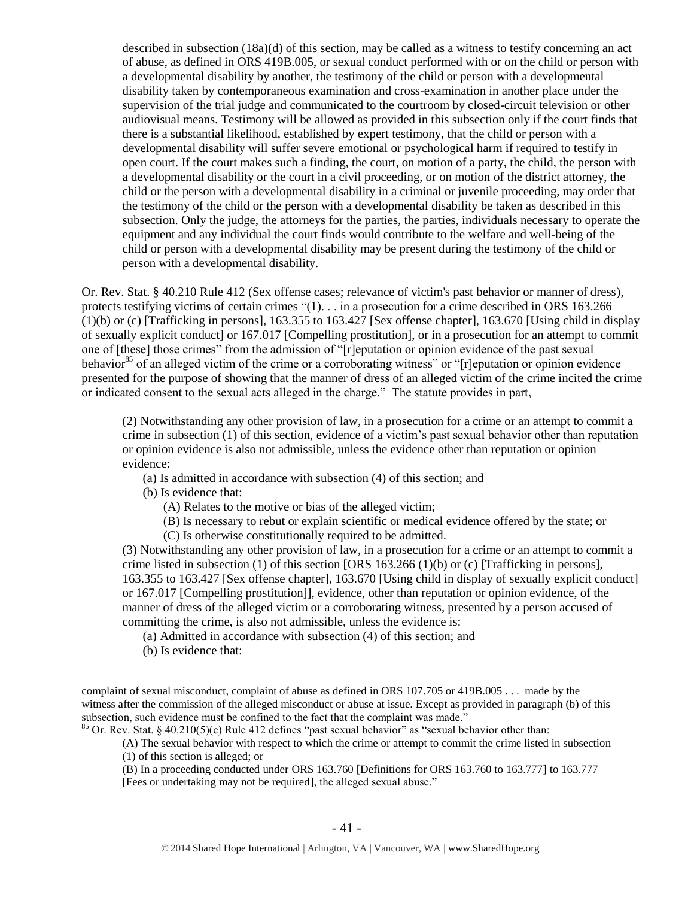> described in subsection (18a)(d) of this section, may be called as a witness to testify concerning an act of abuse, as defined in ORS 419B.005, or sexual conduct performed with or on the child or person with a developmental disability by another, the testimony of the child or person with a developmental disability taken by contemporaneous examination and cross-examination in another place under the supervision of the trial judge and communicated to the courtroom by closed-circuit television or other audiovisual means. Testimony will be allowed as provided in this subsection only if the court finds that there is a substantial likelihood, established by expert testimony, that the child or person with a developmental disability will suffer severe emotional or psychological harm if required to testify in open court. If the court makes such a finding, the court, on motion of a party, the child, the person with a developmental disability or the court in a civil proceeding, or on motion of the district attorney, the child or the person with a developmental disability in a criminal or juvenile proceeding, may order that the testimony of the child or the person with a developmental disability be taken as described in this subsection. Only the judge, the attorneys for the parties, the parties, individuals necessary to operate the equipment and any individual the court finds would contribute to the welfare and well-being of the child or person with a developmental disability may be present during the testimony of the child or person with a developmental disability.

Or. Rev. Stat. § 40.210 Rule 412 (Sex offense cases; relevance of victim's past behavior or manner of dress), protects testifying victims of certain crimes "(1). . . in a prosecution for a crime described in ORS 163.266 (1)(b) or (c) [Trafficking in persons], 163.355 to 163.427 [Sex offense chapter], 163.670 [Using child in display of sexually explicit conduct] or 167.017 [Compelling prostitution], or in a prosecution for an attempt to commit one of [these] those crimes" from the admission of "[r]eputation or opinion evidence of the past sexual behavior[85] of an alleged victim of the crime or a corroborating witness" or "[r]eputation or opinion evidence presented for the purpose of showing that the manner of dress of an alleged victim of the crime incited the crime or indicated consent to the sexual acts alleged in the charge." The statute provides in part,

> (2) Notwithstanding any other provision of law, in a prosecution for a crime or an attempt to commit a crime in subsection (1) of this section, evidence of a victim's past sexual behavior other than reputation or opinion evidence is also not admissible, unless the evidence other than reputation or opinion evidence:
>
> (a) Is admitted in accordance with subsection (4) of this section; and
>
> (b) Is evidence that:
>
> (A) Relates to the motive or bias of the alleged victim;
>
> (B) Is necessary to rebut or explain scientific or medical evidence offered by the state; or
>
> (C) Is otherwise constitutionally required to be admitted.
>
> (3) Notwithstanding any other provision of law, in a prosecution for a crime or an attempt to commit a crime listed in subsection (1) of this section [ORS 163.266 (1)(b) or (c) [Trafficking in persons], 163.355 to 163.427 [Sex offense chapter], 163.670 [Using child in display of sexually explicit conduct] or 167.017 [Compelling prostitution]], evidence, other than reputation or opinion evidence, of the manner of dress of the alleged victim or a corroborating witness, presented by a person accused of committing the crime, is also not admissible, unless the evidence is:
>
> (a) Admitted in accordance with subsection (4) of this section; and
>
> (b) Is evidence that:

---

complaint of sexual misconduct, complaint of abuse as defined in ORS 107.705 or 419B.005 . . . made by the witness after the commission of the alleged misconduct or abuse at issue. Except as provided in paragraph (b) of this subsection, such evidence must be confined to the fact that the complaint was made."

[85] Or. Rev. Stat. § 40.210(5)(c) Rule 412 defines "past sexual behavior" as "sexual behavior other than:

> (A) The sexual behavior with respect to which the crime or attempt to commit the crime listed in subsection (1) of this section is alleged; or
>
> (B) In a proceeding conducted under ORS 163.760 [Definitions for ORS 163.760 to 163.777] to 163.777 [Fees or undertaking may not be required], the alleged sexual abuse."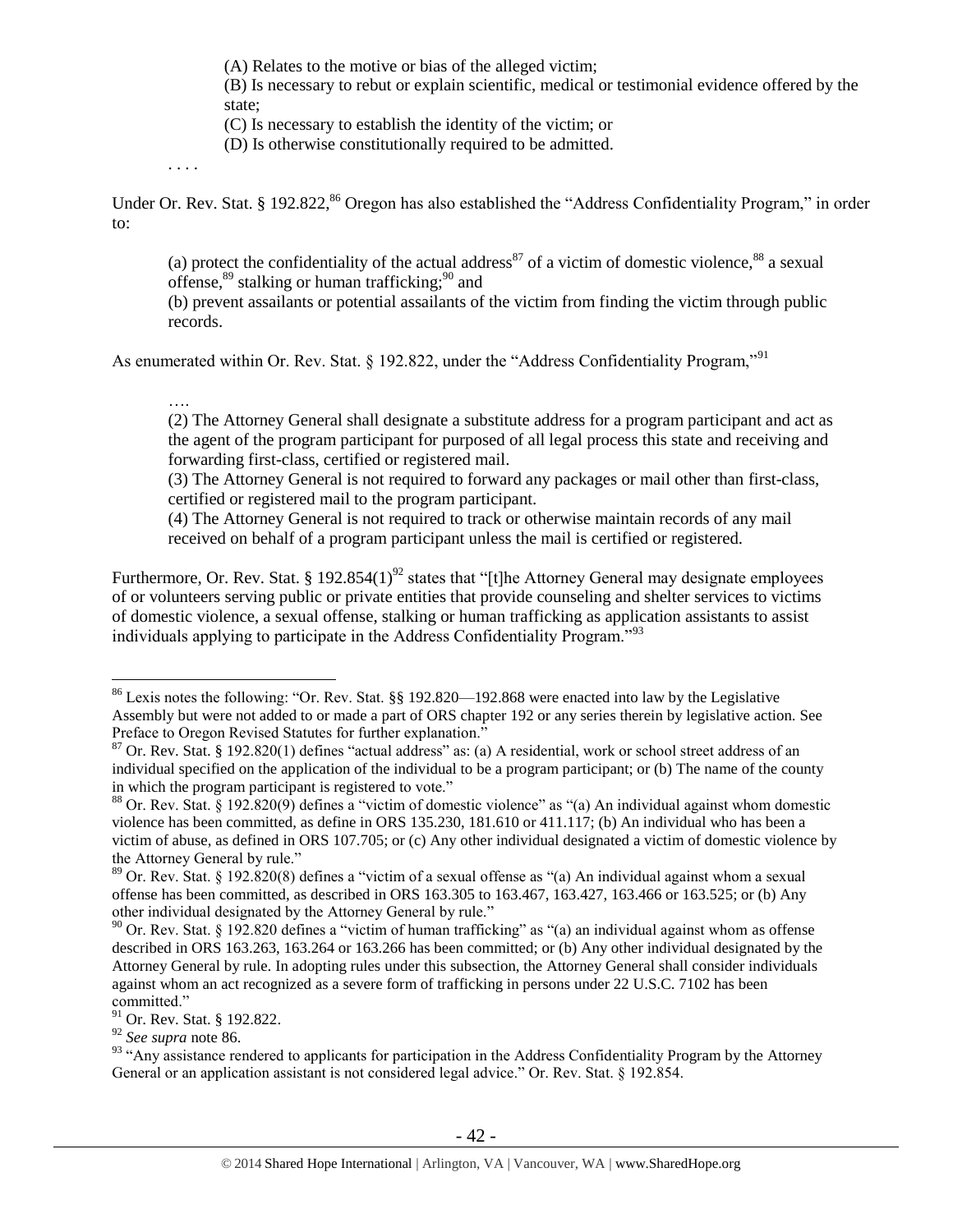(A) Relates to the motive or bias of the alleged victim;

(B) Is necessary to rebut or explain scientific, medical or testimonial evidence offered by the state;

(C) Is necessary to establish the identity of the victim; or

(D) Is otherwise constitutionally required to be admitted.

. . . .

Under Or. Rev. Stat. § 192.822,[86] Oregon has also established the "Address Confidentiality Program," in order to:

> (a) protect the confidentiality of the actual address[87] of a victim of domestic violence,[88] a sexual offense,[89] stalking or human trafficking;[90] and
>
> (b) prevent assailants or potential assailants of the victim from finding the victim through public records.

As enumerated within Or. Rev. Stat. § 192.822, under the "Address Confidentiality Program,"[91]

> ….
>
> (2) The Attorney General shall designate a substitute address for a program participant and act as the agent of the program participant for purposed of all legal process this state and receiving and forwarding first-class, certified or registered mail.
>
> (3) The Attorney General is not required to forward any packages or mail other than first-class, certified or registered mail to the program participant.
>
> (4) The Attorney General is not required to track or otherwise maintain records of any mail received on behalf of a program participant unless the mail is certified or registered.

Furthermore, Or. Rev. Stat. § 192.854(1)[92] states that "[t]he Attorney General may designate employees of or volunteers serving public or private entities that provide counseling and shelter services to victims of domestic violence, a sexual offense, stalking or human trafficking as application assistants to assist individuals applying to participate in the Address Confidentiality Program."[93]

---

[86] Lexis notes the following: "Or. Rev. Stat. §§ 192.820—192.868 were enacted into law by the Legislative Assembly but were not added to or made a part of ORS chapter 192 or any series therein by legislative action. See Preface to Oregon Revised Statutes for further explanation."

[87] Or. Rev. Stat. § 192.820(1) defines "actual address" as: (a) A residential, work or school street address of an individual specified on the application of the individual to be a program participant; or (b) The name of the county in which the program participant is registered to vote."

[88] Or. Rev. Stat. § 192.820(9) defines a "victim of domestic violence" as "(a) An individual against whom domestic violence has been committed, as define in ORS 135.230, 181.610 or 411.117; (b) An individual who has been a victim of abuse, as defined in ORS 107.705; or (c) Any other individual designated a victim of domestic violence by the Attorney General by rule."

[89] Or. Rev. Stat. § 192.820(8) defines a "victim of a sexual offense as "(a) An individual against whom a sexual offense has been committed, as described in ORS 163.305 to 163.467, 163.427, 163.466 or 163.525; or (b) Any other individual designated by the Attorney General by rule."

[90] Or. Rev. Stat. § 192.820 defines a "victim of human trafficking" as "(a) an individual against whom as offense described in ORS 163.263, 163.264 or 163.266 has been committed; or (b) Any other individual designated by the Attorney General by rule. In adopting rules under this subsection, the Attorney General shall consider individuals against whom an act recognized as a severe form of trafficking in persons under 22 U.S.C. 7102 has been committed."

[91] Or. Rev. Stat. § 192.822.

[92] *See supra* note 86.

[93] "Any assistance rendered to applicants for participation in the Address Confidentiality Program by the Attorney General or an application assistant is not considered legal advice." Or. Rev. Stat. § 192.854.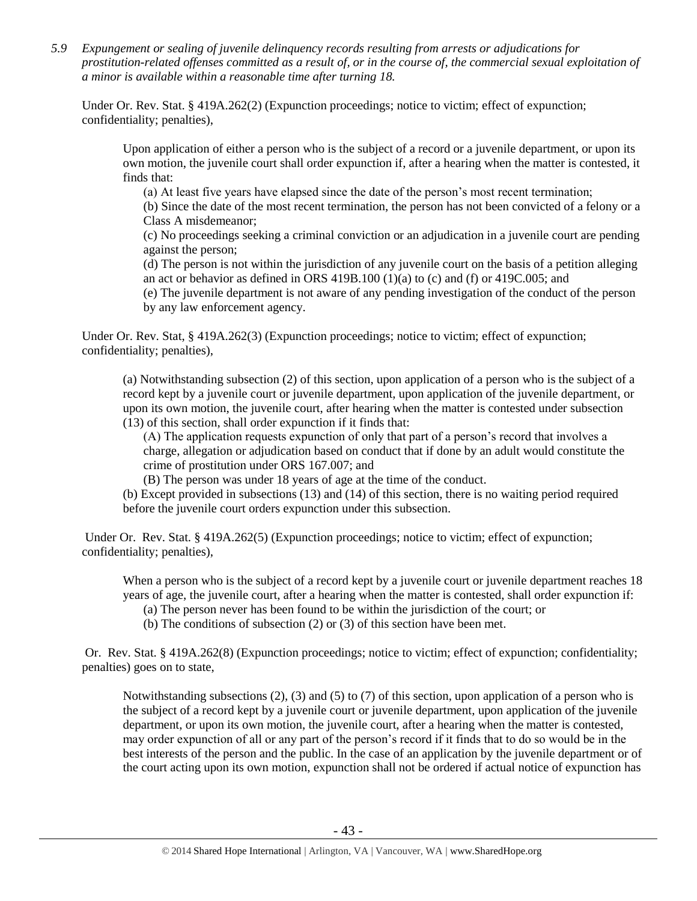*5.9 Expungement or sealing of juvenile delinquency records resulting from arrests or adjudications for prostitution-related offenses committed as a result of, or in the course of, the commercial sexual exploitation of a minor is available within a reasonable time after turning 18.*

Under Or. Rev. Stat. § 419A.262(2) (Expunction proceedings; notice to victim; effect of expunction; confidentiality; penalties),

> Upon application of either a person who is the subject of a record or a juvenile department, or upon its own motion, the juvenile court shall order expunction if, after a hearing when the matter is contested, it finds that:
>
> (a) At least five years have elapsed since the date of the person's most recent termination;
>
> (b) Since the date of the most recent termination, the person has not been convicted of a felony or a Class A misdemeanor;
>
> (c) No proceedings seeking a criminal conviction or an adjudication in a juvenile court are pending against the person;
>
> (d) The person is not within the jurisdiction of any juvenile court on the basis of a petition alleging an act or behavior as defined in ORS 419B.100 (1)(a) to (c) and (f) or 419C.005; and
>
> (e) The juvenile department is not aware of any pending investigation of the conduct of the person by any law enforcement agency.

Under Or. Rev. Stat, § 419A.262(3) (Expunction proceedings; notice to victim; effect of expunction; confidentiality; penalties),

> (a) Notwithstanding subsection (2) of this section, upon application of a person who is the subject of a record kept by a juvenile court or juvenile department, upon application of the juvenile department, or upon its own motion, the juvenile court, after hearing when the matter is contested under subsection (13) of this section, shall order expunction if it finds that:
>
> (A) The application requests expunction of only that part of a person's record that involves a charge, allegation or adjudication based on conduct that if done by an adult would constitute the crime of prostitution under ORS 167.007; and
>
> (B) The person was under 18 years of age at the time of the conduct.
>
> (b) Except provided in subsections (13) and (14) of this section, there is no waiting period required before the juvenile court orders expunction under this subsection.

Under Or. Rev. Stat. § 419A.262(5) (Expunction proceedings; notice to victim; effect of expunction; confidentiality; penalties),

> When a person who is the subject of a record kept by a juvenile court or juvenile department reaches 18 years of age, the juvenile court, after a hearing when the matter is contested, shall order expunction if:
>
> (a) The person never has been found to be within the jurisdiction of the court; or
>
> (b) The conditions of subsection (2) or (3) of this section have been met.

Or. Rev. Stat. § 419A.262(8) (Expunction proceedings; notice to victim; effect of expunction; confidentiality; penalties) goes on to state,

> Notwithstanding subsections (2), (3) and (5) to (7) of this section, upon application of a person who is the subject of a record kept by a juvenile court or juvenile department, upon application of the juvenile department, or upon its own motion, the juvenile court, after a hearing when the matter is contested, may order expunction of all or any part of the person's record if it finds that to do so would be in the best interests of the person and the public. In the case of an application by the juvenile department or of the court acting upon its own motion, expunction shall not be ordered if actual notice of expunction has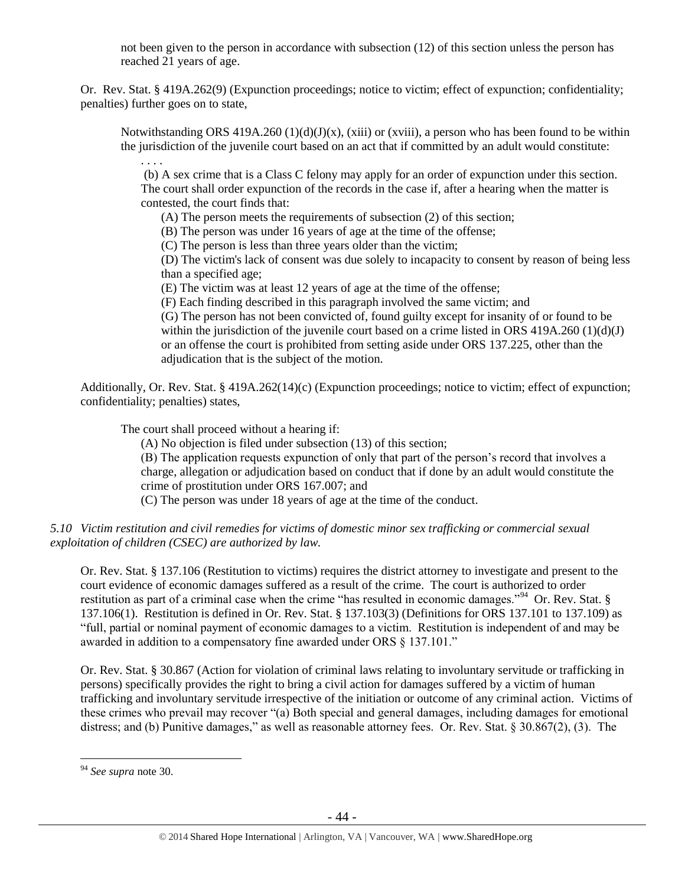not been given to the person in accordance with subsection (12) of this section unless the person has reached 21 years of age.

Or. Rev. Stat. § 419A.262(9) (Expunction proceedings; notice to victim; effect of expunction; confidentiality; penalties) further goes on to state,

> Notwithstanding ORS 419A.260 (1)(d)(J)(x), (xiii) or (xviii), a person who has been found to be within the jurisdiction of the juvenile court based on an act that if committed by an adult would constitute:
>
> . . . .
>
> (b) A sex crime that is a Class C felony may apply for an order of expunction under this section. The court shall order expunction of the records in the case if, after a hearing when the matter is contested, the court finds that:
>
> (A) The person meets the requirements of subsection (2) of this section;
>
> (B) The person was under 16 years of age at the time of the offense;
>
> (C) The person is less than three years older than the victim;
>
> (D) The victim's lack of consent was due solely to incapacity to consent by reason of being less than a specified age;
>
> (E) The victim was at least 12 years of age at the time of the offense;
>
> (F) Each finding described in this paragraph involved the same victim; and
>
> (G) The person has not been convicted of, found guilty except for insanity of or found to be within the jurisdiction of the juvenile court based on a crime listed in ORS 419A.260 (1)(d)(J) or an offense the court is prohibited from setting aside under ORS 137.225, other than the adjudication that is the subject of the motion.

Additionally, Or. Rev. Stat. § 419A.262(14)(c) (Expunction proceedings; notice to victim; effect of expunction; confidentiality; penalties) states,

> The court shall proceed without a hearing if:
>
> (A) No objection is filed under subsection (13) of this section;
>
> (B) The application requests expunction of only that part of the person's record that involves a charge, allegation or adjudication based on conduct that if done by an adult would constitute the crime of prostitution under ORS 167.007; and
>
> (C) The person was under 18 years of age at the time of the conduct.

*5.10 Victim restitution and civil remedies for victims of domestic minor sex trafficking or commercial sexual exploitation of children (CSEC) are authorized by law.*

Or. Rev. Stat. § 137.106 (Restitution to victims) requires the district attorney to investigate and present to the court evidence of economic damages suffered as a result of the crime. The court is authorized to order restitution as part of a criminal case when the crime "has resulted in economic damages."[94] Or. Rev. Stat. § 137.106(1). Restitution is defined in Or. Rev. Stat. § 137.103(3) (Definitions for ORS 137.101 to 137.109) as "full, partial or nominal payment of economic damages to a victim. Restitution is independent of and may be awarded in addition to a compensatory fine awarded under ORS § 137.101."

Or. Rev. Stat. § 30.867 (Action for violation of criminal laws relating to involuntary servitude or trafficking in persons) specifically provides the right to bring a civil action for damages suffered by a victim of human trafficking and involuntary servitude irrespective of the initiation or outcome of any criminal action. Victims of these crimes who prevail may recover "(a) Both special and general damages, including damages for emotional distress; and (b) Punitive damages," as well as reasonable attorney fees. Or. Rev. Stat. § 30.867(2), (3). The

---

[94] *See supra* note 30.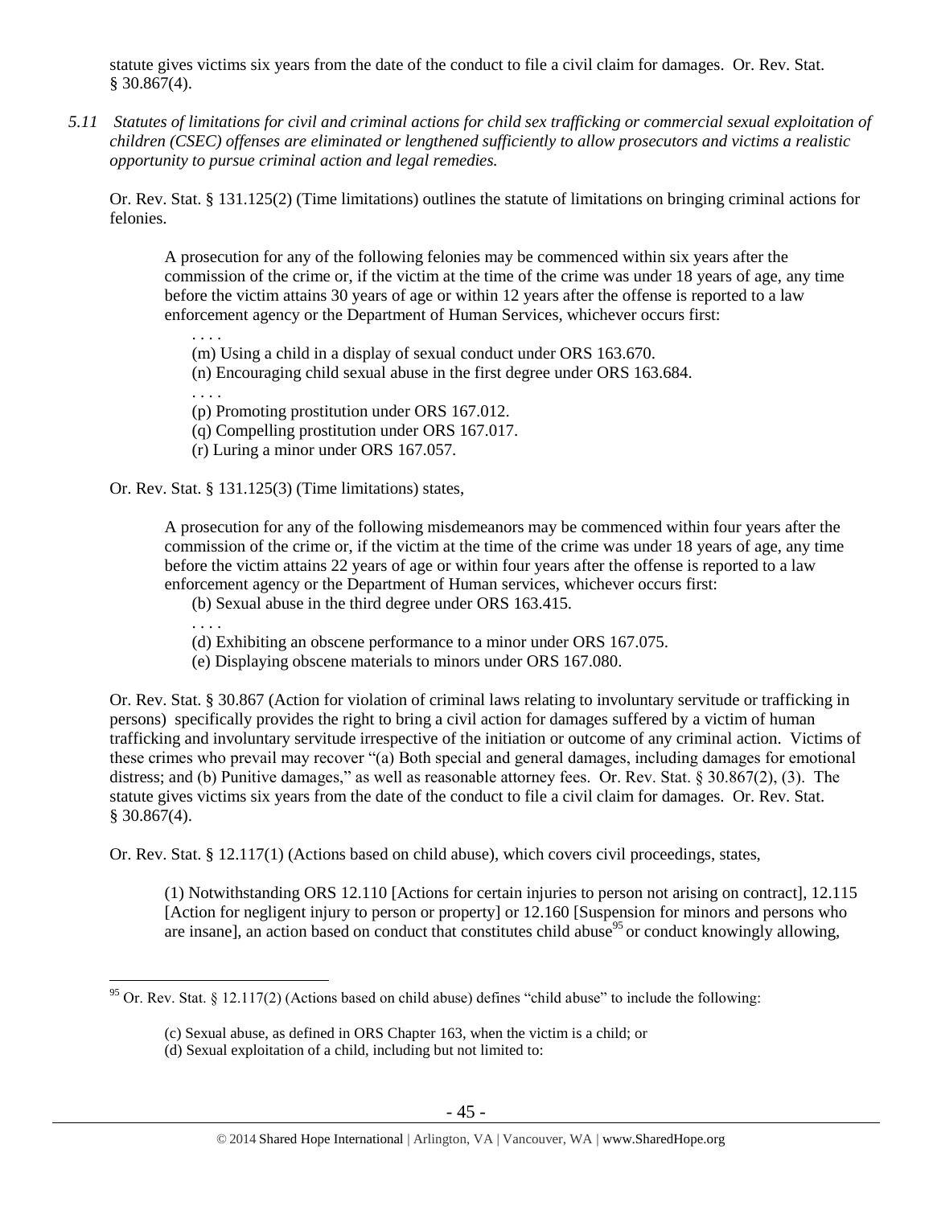statute gives victims six years from the date of the conduct to file a civil claim for damages. Or. Rev. Stat. § 30.867(4).

*5.11 Statutes of limitations for civil and criminal actions for child sex trafficking or commercial sexual exploitation of children (CSEC) offenses are eliminated or lengthened sufficiently to allow prosecutors and victims a realistic opportunity to pursue criminal action and legal remedies.*

Or. Rev. Stat. § 131.125(2) (Time limitations) outlines the statute of limitations on bringing criminal actions for felonies.

> A prosecution for any of the following felonies may be commenced within six years after the commission of the crime or, if the victim at the time of the crime was under 18 years of age, any time before the victim attains 30 years of age or within 12 years after the offense is reported to a law enforcement agency or the Department of Human Services, whichever occurs first:
>
> . . . .
>
> (m) Using a child in a display of sexual conduct under ORS 163.670.
>
> (n) Encouraging child sexual abuse in the first degree under ORS 163.684.
>
> . . . .
>
> (p) Promoting prostitution under ORS 167.012.
>
> (q) Compelling prostitution under ORS 167.017.
>
> (r) Luring a minor under ORS 167.057.

Or. Rev. Stat. § 131.125(3) (Time limitations) states,

> A prosecution for any of the following misdemeanors may be commenced within four years after the commission of the crime or, if the victim at the time of the crime was under 18 years of age, any time before the victim attains 22 years of age or within four years after the offense is reported to a law enforcement agency or the Department of Human services, whichever occurs first:
>
> (b) Sexual abuse in the third degree under ORS 163.415.
>
> . . . .
>
> (d) Exhibiting an obscene performance to a minor under ORS 167.075.
>
> (e) Displaying obscene materials to minors under ORS 167.080.

Or. Rev. Stat. § 30.867 (Action for violation of criminal laws relating to involuntary servitude or trafficking in persons) specifically provides the right to bring a civil action for damages suffered by a victim of human trafficking and involuntary servitude irrespective of the initiation or outcome of any criminal action. Victims of these crimes who prevail may recover "(a) Both special and general damages, including damages for emotional distress; and (b) Punitive damages," as well as reasonable attorney fees. Or. Rev. Stat. § 30.867(2), (3). The statute gives victims six years from the date of the conduct to file a civil claim for damages. Or. Rev. Stat. § 30.867(4).

Or. Rev. Stat. § 12.117(1) (Actions based on child abuse), which covers civil proceedings, states,

> (1) Notwithstanding ORS 12.110 [Actions for certain injuries to person not arising on contract], 12.115 [Action for negligent injury to person or property] or 12.160 [Suspension for minors and persons who are insane], an action based on conduct that constitutes child abuse[95] or conduct knowingly allowing,

---

[95] Or. Rev. Stat. § 12.117(2) (Actions based on child abuse) defines "child abuse" to include the following:

> (c) Sexual abuse, as defined in ORS Chapter 163, when the victim is a child; or
>
> (d) Sexual exploitation of a child, including but not limited to: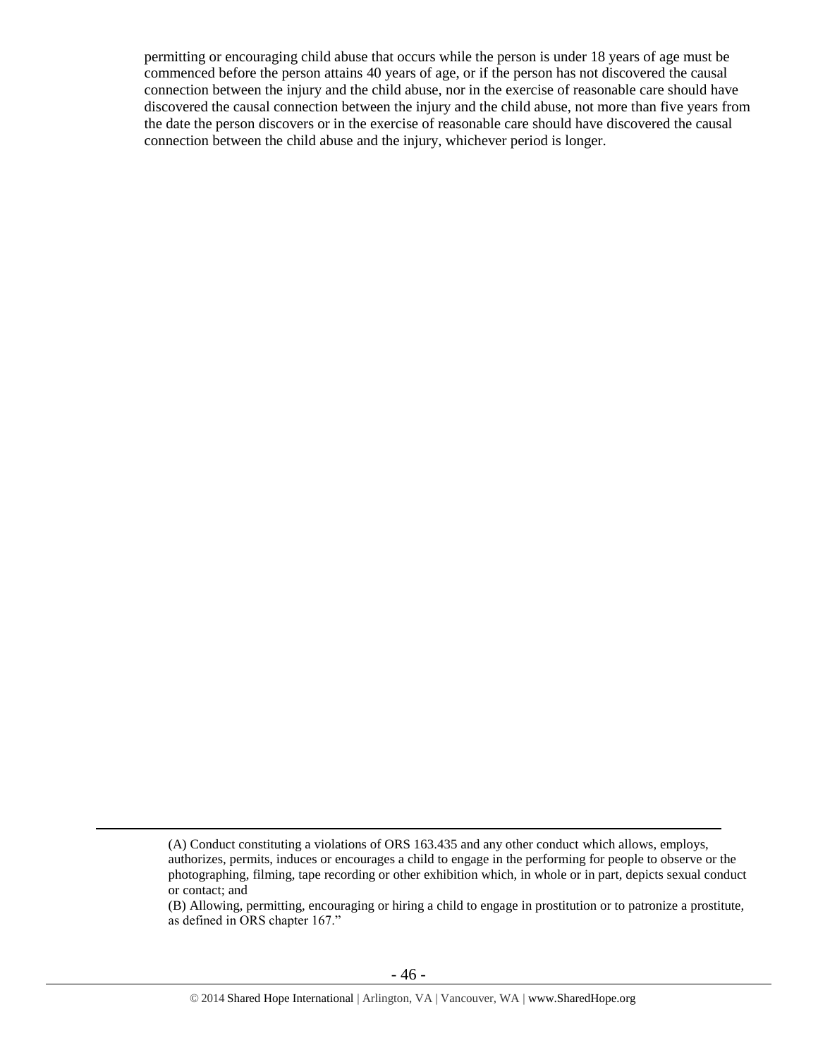permitting or encouraging child abuse that occurs while the person is under 18 years of age must be commenced before the person attains 40 years of age, or if the person has not discovered the causal connection between the injury and the child abuse, nor in the exercise of reasonable care should have discovered the causal connection between the injury and the child abuse, not more than five years from the date the person discovers or in the exercise of reasonable care should have discovered the causal connection between the child abuse and the injury, whichever period is longer.

---

(A) Conduct constituting a violations of ORS 163.435 and any other conduct which allows, employs, authorizes, permits, induces or encourages a child to engage in the performing for people to observe or the photographing, filming, tape recording or other exhibition which, in whole or in part, depicts sexual conduct or contact; and

(B) Allowing, permitting, encouraging or hiring a child to engage in prostitution or to patronize a prostitute, as defined in ORS chapter 167."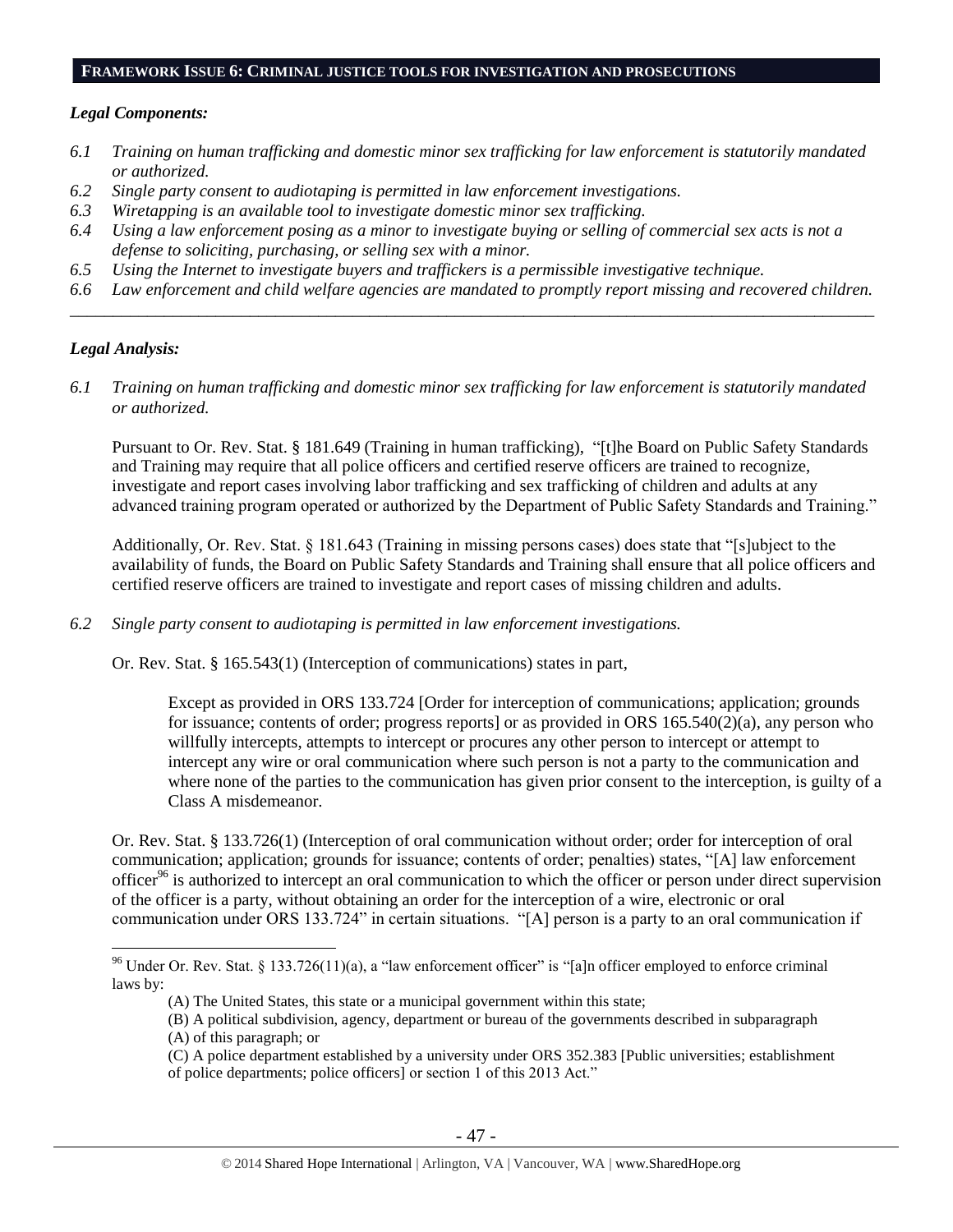## **Framework Issue 6: Criminal justice tools for investigation and prosecutions**

***Legal Components:***

- *6.1 Training on human trafficking and domestic minor sex trafficking for law enforcement is statutorily mandated or authorized.*
- *6.2 Single party consent to audiotaping is permitted in law enforcement investigations.*
- *6.3 Wiretapping is an available tool to investigate domestic minor sex trafficking.*
- *6.4 Using a law enforcement posing as a minor to investigate buying or selling of commercial sex acts is not a defense to soliciting, purchasing, or selling sex with a minor.*
- *6.5 Using the Internet to investigate buyers and traffickers is a permissible investigative technique.*
- *6.6 Law enforcement and child welfare agencies are mandated to promptly report missing and recovered children.*

---

***Legal Analysis:***

*6.1 Training on human trafficking and domestic minor sex trafficking for law enforcement is statutorily mandated or authorized.*

Pursuant to Or. Rev. Stat. § 181.649 (Training in human trafficking), "[t]he Board on Public Safety Standards and Training may require that all police officers and certified reserve officers are trained to recognize, investigate and report cases involving labor trafficking and sex trafficking of children and adults at any advanced training program operated or authorized by the Department of Public Safety Standards and Training."

Additionally, Or. Rev. Stat. § 181.643 (Training in missing persons cases) does state that "[s]ubject to the availability of funds, the Board on Public Safety Standards and Training shall ensure that all police officers and certified reserve officers are trained to investigate and report cases of missing children and adults.

*6.2 Single party consent to audiotaping is permitted in law enforcement investigations.*

Or. Rev. Stat. § 165.543(1) (Interception of communications) states in part,

> Except as provided in ORS 133.724 [Order for interception of communications; application; grounds for issuance; contents of order; progress reports] or as provided in ORS 165.540(2)(a), any person who willfully intercepts, attempts to intercept or procures any other person to intercept or attempt to intercept any wire or oral communication where such person is not a party to the communication and where none of the parties to the communication has given prior consent to the interception, is guilty of a Class A misdemeanor.

Or. Rev. Stat. § 133.726(1) (Interception of oral communication without order; order for interception of oral communication; application; grounds for issuance; contents of order; penalties) states, "[A] law enforcement officer[96] is authorized to intercept an oral communication to which the officer or person under direct supervision of the officer is a party, without obtaining an order for the interception of a wire, electronic or oral communication under ORS 133.724" in certain situations. "[A] person is a party to an oral communication if

---

[96] Under Or. Rev. Stat. § 133.726(11)(a), a "law enforcement officer" is "[a]n officer employed to enforce criminal laws by:

> (A) The United States, this state or a municipal government within this state;
>
> (B) A political subdivision, agency, department or bureau of the governments described in subparagraph (A) of this paragraph; or
>
> (C) A police department established by a university under ORS 352.383 [Public universities; establishment of police departments; police officers] or section 1 of this 2013 Act."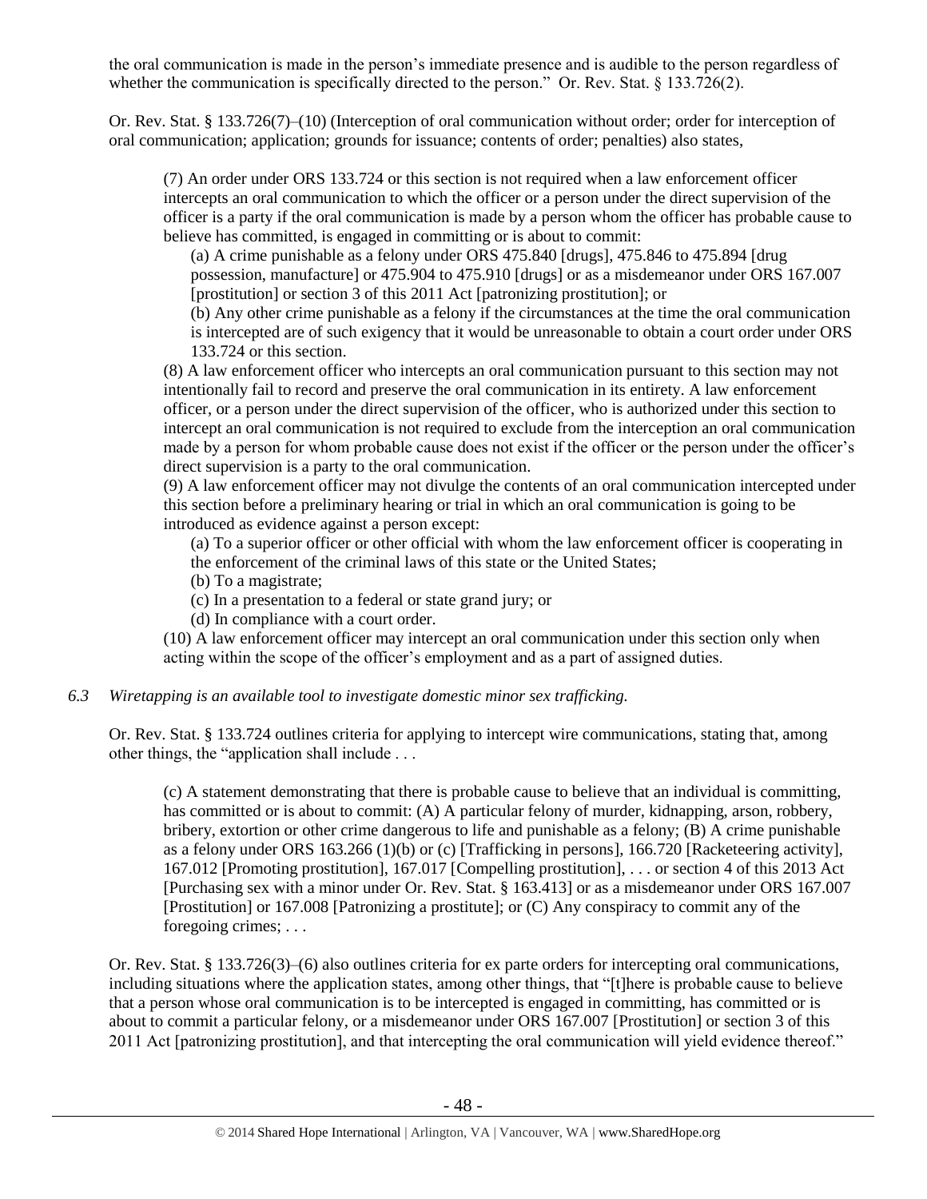the oral communication is made in the person's immediate presence and is audible to the person regardless of whether the communication is specifically directed to the person." Or. Rev. Stat. § 133.726(2).

Or. Rev. Stat. § 133.726(7)–(10) (Interception of oral communication without order; order for interception of oral communication; application; grounds for issuance; contents of order; penalties) also states,

> (7) An order under ORS 133.724 or this section is not required when a law enforcement officer intercepts an oral communication to which the officer or a person under the direct supervision of the officer is a party if the oral communication is made by a person whom the officer has probable cause to believe has committed, is engaged in committing or is about to commit:
>
> > (a) A crime punishable as a felony under ORS 475.840 [drugs], 475.846 to 475.894 [drug possession, manufacture] or 475.904 to 475.910 [drugs] or as a misdemeanor under ORS 167.007 [prostitution] or section 3 of this 2011 Act [patronizing prostitution]; or
> >
> > (b) Any other crime punishable as a felony if the circumstances at the time the oral communication is intercepted are of such exigency that it would be unreasonable to obtain a court order under ORS 133.724 or this section.
>
> (8) A law enforcement officer who intercepts an oral communication pursuant to this section may not intentionally fail to record and preserve the oral communication in its entirety. A law enforcement officer, or a person under the direct supervision of the officer, who is authorized under this section to intercept an oral communication is not required to exclude from the interception an oral communication made by a person for whom probable cause does not exist if the officer or the person under the officer's direct supervision is a party to the oral communication.
>
> (9) A law enforcement officer may not divulge the contents of an oral communication intercepted under this section before a preliminary hearing or trial in which an oral communication is going to be introduced as evidence against a person except:
>
> > (a) To a superior officer or other official with whom the law enforcement officer is cooperating in the enforcement of the criminal laws of this state or the United States;
> >
> > (b) To a magistrate;
> >
> > (c) In a presentation to a federal or state grand jury; or
> >
> > (d) In compliance with a court order.
>
> (10) A law enforcement officer may intercept an oral communication under this section only when acting within the scope of the officer's employment and as a part of assigned duties.

*6.3 Wiretapping is an available tool to investigate domestic minor sex trafficking.*

Or. Rev. Stat. § 133.724 outlines criteria for applying to intercept wire communications, stating that, among other things, the "application shall include . . .

> (c) A statement demonstrating that there is probable cause to believe that an individual is committing, has committed or is about to commit: (A) A particular felony of murder, kidnapping, arson, robbery, bribery, extortion or other crime dangerous to life and punishable as a felony; (B) A crime punishable as a felony under ORS 163.266 (1)(b) or (c) [Trafficking in persons], 166.720 [Racketeering activity], 167.012 [Promoting prostitution], 167.017 [Compelling prostitution], . . . or section 4 of this 2013 Act [Purchasing sex with a minor under Or. Rev. Stat. § 163.413] or as a misdemeanor under ORS 167.007 [Prostitution] or 167.008 [Patronizing a prostitute]; or (C) Any conspiracy to commit any of the foregoing crimes; . . .

Or. Rev. Stat. § 133.726(3)–(6) also outlines criteria for ex parte orders for intercepting oral communications, including situations where the application states, among other things, that "[t]here is probable cause to believe that a person whose oral communication is to be intercepted is engaged in committing, has committed or is about to commit a particular felony, or a misdemeanor under ORS 167.007 [Prostitution] or section 3 of this 2011 Act [patronizing prostitution], and that intercepting the oral communication will yield evidence thereof."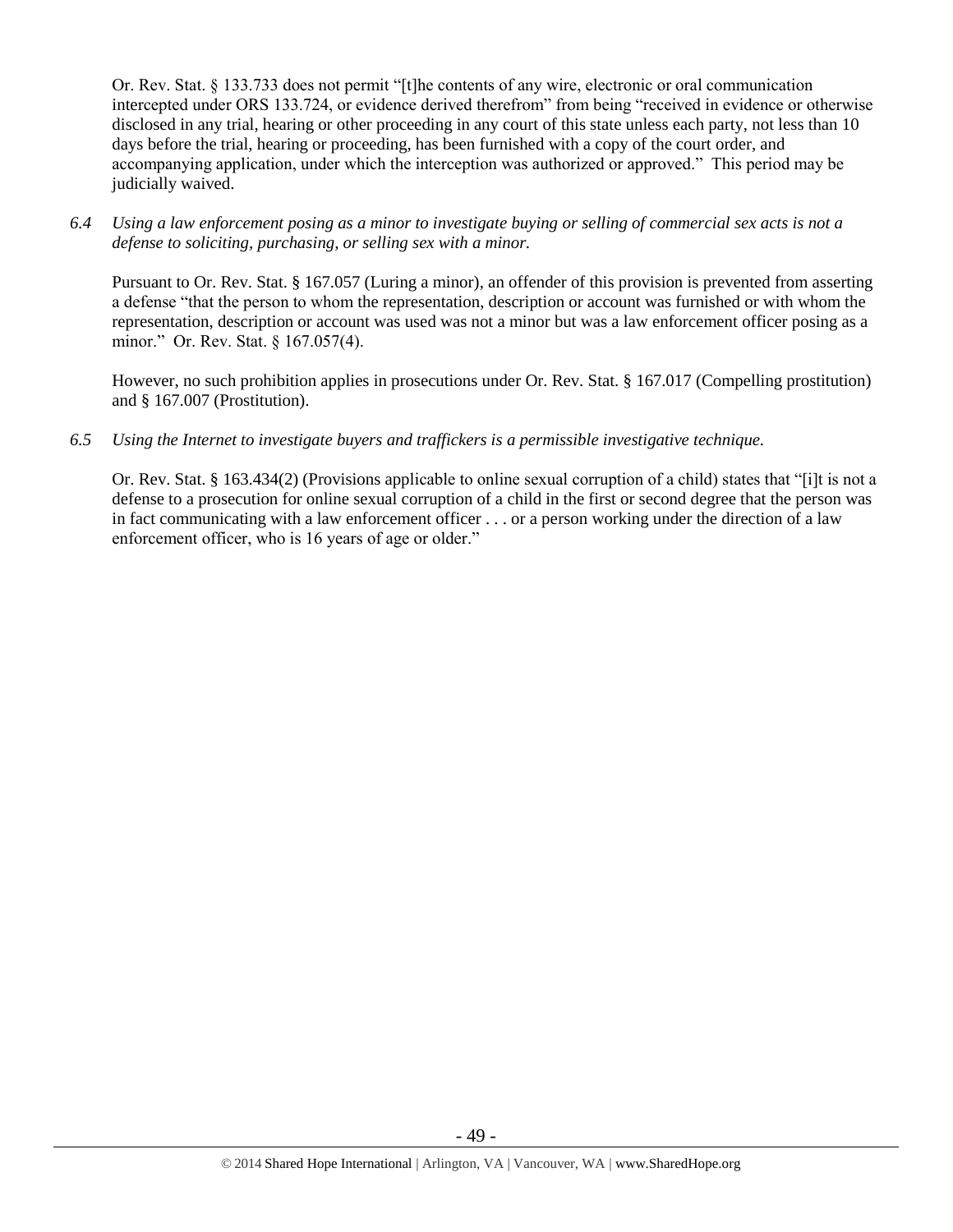Or. Rev. Stat. § 133.733 does not permit "[t]he contents of any wire, electronic or oral communication intercepted under ORS 133.724, or evidence derived therefrom" from being "received in evidence or otherwise disclosed in any trial, hearing or other proceeding in any court of this state unless each party, not less than 10 days before the trial, hearing or proceeding, has been furnished with a copy of the court order, and accompanying application, under which the interception was authorized or approved." This period may be judicially waived.

*6.4 Using a law enforcement posing as a minor to investigate buying or selling of commercial sex acts is not a defense to soliciting, purchasing, or selling sex with a minor.*

Pursuant to Or. Rev. Stat. § 167.057 (Luring a minor), an offender of this provision is prevented from asserting a defense "that the person to whom the representation, description or account was furnished or with whom the representation, description or account was used was not a minor but was a law enforcement officer posing as a minor." Or. Rev. Stat. § 167.057(4).

However, no such prohibition applies in prosecutions under Or. Rev. Stat. § 167.017 (Compelling prostitution) and § 167.007 (Prostitution).

*6.5 Using the Internet to investigate buyers and traffickers is a permissible investigative technique.*

Or. Rev. Stat. § 163.434(2) (Provisions applicable to online sexual corruption of a child) states that "[i]t is not a defense to a prosecution for online sexual corruption of a child in the first or second degree that the person was in fact communicating with a law enforcement officer . . . or a person working under the direction of a law enforcement officer, who is 16 years of age or older."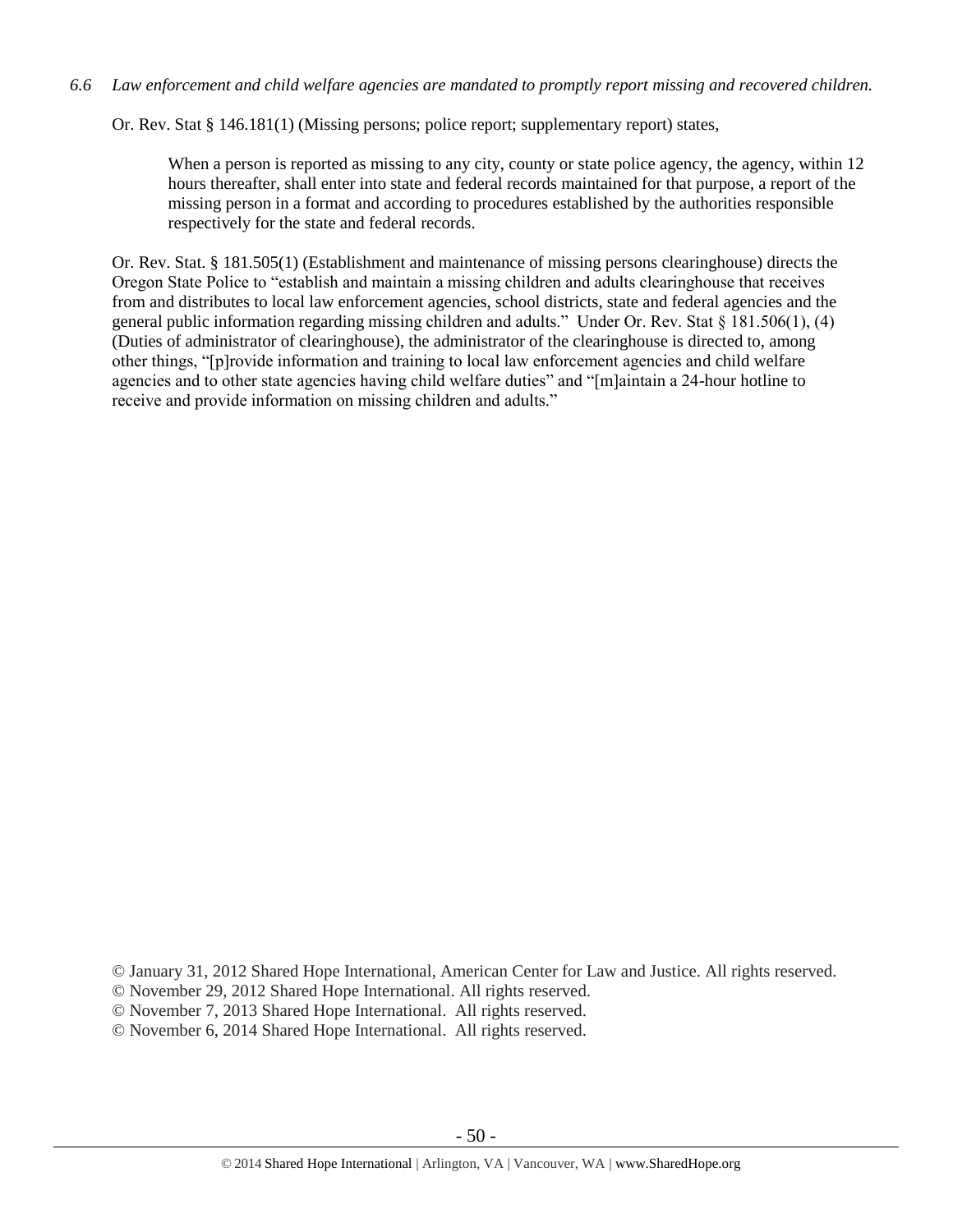*6.6 Law enforcement and child welfare agencies are mandated to promptly report missing and recovered children.*

Or. Rev. Stat § 146.181(1) (Missing persons; police report; supplementary report) states,

> When a person is reported as missing to any city, county or state police agency, the agency, within 12 hours thereafter, shall enter into state and federal records maintained for that purpose, a report of the missing person in a format and according to procedures established by the authorities responsible respectively for the state and federal records.

Or. Rev. Stat. § 181.505(1) (Establishment and maintenance of missing persons clearinghouse) directs the Oregon State Police to "establish and maintain a missing children and adults clearinghouse that receives from and distributes to local law enforcement agencies, school districts, state and federal agencies and the general public information regarding missing children and adults." Under Or. Rev. Stat § 181.506(1), (4) (Duties of administrator of clearinghouse), the administrator of the clearinghouse is directed to, among other things, "[p]rovide information and training to local law enforcement agencies and child welfare agencies and to other state agencies having child welfare duties" and "[m]aintain a 24-hour hotline to receive and provide information on missing children and adults."

© January 31, 2012 Shared Hope International, American Center for Law and Justice. All rights reserved.
© November 29, 2012 Shared Hope International. All rights reserved.
© November 7, 2013 Shared Hope International. All rights reserved.
© November 6, 2014 Shared Hope International. All rights reserved.